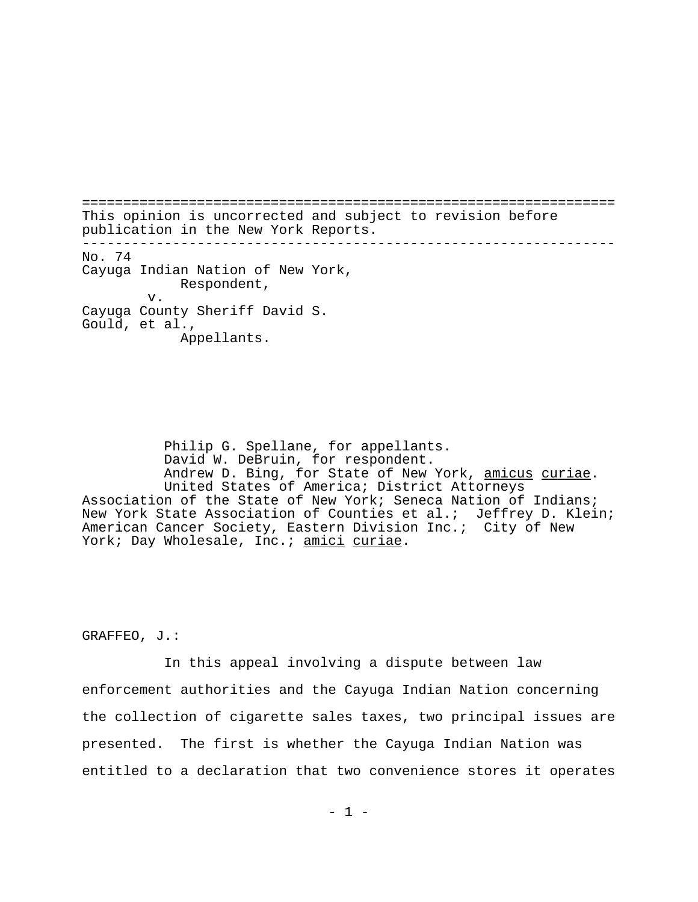This opinion is uncorrected and subject to revision before publication in the New York Reports.

---

No. 74
Cayuga Indian Nation of New York,
Respondent,
v.
Cayuga County Sheriff David S. Gould, et al.,
Appellants.

Philip G. Spellane, for appellants.
David W. DeBruin, for respondent.
Andrew D. Bing, for State of New York, *amicus curiae*.
United States of America; District Attorneys Association of the State of New York; Seneca Nation of Indians; New York State Association of Counties et al.; Jeffrey D. Klein; American Cancer Society, Eastern Division Inc.; City of New York; Day Wholesale, Inc.; *amici curiae*.

GRAFFEO, J.:

In this appeal involving a dispute between law enforcement authorities and the Cayuga Indian Nation concerning the collection of cigarette sales taxes, two principal issues are presented. The first is whether the Cayuga Indian Nation was entitled to a declaration that two convenience stores it operates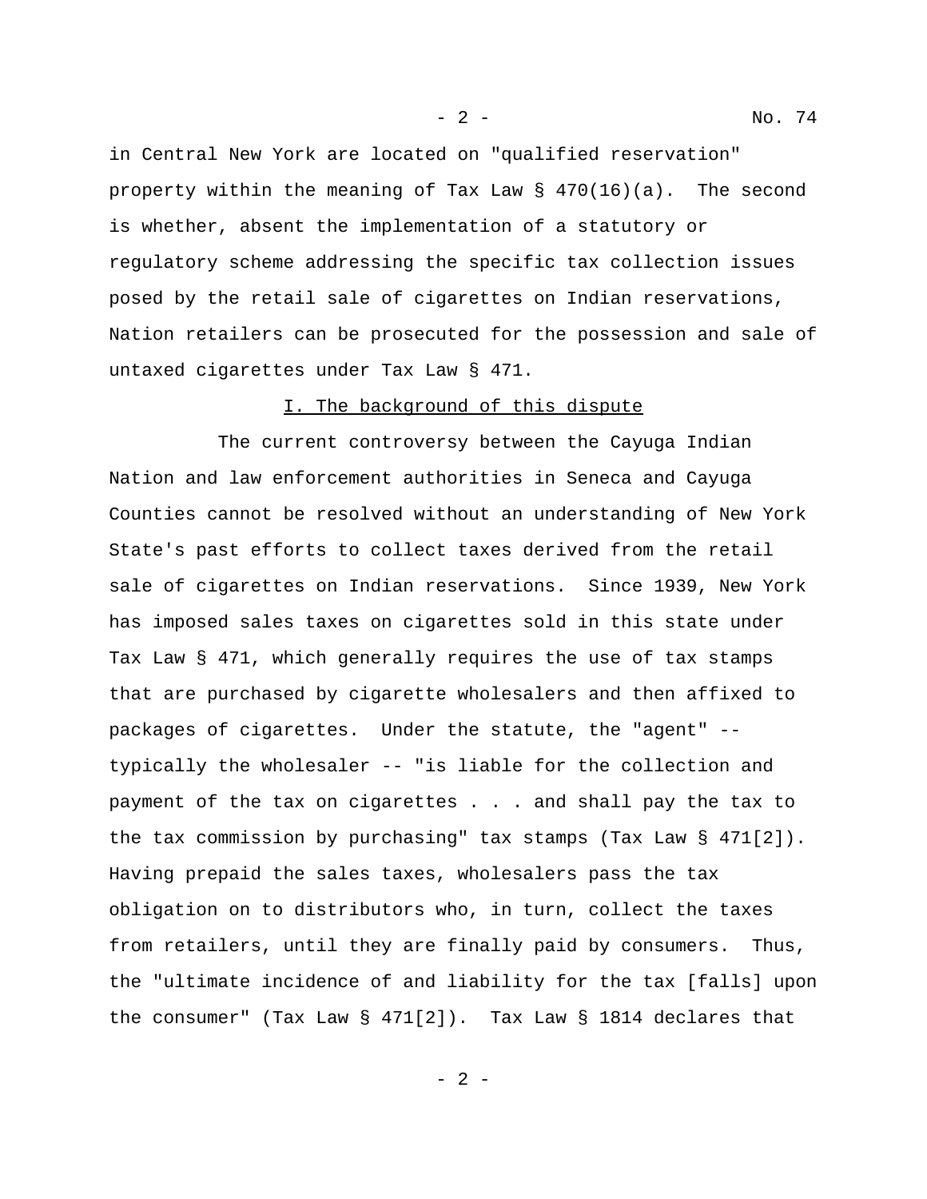in Central New York are located on "qualified reservation" property within the meaning of Tax Law § 470(16)(a). The second is whether, absent the implementation of a statutory or regulatory scheme addressing the specific tax collection issues posed by the retail sale of cigarettes on Indian reservations, Nation retailers can be prosecuted for the possession and sale of untaxed cigarettes under Tax Law § 471.

## I. The background of this dispute

The current controversy between the Cayuga Indian Nation and law enforcement authorities in Seneca and Cayuga Counties cannot be resolved without an understanding of New York State's past efforts to collect taxes derived from the retail sale of cigarettes on Indian reservations. Since 1939, New York has imposed sales taxes on cigarettes sold in this state under Tax Law § 471, which generally requires the use of tax stamps that are purchased by cigarette wholesalers and then affixed to packages of cigarettes. Under the statute, the "agent" -- typically the wholesaler -- "is liable for the collection and payment of the tax on cigarettes . . . and shall pay the tax to the tax commission by purchasing" tax stamps (Tax Law § 471[2]). Having prepaid the sales taxes, wholesalers pass the tax obligation on to distributors who, in turn, collect the taxes from retailers, until they are finally paid by consumers. Thus, the "ultimate incidence of and liability for the tax [falls] upon the consumer" (Tax Law § 471[2]). Tax Law § 1814 declares that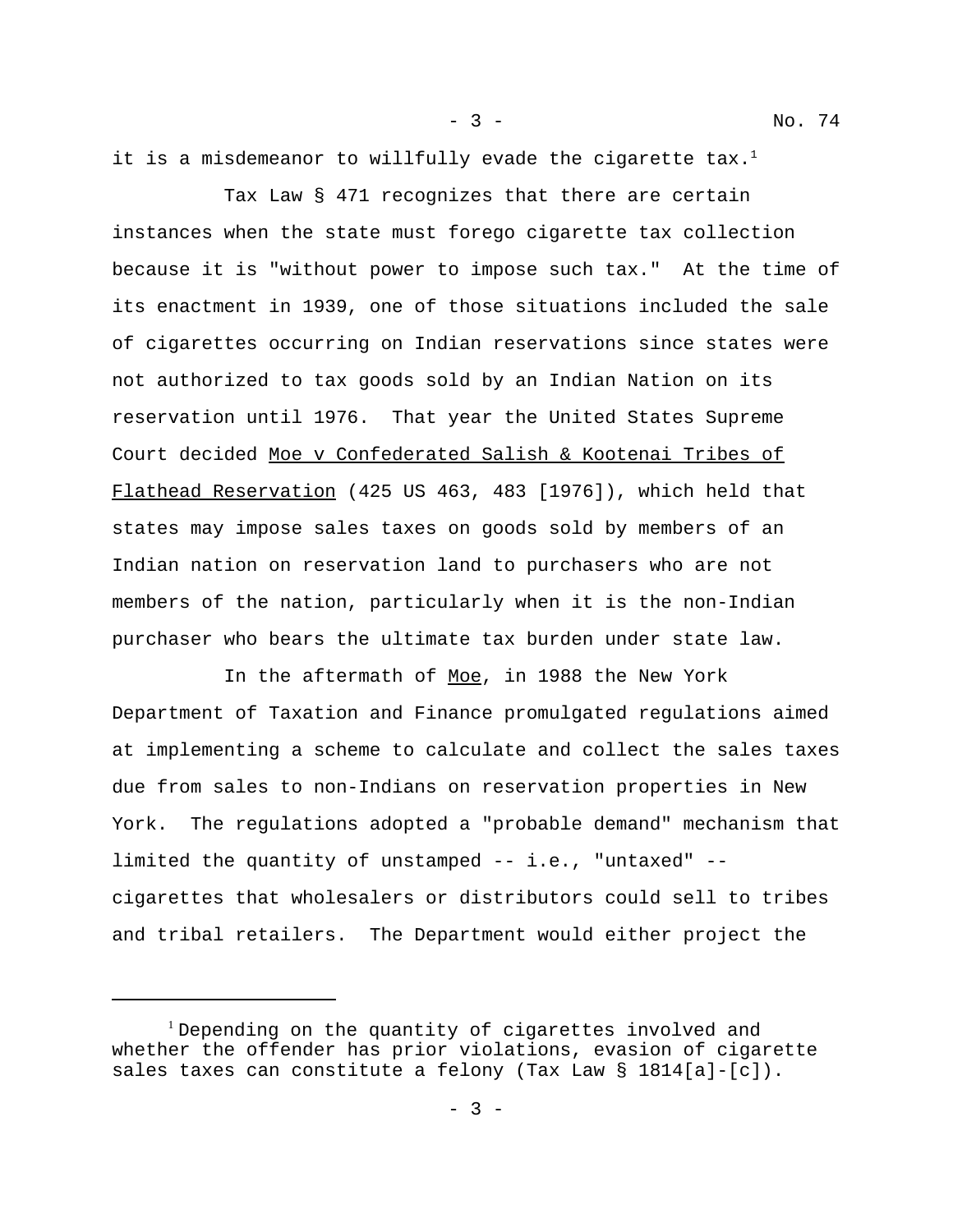it is a misdemeanor to willfully evade the cigarette tax.[1]

Tax Law § 471 recognizes that there are certain instances when the state must forego cigarette tax collection because it is "without power to impose such tax." At the time of its enactment in 1939, one of those situations included the sale of cigarettes occurring on Indian reservations since states were not authorized to tax goods sold by an Indian Nation on its reservation until 1976. That year the United States Supreme Court decided Moe v Confederated Salish & Kootenai Tribes of Flathead Reservation (425 US 463, 483 [1976]), which held that states may impose sales taxes on goods sold by members of an Indian nation on reservation land to purchasers who are not members of the nation, particularly when it is the non-Indian purchaser who bears the ultimate tax burden under state law.

In the aftermath of Moe, in 1988 the New York Department of Taxation and Finance promulgated regulations aimed at implementing a scheme to calculate and collect the sales taxes due from sales to non-Indians on reservation properties in New York. The regulations adopted a "probable demand" mechanism that limited the quantity of unstamped -- i.e., "untaxed" -- cigarettes that wholesalers or distributors could sell to tribes and tribal retailers. The Department would either project the

---

[1] Depending on the quantity of cigarettes involved and whether the offender has prior violations, evasion of cigarette sales taxes can constitute a felony (Tax Law § 1814[a]-[c]).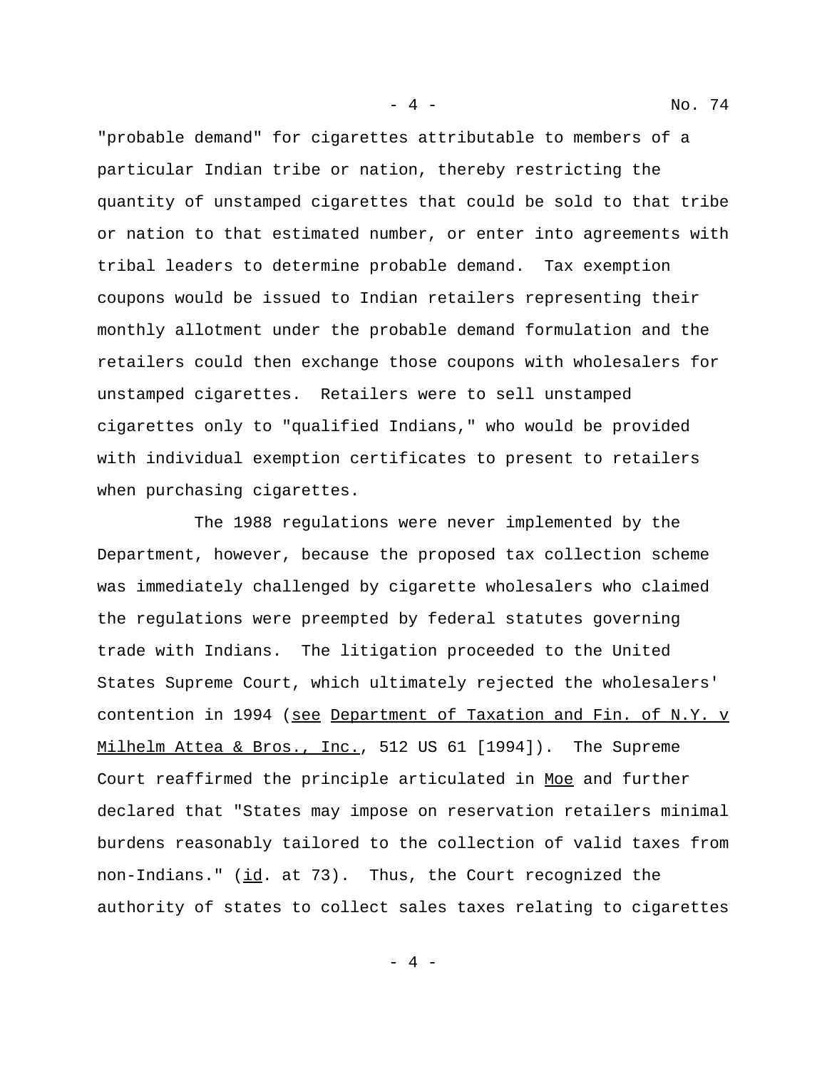"probable demand" for cigarettes attributable to members of a particular Indian tribe or nation, thereby restricting the quantity of unstamped cigarettes that could be sold to that tribe or nation to that estimated number, or enter into agreements with tribal leaders to determine probable demand. Tax exemption coupons would be issued to Indian retailers representing their monthly allotment under the probable demand formulation and the retailers could then exchange those coupons with wholesalers for unstamped cigarettes. Retailers were to sell unstamped cigarettes only to "qualified Indians," who would be provided with individual exemption certificates to present to retailers when purchasing cigarettes.

The 1988 regulations were never implemented by the Department, however, because the proposed tax collection scheme was immediately challenged by cigarette wholesalers who claimed the regulations were preempted by federal statutes governing trade with Indians. The litigation proceeded to the United States Supreme Court, which ultimately rejected the wholesalers' contention in 1994 (see Department of Taxation and Fin. of N.Y. v Milhelm Attea & Bros., Inc., 512 US 61 [1994]). The Supreme Court reaffirmed the principle articulated in Moe and further declared that "States may impose on reservation retailers minimal burdens reasonably tailored to the collection of valid taxes from non-Indians." (id. at 73). Thus, the Court recognized the authority of states to collect sales taxes relating to cigarettes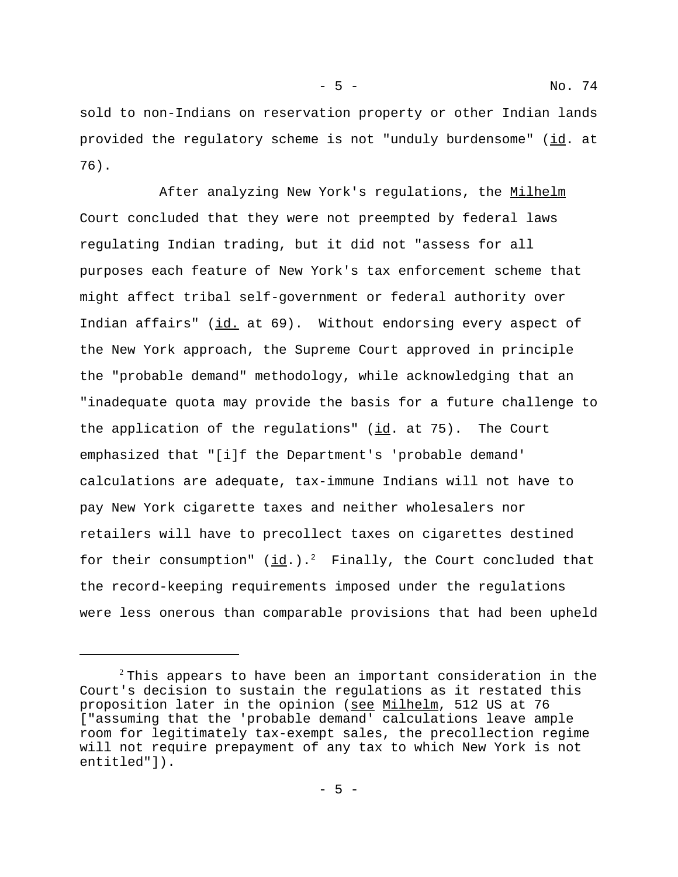sold to non-Indians on reservation property or other Indian lands provided the regulatory scheme is not "unduly burdensome" (id. at 76).

After analyzing New York's regulations, the Milhelm Court concluded that they were not preempted by federal laws regulating Indian trading, but it did not "assess for all purposes each feature of New York's tax enforcement scheme that might affect tribal self-government or federal authority over Indian affairs" (id. at 69). Without endorsing every aspect of the New York approach, the Supreme Court approved in principle the "probable demand" methodology, while acknowledging that an "inadequate quota may provide the basis for a future challenge to the application of the regulations" (id. at 75). The Court emphasized that "[i]f the Department's 'probable demand' calculations are adequate, tax-immune Indians will not have to pay New York cigarette taxes and neither wholesalers nor retailers will have to precollect taxes on cigarettes destined for their consumption" (id.).[2] Finally, the Court concluded that the record-keeping requirements imposed under the regulations were less onerous than comparable provisions that had been upheld

---

[2] This appears to have been an important consideration in the Court's decision to sustain the regulations as it restated this proposition later in the opinion (see Milhelm, 512 US at 76 ["assuming that the 'probable demand' calculations leave ample room for legitimately tax-exempt sales, the precollection regime will not require prepayment of any tax to which New York is not entitled"]).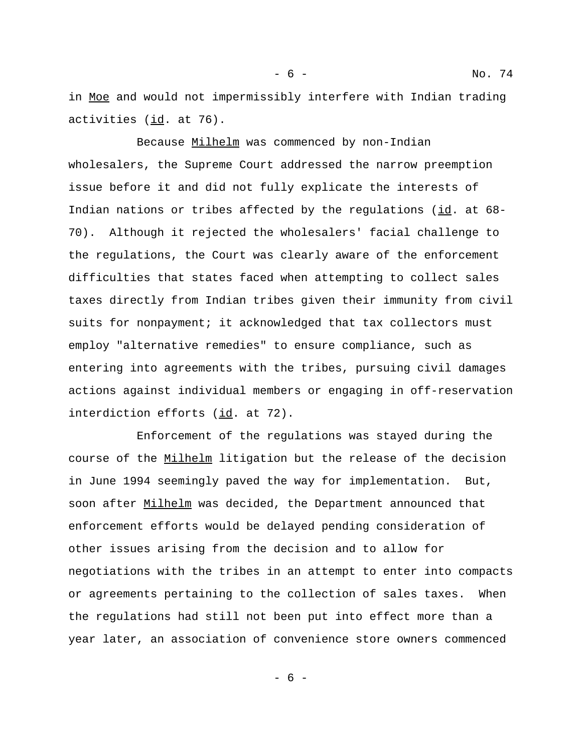in Moe and would not impermissibly interfere with Indian trading activities (id. at 76).

Because Milhelm was commenced by non-Indian wholesalers, the Supreme Court addressed the narrow preemption issue before it and did not fully explicate the interests of Indian nations or tribes affected by the regulations (id. at 68-70). Although it rejected the wholesalers' facial challenge to the regulations, the Court was clearly aware of the enforcement difficulties that states faced when attempting to collect sales taxes directly from Indian tribes given their immunity from civil suits for nonpayment; it acknowledged that tax collectors must employ "alternative remedies" to ensure compliance, such as entering into agreements with the tribes, pursuing civil damages actions against individual members or engaging in off-reservation interdiction efforts (id. at 72).

Enforcement of the regulations was stayed during the course of the Milhelm litigation but the release of the decision in June 1994 seemingly paved the way for implementation. But, soon after Milhelm was decided, the Department announced that enforcement efforts would be delayed pending consideration of other issues arising from the decision and to allow for negotiations with the tribes in an attempt to enter into compacts or agreements pertaining to the collection of sales taxes. When the regulations had still not been put into effect more than a year later, an association of convenience store owners commenced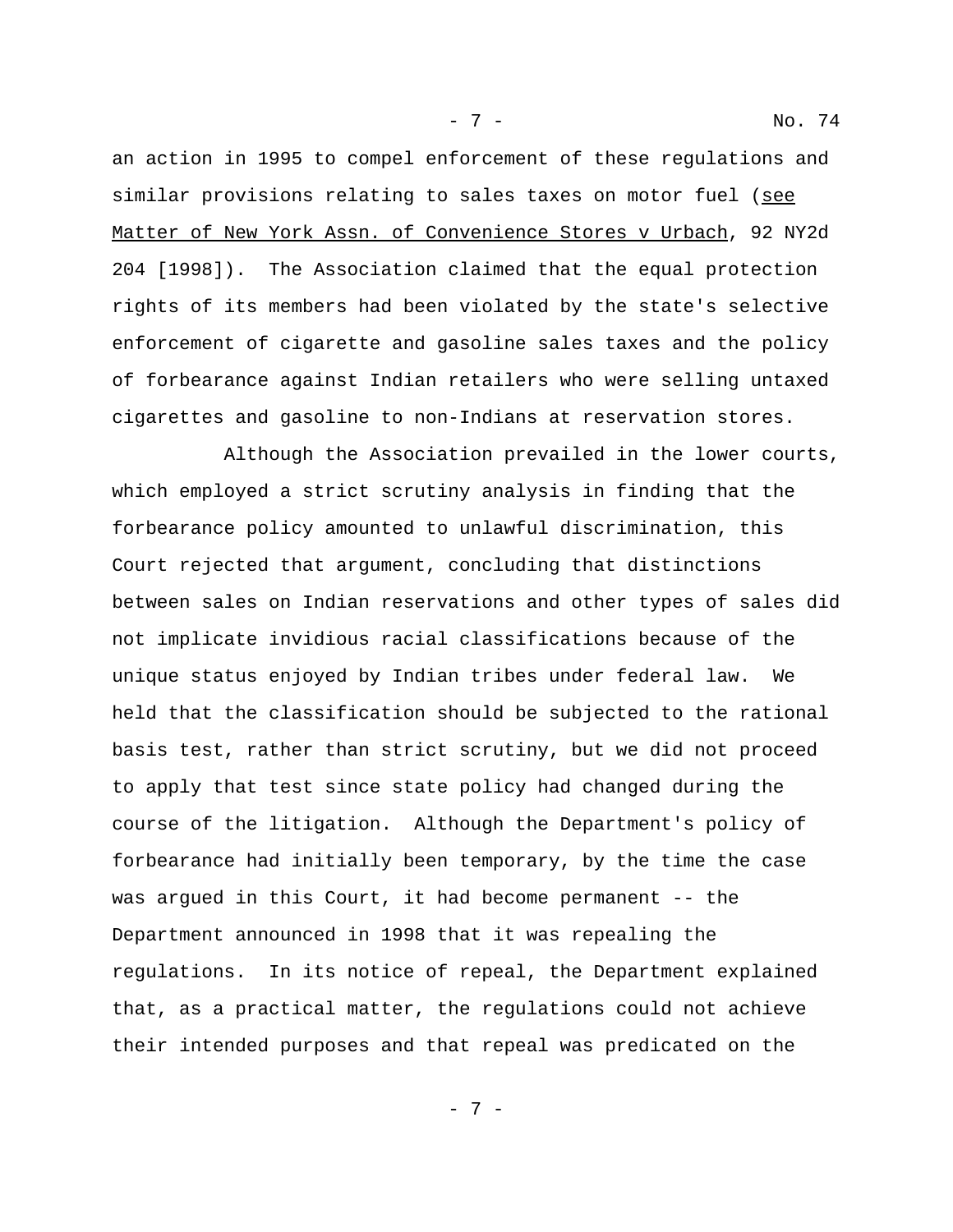an action in 1995 to compel enforcement of these regulations and similar provisions relating to sales taxes on motor fuel (see Matter of New York Assn. of Convenience Stores v Urbach, 92 NY2d 204 [1998]). The Association claimed that the equal protection rights of its members had been violated by the state's selective enforcement of cigarette and gasoline sales taxes and the policy of forbearance against Indian retailers who were selling untaxed cigarettes and gasoline to non-Indians at reservation stores.

Although the Association prevailed in the lower courts, which employed a strict scrutiny analysis in finding that the forbearance policy amounted to unlawful discrimination, this Court rejected that argument, concluding that distinctions between sales on Indian reservations and other types of sales did not implicate invidious racial classifications because of the unique status enjoyed by Indian tribes under federal law. We held that the classification should be subjected to the rational basis test, rather than strict scrutiny, but we did not proceed to apply that test since state policy had changed during the course of the litigation. Although the Department's policy of forbearance had initially been temporary, by the time the case was argued in this Court, it had become permanent -- the Department announced in 1998 that it was repealing the regulations. In its notice of repeal, the Department explained that, as a practical matter, the regulations could not achieve their intended purposes and that repeal was predicated on the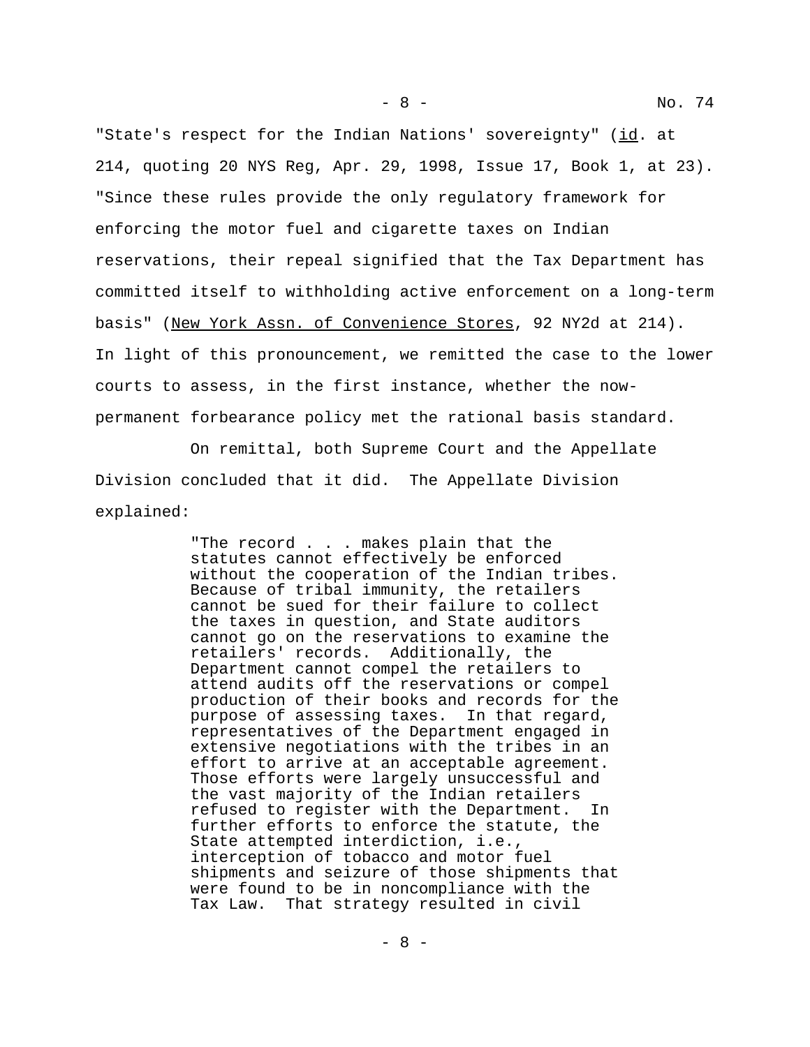"State's respect for the Indian Nations' sovereignty" (id. at 214, quoting 20 NYS Reg, Apr. 29, 1998, Issue 17, Book 1, at 23). "Since these rules provide the only regulatory framework for enforcing the motor fuel and cigarette taxes on Indian reservations, their repeal signified that the Tax Department has committed itself to withholding active enforcement on a long-term basis" (New York Assn. of Convenience Stores, 92 NY2d at 214). In light of this pronouncement, we remitted the case to the lower courts to assess, in the first instance, whether the now-permanent forbearance policy met the rational basis standard.

On remittal, both Supreme Court and the Appellate Division concluded that it did. The Appellate Division explained:

> "The record . . . makes plain that the statutes cannot effectively be enforced without the cooperation of the Indian tribes. Because of tribal immunity, the retailers cannot be sued for their failure to collect the taxes in question, and State auditors cannot go on the reservations to examine the retailers' records. Additionally, the Department cannot compel the retailers to attend audits off the reservations or compel production of their books and records for the purpose of assessing taxes. In that regard, representatives of the Department engaged in extensive negotiations with the tribes in an effort to arrive at an acceptable agreement. Those efforts were largely unsuccessful and the vast majority of the Indian retailers refused to register with the Department. In further efforts to enforce the statute, the State attempted interdiction, i.e., interception of tobacco and motor fuel shipments and seizure of those shipments that were found to be in noncompliance with the Tax Law. That strategy resulted in civil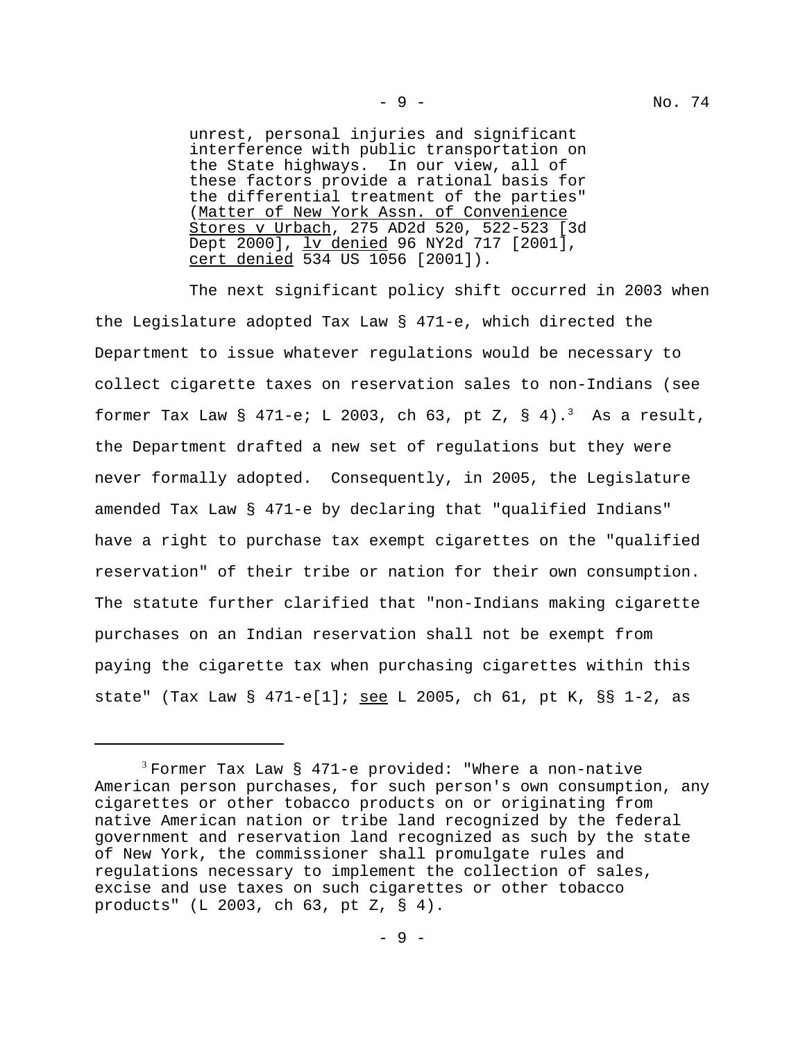unrest, personal injuries and significant interference with public transportation on the State highways. In our view, all of these factors provide a rational basis for the differential treatment of the parties" (Matter of New York Assn. of Convenience Stores v Urbach, 275 AD2d 520, 522-523 [3d Dept 2000], lv denied 96 NY2d 717 [2001], cert denied 534 US 1056 [2001]).

The next significant policy shift occurred in 2003 when the Legislature adopted Tax Law § 471-e, which directed the Department to issue whatever regulations would be necessary to collect cigarette taxes on reservation sales to non-Indians (see former Tax Law § 471-e; L 2003, ch 63, pt Z, § 4).[3] As a result, the Department drafted a new set of regulations but they were never formally adopted. Consequently, in 2005, the Legislature amended Tax Law § 471-e by declaring that "qualified Indians" have a right to purchase tax exempt cigarettes on the "qualified reservation" of their tribe or nation for their own consumption. The statute further clarified that "non-Indians making cigarette purchases on an Indian reservation shall not be exempt from paying the cigarette tax when purchasing cigarettes within this state" (Tax Law § 471-e[1]; see L 2005, ch 61, pt K, §§ 1-2, as

---

[3] Former Tax Law § 471-e provided: "Where a non-native American person purchases, for such person's own consumption, any cigarettes or other tobacco products on or originating from native American nation or tribe land recognized by the federal government and reservation land recognized as such by the state of New York, the commissioner shall promulgate rules and regulations necessary to implement the collection of sales, excise and use taxes on such cigarettes or other tobacco products" (L 2003, ch 63, pt Z, § 4).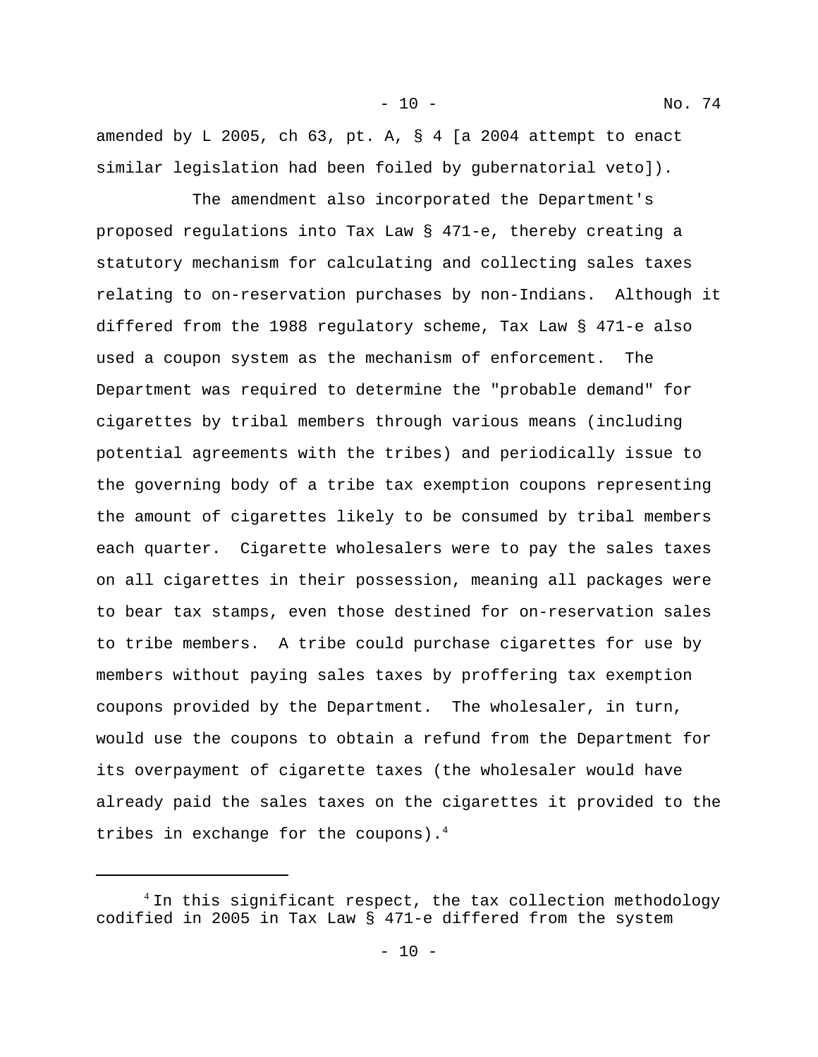amended by L 2005, ch 63, pt. A, § 4 [a 2004 attempt to enact similar legislation had been foiled by gubernatorial veto]).

The amendment also incorporated the Department's proposed regulations into Tax Law § 471-e, thereby creating a statutory mechanism for calculating and collecting sales taxes relating to on-reservation purchases by non-Indians. Although it differed from the 1988 regulatory scheme, Tax Law § 471-e also used a coupon system as the mechanism of enforcement. The Department was required to determine the "probable demand" for cigarettes by tribal members through various means (including potential agreements with the tribes) and periodically issue to the governing body of a tribe tax exemption coupons representing the amount of cigarettes likely to be consumed by tribal members each quarter. Cigarette wholesalers were to pay the sales taxes on all cigarettes in their possession, meaning all packages were to bear tax stamps, even those destined for on-reservation sales to tribe members. A tribe could purchase cigarettes for use by members without paying sales taxes by proffering tax exemption coupons provided by the Department. The wholesaler, in turn, would use the coupons to obtain a refund from the Department for its overpayment of cigarette taxes (the wholesaler would have already paid the sales taxes on the cigarettes it provided to the tribes in exchange for the coupons).[4]

---

[4] In this significant respect, the tax collection methodology codified in 2005 in Tax Law § 471-e differed from the system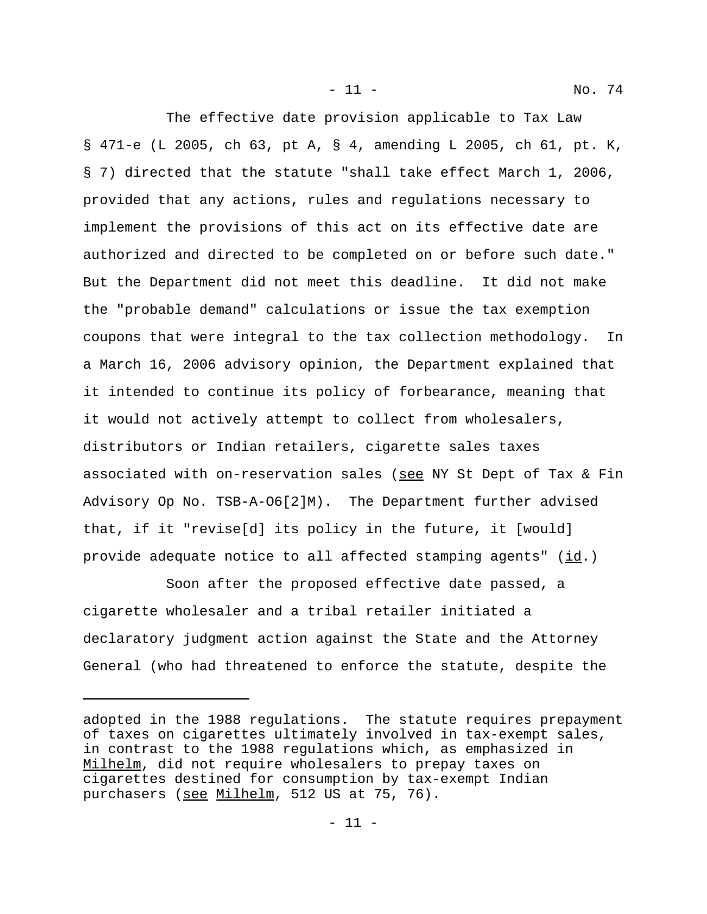The effective date provision applicable to Tax Law § 471-e (L 2005, ch 63, pt A, § 4, amending L 2005, ch 61, pt. K, § 7) directed that the statute "shall take effect March 1, 2006, provided that any actions, rules and regulations necessary to implement the provisions of this act on its effective date are authorized and directed to be completed on or before such date." But the Department did not meet this deadline. It did not make the "probable demand" calculations or issue the tax exemption coupons that were integral to the tax collection methodology. In a March 16, 2006 advisory opinion, the Department explained that it intended to continue its policy of forbearance, meaning that it would not actively attempt to collect from wholesalers, distributors or Indian retailers, cigarette sales taxes associated with on-reservation sales (see NY St Dept of Tax & Fin Advisory Op No. TSB-A-O6[2]M). The Department further advised that, if it "revise[d] its policy in the future, it [would] provide adequate notice to all affected stamping agents" (id.)

Soon after the proposed effective date passed, a cigarette wholesaler and a tribal retailer initiated a declaratory judgment action against the State and the Attorney General (who had threatened to enforce the statute, despite the

---

adopted in the 1988 regulations. The statute requires prepayment of taxes on cigarettes ultimately involved in tax-exempt sales, in contrast to the 1988 regulations which, as emphasized in Milhelm, did not require wholesalers to prepay taxes on cigarettes destined for consumption by tax-exempt Indian purchasers (see Milhelm, 512 US at 75, 76).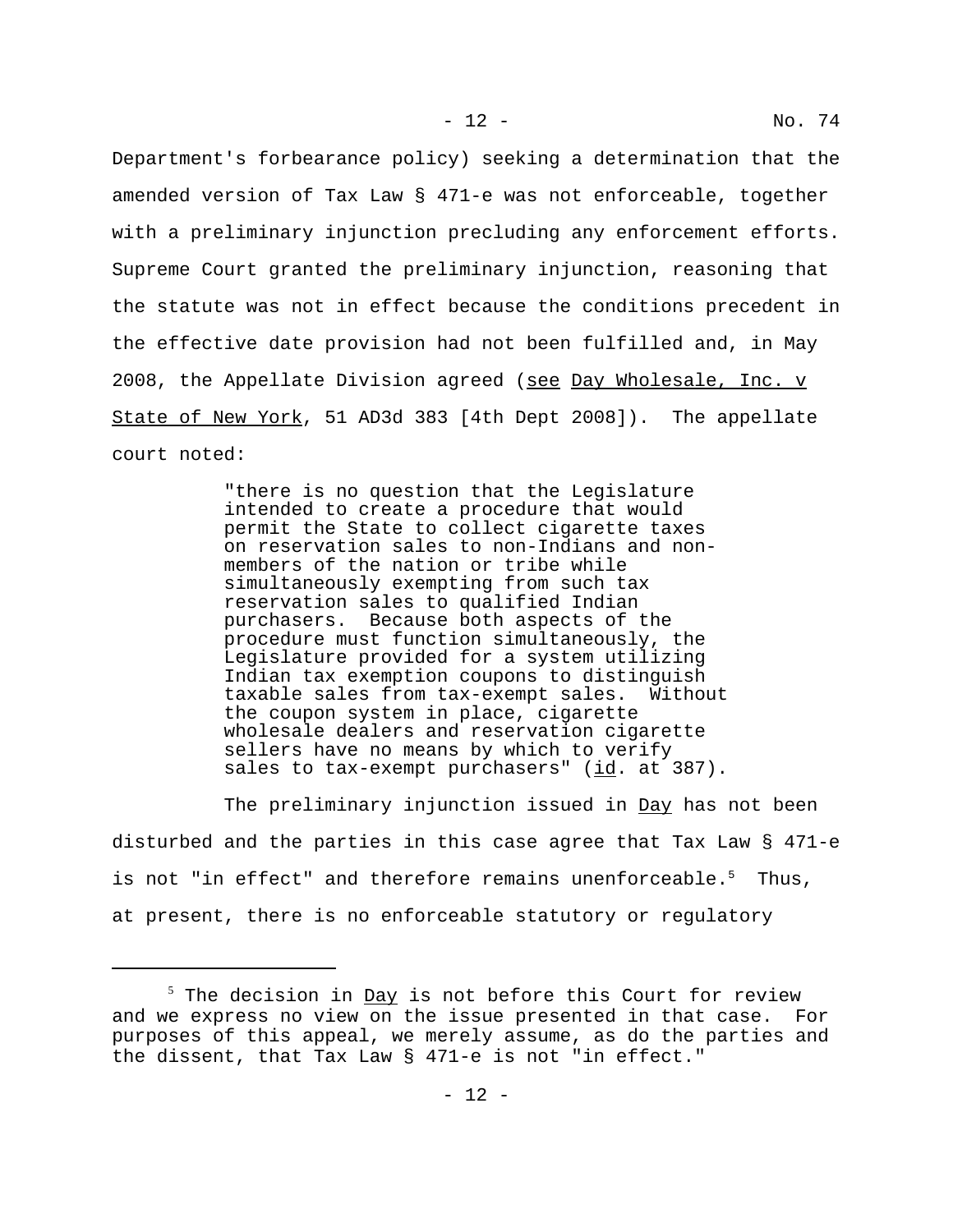Department's forbearance policy) seeking a determination that the amended version of Tax Law § 471-e was not enforceable, together with a preliminary injunction precluding any enforcement efforts. Supreme Court granted the preliminary injunction, reasoning that the statute was not in effect because the conditions precedent in the effective date provision had not been fulfilled and, in May 2008, the Appellate Division agreed (see Day Wholesale, Inc. v State of New York, 51 AD3d 383 [4th Dept 2008]). The appellate court noted:

> "there is no question that the Legislature intended to create a procedure that would permit the State to collect cigarette taxes on reservation sales to non-Indians and non-members of the nation or tribe while simultaneously exempting from such tax reservation sales to qualified Indian purchasers. Because both aspects of the procedure must function simultaneously, the Legislature provided for a system utilizing Indian tax exemption coupons to distinguish taxable sales from tax-exempt sales. Without the coupon system in place, cigarette wholesale dealers and reservation cigarette sellers have no means by which to verify sales to tax-exempt purchasers" (id. at 387).

The preliminary injunction issued in Day has not been disturbed and the parties in this case agree that Tax Law § 471-e is not "in effect" and therefore remains unenforceable.[5] Thus, at present, there is no enforceable statutory or regulatory

---

[5] The decision in Day is not before this Court for review and we express no view on the issue presented in that case. For purposes of this appeal, we merely assume, as do the parties and the dissent, that Tax Law § 471-e is not "in effect."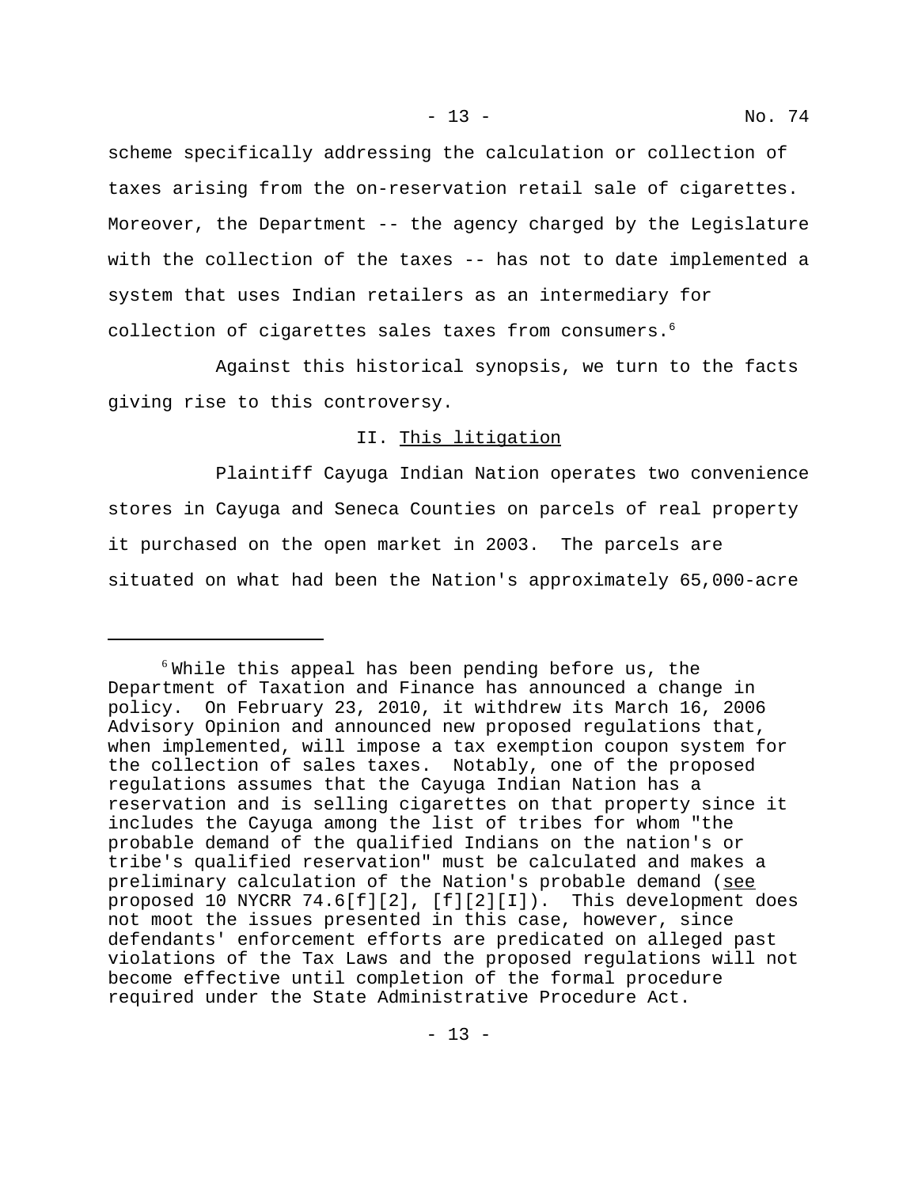scheme specifically addressing the calculation or collection of taxes arising from the on-reservation retail sale of cigarettes. Moreover, the Department -- the agency charged by the Legislature with the collection of the taxes -- has not to date implemented a system that uses Indian retailers as an intermediary for collection of cigarettes sales taxes from consumers.[6]

Against this historical synopsis, we turn to the facts giving rise to this controversy.

## II. <u>This litigation</u>

Plaintiff Cayuga Indian Nation operates two convenience stores in Cayuga and Seneca Counties on parcels of real property it purchased on the open market in 2003. The parcels are situated on what had been the Nation's approximately 65,000-acre

---

[6] While this appeal has been pending before us, the Department of Taxation and Finance has announced a change in policy. On February 23, 2010, it withdrew its March 16, 2006 Advisory Opinion and announced new proposed regulations that, when implemented, will impose a tax exemption coupon system for the collection of sales taxes. Notably, one of the proposed regulations assumes that the Cayuga Indian Nation has a reservation and is selling cigarettes on that property since it includes the Cayuga among the list of tribes for whom "the probable demand of the qualified Indians on the nation's or tribe's qualified reservation" must be calculated and makes a preliminary calculation of the Nation's probable demand (<u>see</u> proposed 10 NYCRR 74.6[f][2], [f][2][I]). This development does not moot the issues presented in this case, however, since defendants' enforcement efforts are predicated on alleged past violations of the Tax Laws and the proposed regulations will not become effective until completion of the formal procedure required under the State Administrative Procedure Act.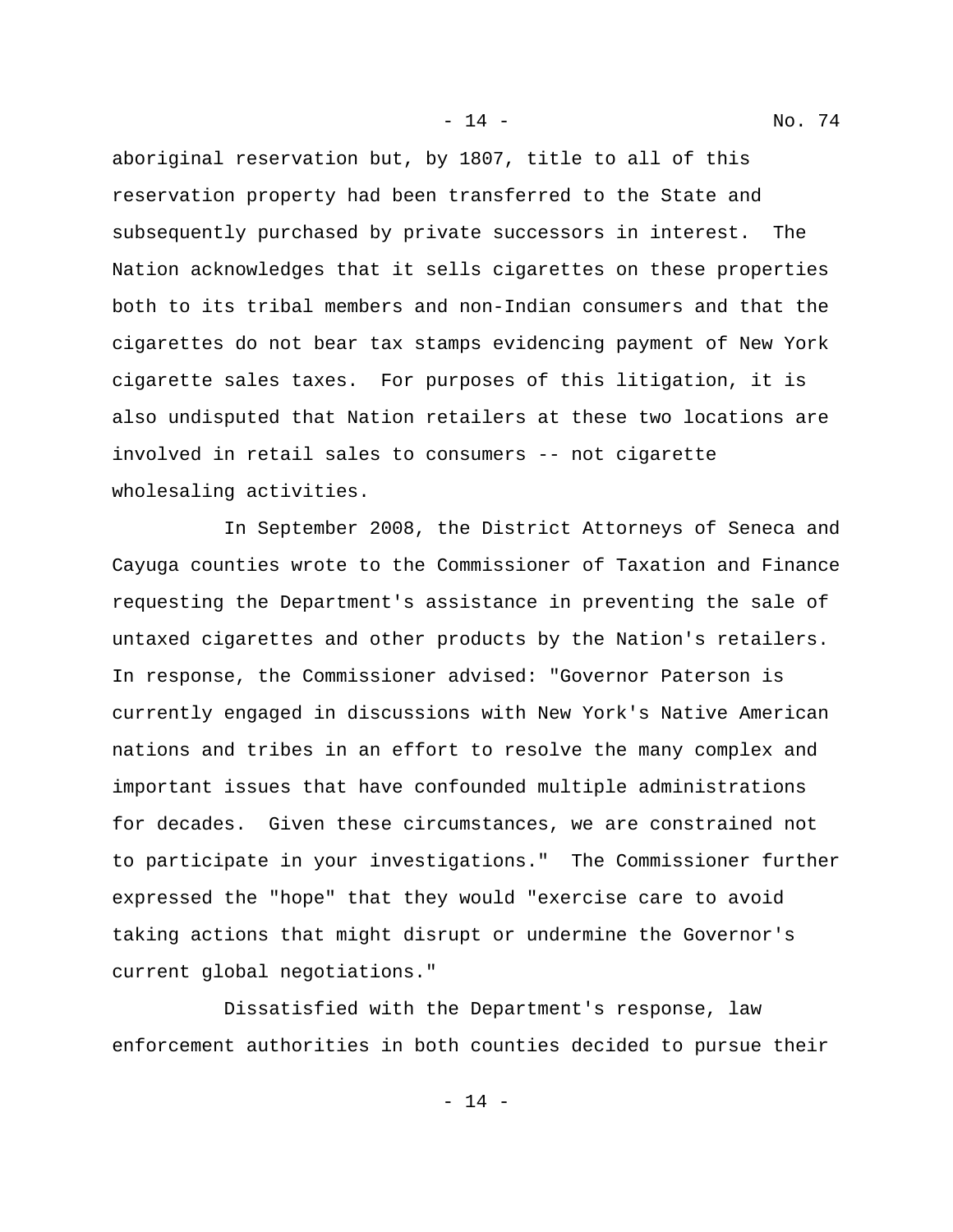aboriginal reservation but, by 1807, title to all of this reservation property had been transferred to the State and subsequently purchased by private successors in interest. The Nation acknowledges that it sells cigarettes on these properties both to its tribal members and non-Indian consumers and that the cigarettes do not bear tax stamps evidencing payment of New York cigarette sales taxes. For purposes of this litigation, it is also undisputed that Nation retailers at these two locations are involved in retail sales to consumers -- not cigarette wholesaling activities.

In September 2008, the District Attorneys of Seneca and Cayuga counties wrote to the Commissioner of Taxation and Finance requesting the Department's assistance in preventing the sale of untaxed cigarettes and other products by the Nation's retailers. In response, the Commissioner advised: "Governor Paterson is currently engaged in discussions with New York's Native American nations and tribes in an effort to resolve the many complex and important issues that have confounded multiple administrations for decades. Given these circumstances, we are constrained not to participate in your investigations." The Commissioner further expressed the "hope" that they would "exercise care to avoid taking actions that might disrupt or undermine the Governor's current global negotiations."

Dissatisfied with the Department's response, law enforcement authorities in both counties decided to pursue their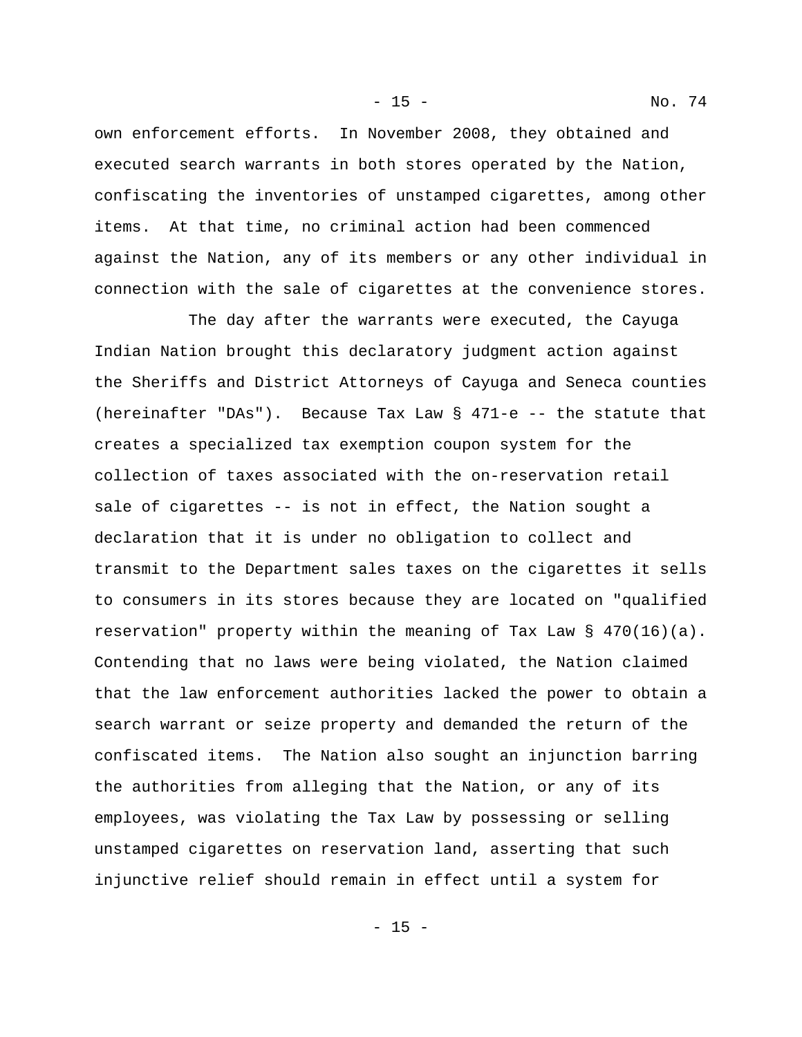own enforcement efforts. In November 2008, they obtained and executed search warrants in both stores operated by the Nation, confiscating the inventories of unstamped cigarettes, among other items. At that time, no criminal action had been commenced against the Nation, any of its members or any other individual in connection with the sale of cigarettes at the convenience stores.

The day after the warrants were executed, the Cayuga Indian Nation brought this declaratory judgment action against the Sheriffs and District Attorneys of Cayuga and Seneca counties (hereinafter "DAs"). Because Tax Law § 471-e -- the statute that creates a specialized tax exemption coupon system for the collection of taxes associated with the on-reservation retail sale of cigarettes -- is not in effect, the Nation sought a declaration that it is under no obligation to collect and transmit to the Department sales taxes on the cigarettes it sells to consumers in its stores because they are located on "qualified reservation" property within the meaning of Tax Law § 470(16)(a). Contending that no laws were being violated, the Nation claimed that the law enforcement authorities lacked the power to obtain a search warrant or seize property and demanded the return of the confiscated items. The Nation also sought an injunction barring the authorities from alleging that the Nation, or any of its employees, was violating the Tax Law by possessing or selling unstamped cigarettes on reservation land, asserting that such injunctive relief should remain in effect until a system for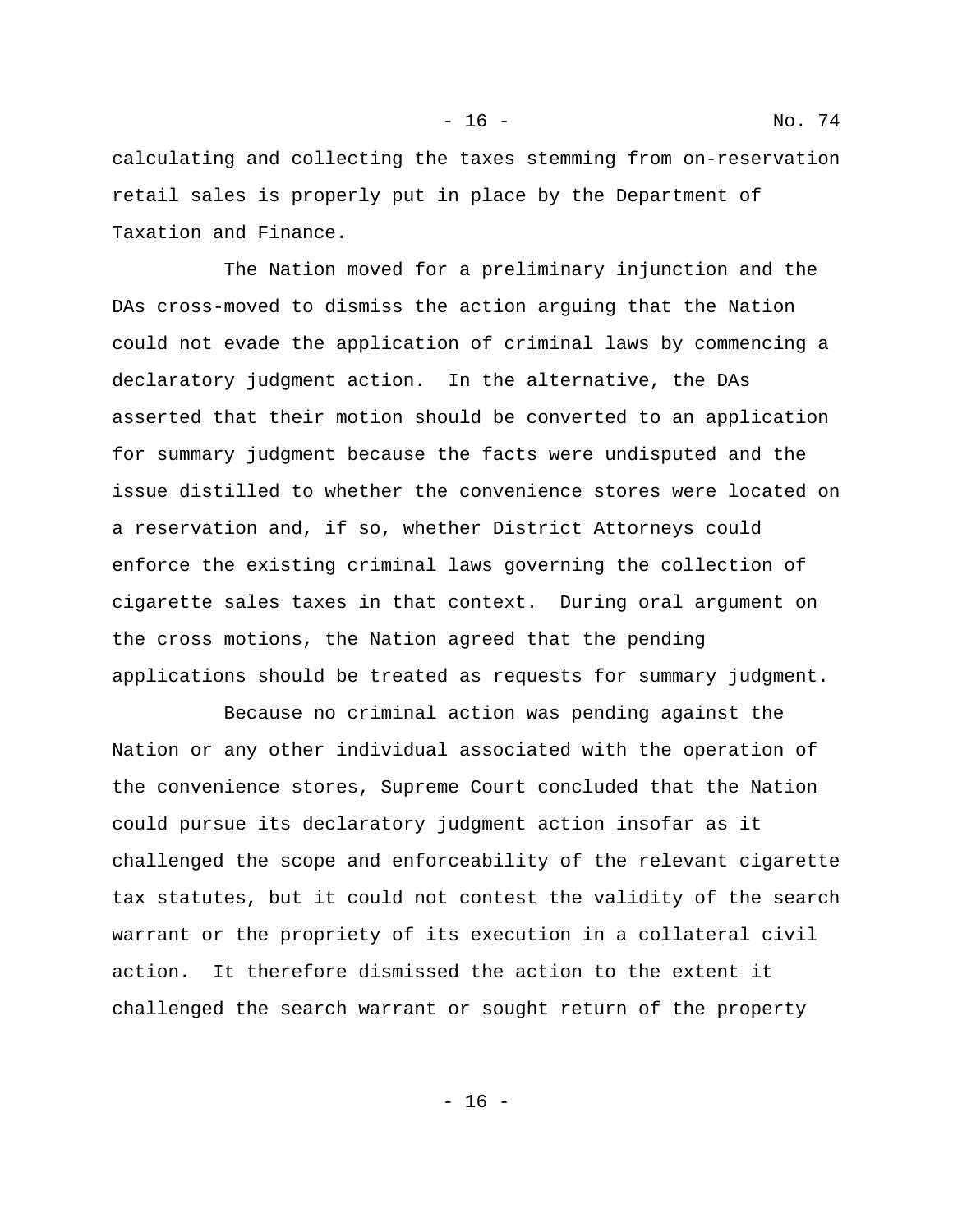calculating and collecting the taxes stemming from on-reservation retail sales is properly put in place by the Department of Taxation and Finance.

The Nation moved for a preliminary injunction and the DAs cross-moved to dismiss the action arguing that the Nation could not evade the application of criminal laws by commencing a declaratory judgment action. In the alternative, the DAs asserted that their motion should be converted to an application for summary judgment because the facts were undisputed and the issue distilled to whether the convenience stores were located on a reservation and, if so, whether District Attorneys could enforce the existing criminal laws governing the collection of cigarette sales taxes in that context. During oral argument on the cross motions, the Nation agreed that the pending applications should be treated as requests for summary judgment.

Because no criminal action was pending against the Nation or any other individual associated with the operation of the convenience stores, Supreme Court concluded that the Nation could pursue its declaratory judgment action insofar as it challenged the scope and enforceability of the relevant cigarette tax statutes, but it could not contest the validity of the search warrant or the propriety of its execution in a collateral civil action. It therefore dismissed the action to the extent it challenged the search warrant or sought return of the property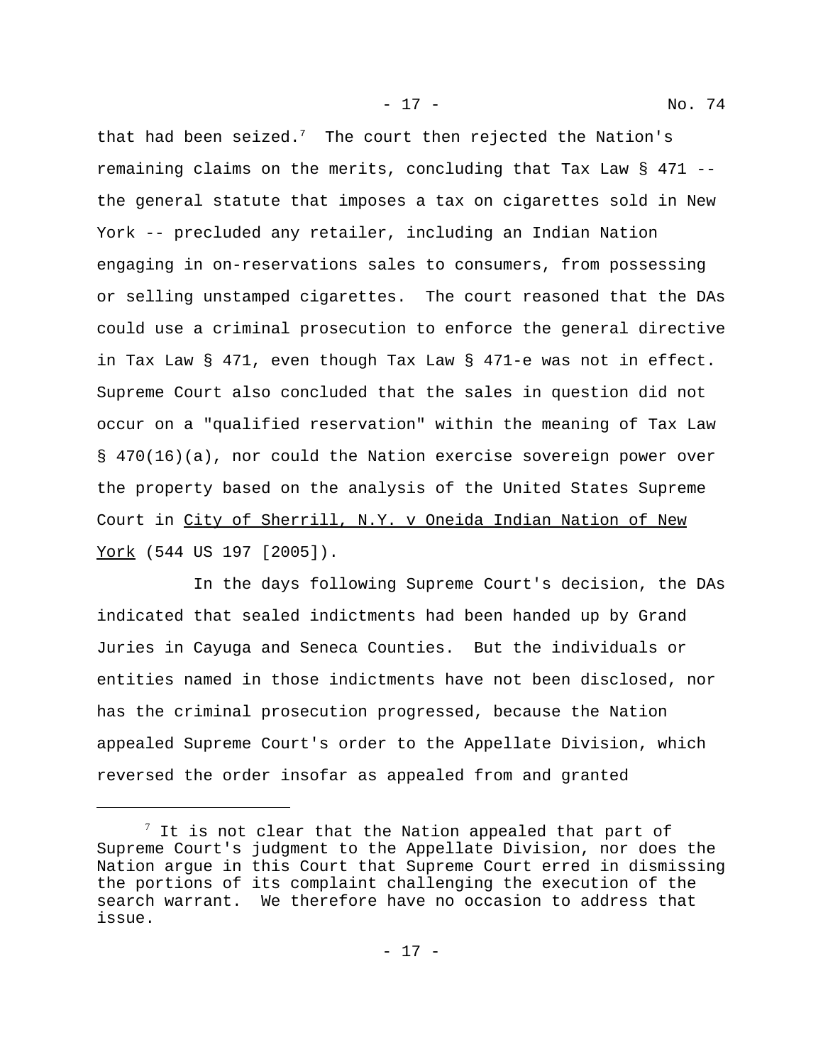that had been seized.[7] The court then rejected the Nation's remaining claims on the merits, concluding that Tax Law § 471 -- the general statute that imposes a tax on cigarettes sold in New York -- precluded any retailer, including an Indian Nation engaging in on-reservations sales to consumers, from possessing or selling unstamped cigarettes. The court reasoned that the DAs could use a criminal prosecution to enforce the general directive in Tax Law § 471, even though Tax Law § 471-e was not in effect. Supreme Court also concluded that the sales in question did not occur on a "qualified reservation" within the meaning of Tax Law § 470(16)(a), nor could the Nation exercise sovereign power over the property based on the analysis of the United States Supreme Court in City of Sherrill, N.Y. v Oneida Indian Nation of New York (544 US 197 [2005]).

In the days following Supreme Court's decision, the DAs indicated that sealed indictments had been handed up by Grand Juries in Cayuga and Seneca Counties. But the individuals or entities named in those indictments have not been disclosed, nor has the criminal prosecution progressed, because the Nation appealed Supreme Court's order to the Appellate Division, which reversed the order insofar as appealed from and granted

[7] It is not clear that the Nation appealed that part of Supreme Court's judgment to the Appellate Division, nor does the Nation argue in this Court that Supreme Court erred in dismissing the portions of its complaint challenging the execution of the search warrant. We therefore have no occasion to address that issue.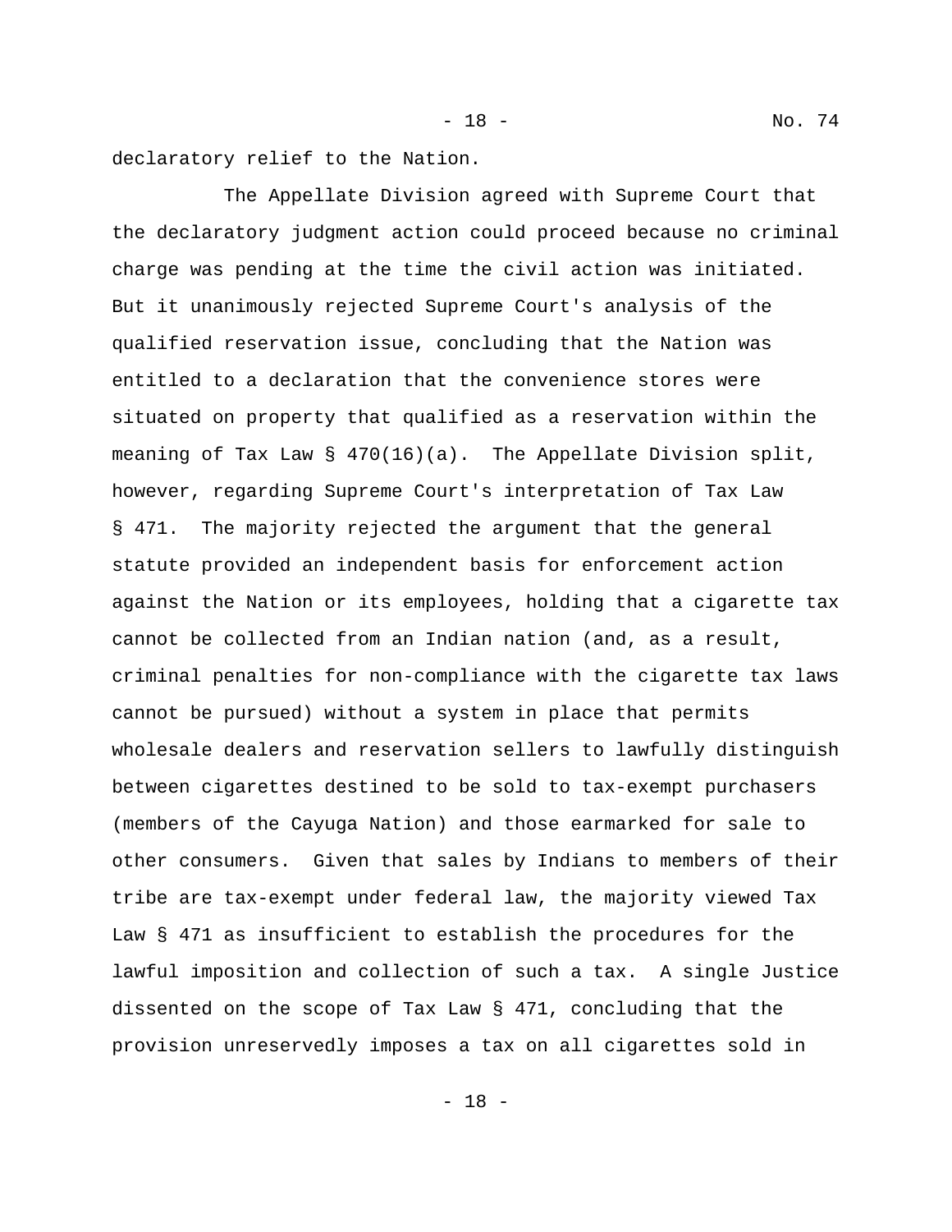declaratory relief to the Nation.

The Appellate Division agreed with Supreme Court that the declaratory judgment action could proceed because no criminal charge was pending at the time the civil action was initiated. But it unanimously rejected Supreme Court's analysis of the qualified reservation issue, concluding that the Nation was entitled to a declaration that the convenience stores were situated on property that qualified as a reservation within the meaning of Tax Law § 470(16)(a). The Appellate Division split, however, regarding Supreme Court's interpretation of Tax Law § 471. The majority rejected the argument that the general statute provided an independent basis for enforcement action against the Nation or its employees, holding that a cigarette tax cannot be collected from an Indian nation (and, as a result, criminal penalties for non-compliance with the cigarette tax laws cannot be pursued) without a system in place that permits wholesale dealers and reservation sellers to lawfully distinguish between cigarettes destined to be sold to tax-exempt purchasers (members of the Cayuga Nation) and those earmarked for sale to other consumers. Given that sales by Indians to members of their tribe are tax-exempt under federal law, the majority viewed Tax Law § 471 as insufficient to establish the procedures for the lawful imposition and collection of such a tax. A single Justice dissented on the scope of Tax Law § 471, concluding that the provision unreservedly imposes a tax on all cigarettes sold in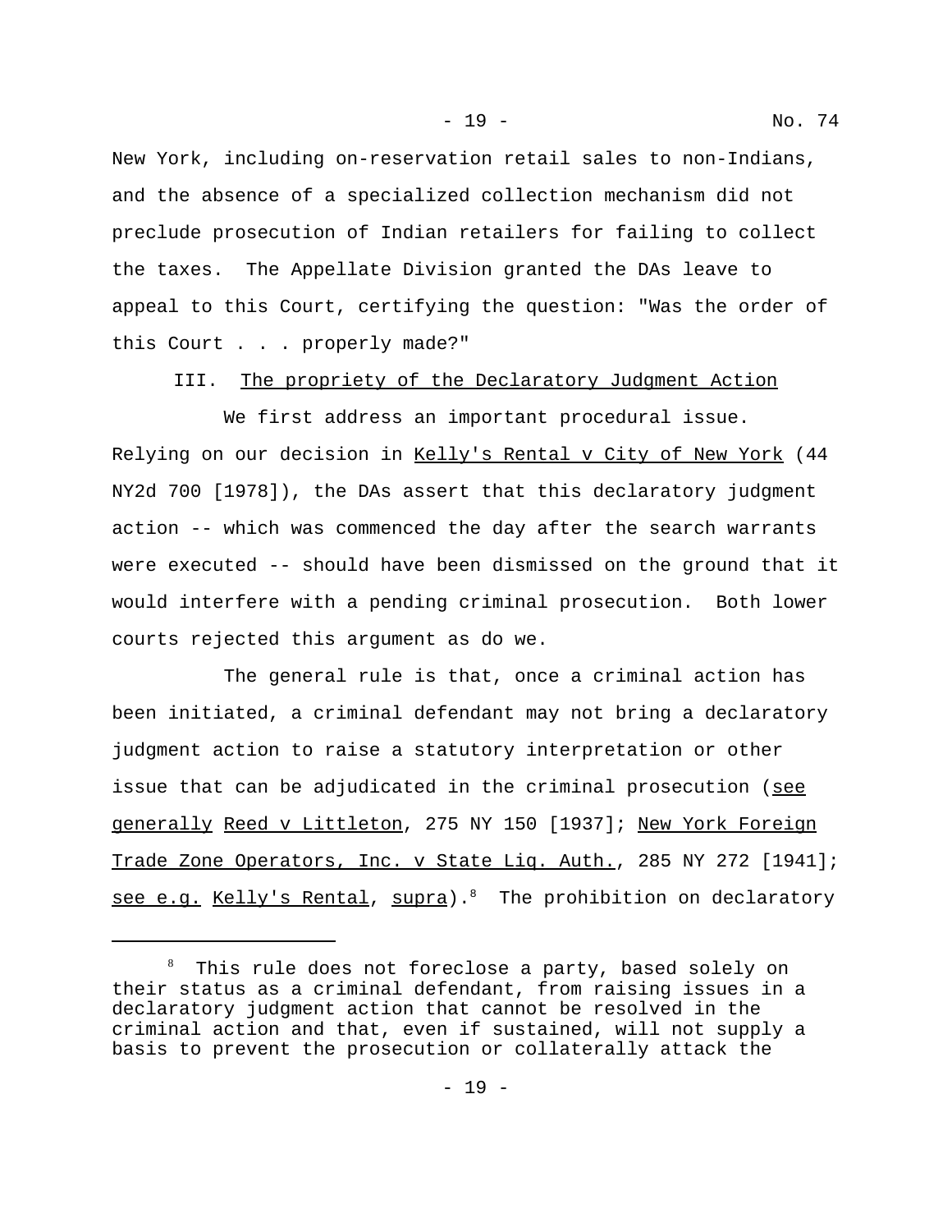New York, including on-reservation retail sales to non-Indians, and the absence of a specialized collection mechanism did not preclude prosecution of Indian retailers for failing to collect the taxes. The Appellate Division granted the DAs leave to appeal to this Court, certifying the question: "Was the order of this Court . . . properly made?"

### III. The propriety of the Declaratory Judgment Action

We first address an important procedural issue. Relying on our decision in Kelly's Rental v City of New York (44 NY2d 700 [1978]), the DAs assert that this declaratory judgment action -- which was commenced the day after the search warrants were executed -- should have been dismissed on the ground that it would interfere with a pending criminal prosecution. Both lower courts rejected this argument as do we.

The general rule is that, once a criminal action has been initiated, a criminal defendant may not bring a declaratory judgment action to raise a statutory interpretation or other issue that can be adjudicated in the criminal prosecution (see generally Reed v Littleton, 275 NY 150 [1937]; New York Foreign Trade Zone Operators, Inc. v State Liq. Auth., 285 NY 272 [1941]; see e.g. Kelly's Rental, supra).[8] The prohibition on declaratory

---

[8] This rule does not foreclose a party, based solely on their status as a criminal defendant, from raising issues in a declaratory judgment action that cannot be resolved in the criminal action and that, even if sustained, will not supply a basis to prevent the prosecution or collaterally attack the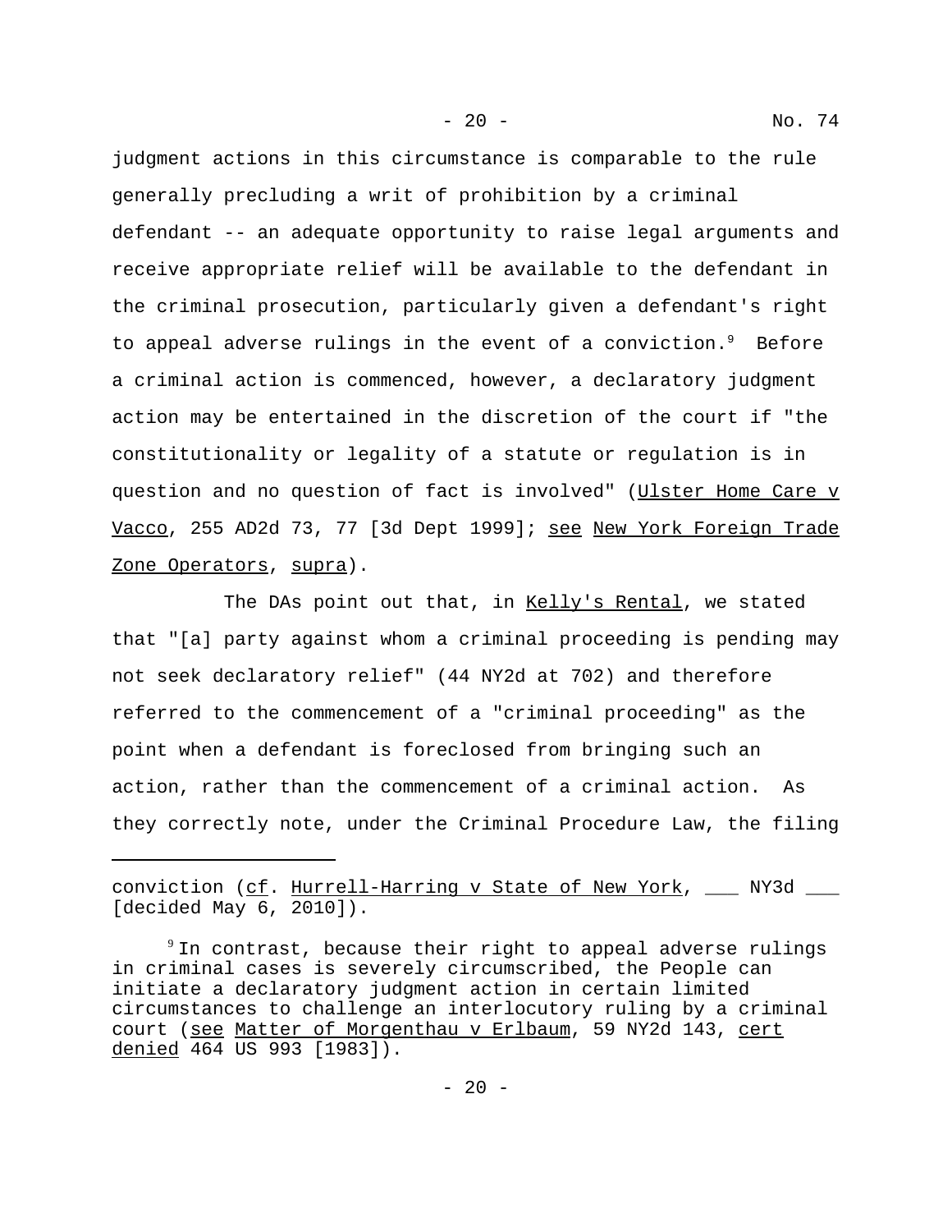judgment actions in this circumstance is comparable to the rule generally precluding a writ of prohibition by a criminal defendant -- an adequate opportunity to raise legal arguments and receive appropriate relief will be available to the defendant in the criminal prosecution, particularly given a defendant's right to appeal adverse rulings in the event of a conviction.[9] Before a criminal action is commenced, however, a declaratory judgment action may be entertained in the discretion of the court if "the constitutionality or legality of a statute or regulation is in question and no question of fact is involved" (Ulster Home Care v Vacco, 255 AD2d 73, 77 [3d Dept 1999]; see New York Foreign Trade Zone Operators, supra).

The DAs point out that, in Kelly's Rental, we stated that "[a] party against whom a criminal proceeding is pending may not seek declaratory relief" (44 NY2d at 702) and therefore referred to the commencement of a "criminal proceeding" as the point when a defendant is foreclosed from bringing such an action, rather than the commencement of a criminal action. As they correctly note, under the Criminal Procedure Law, the filing

---

conviction (cf. Hurrell-Harring v State of New York, ___ NY3d ___ [decided May 6, 2010]).

[9] In contrast, because their right to appeal adverse rulings in criminal cases is severely circumscribed, the People can initiate a declaratory judgment action in certain limited circumstances to challenge an interlocutory ruling by a criminal court (see Matter of Morgenthau v Erlbaum, 59 NY2d 143, cert denied 464 US 993 [1983]).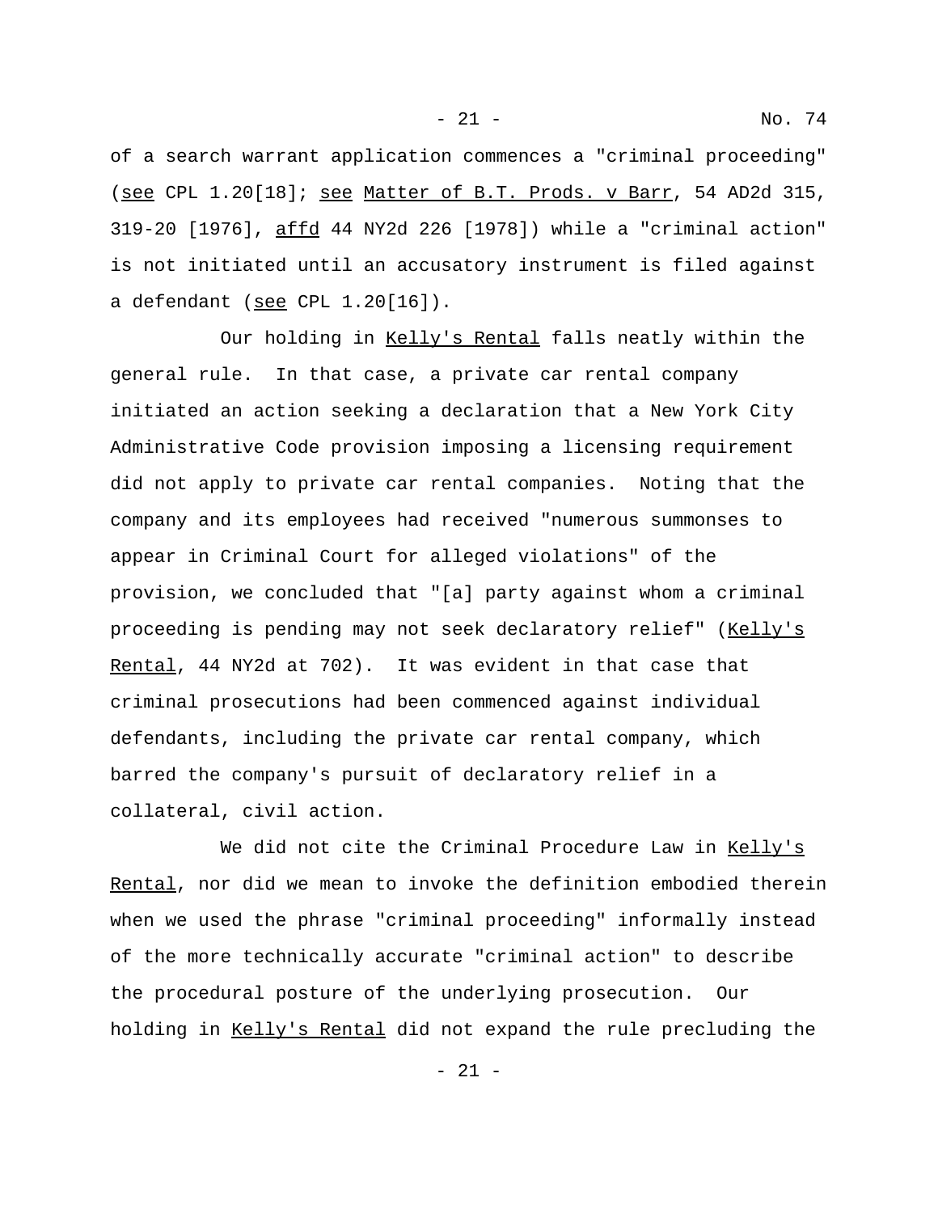of a search warrant application commences a "criminal proceeding" (see CPL 1.20[18]; see Matter of B.T. Prods. v Barr, 54 AD2d 315, 319-20 [1976], affd 44 NY2d 226 [1978]) while a "criminal action" is not initiated until an accusatory instrument is filed against a defendant (see CPL 1.20[16]).

Our holding in Kelly's Rental falls neatly within the general rule. In that case, a private car rental company initiated an action seeking a declaration that a New York City Administrative Code provision imposing a licensing requirement did not apply to private car rental companies. Noting that the company and its employees had received "numerous summonses to appear in Criminal Court for alleged violations" of the provision, we concluded that "[a] party against whom a criminal proceeding is pending may not seek declaratory relief" (Kelly's Rental, 44 NY2d at 702). It was evident in that case that criminal prosecutions had been commenced against individual defendants, including the private car rental company, which barred the company's pursuit of declaratory relief in a collateral, civil action.

We did not cite the Criminal Procedure Law in Kelly's Rental, nor did we mean to invoke the definition embodied therein when we used the phrase "criminal proceeding" informally instead of the more technically accurate "criminal action" to describe the procedural posture of the underlying prosecution. Our holding in Kelly's Rental did not expand the rule precluding the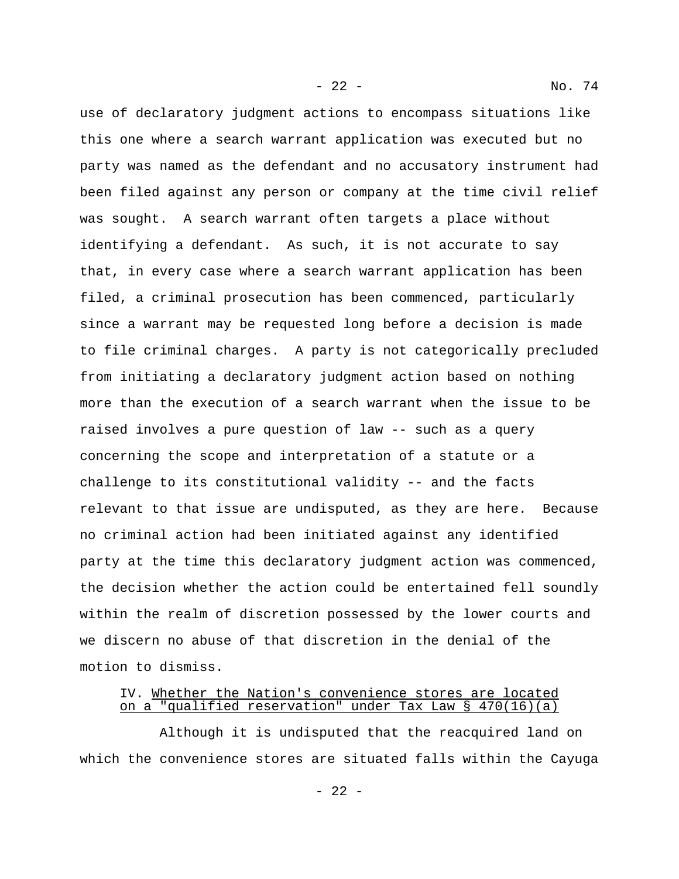use of declaratory judgment actions to encompass situations like this one where a search warrant application was executed but no party was named as the defendant and no accusatory instrument had been filed against any person or company at the time civil relief was sought. A search warrant often targets a place without identifying a defendant. As such, it is not accurate to say that, in every case where a search warrant application has been filed, a criminal prosecution has been commenced, particularly since a warrant may be requested long before a decision is made to file criminal charges. A party is not categorically precluded from initiating a declaratory judgment action based on nothing more than the execution of a search warrant when the issue to be raised involves a pure question of law -- such as a query concerning the scope and interpretation of a statute or a challenge to its constitutional validity -- and the facts relevant to that issue are undisputed, as they are here. Because no criminal action had been initiated against any identified party at the time this declaratory judgment action was commenced, the decision whether the action could be entertained fell soundly within the realm of discretion possessed by the lower courts and we discern no abuse of that discretion in the denial of the motion to dismiss.

## IV. Whether the Nation's convenience stores are located on a "qualified reservation" under Tax Law § 470(16)(a)

Although it is undisputed that the reacquired land on which the convenience stores are situated falls within the Cayuga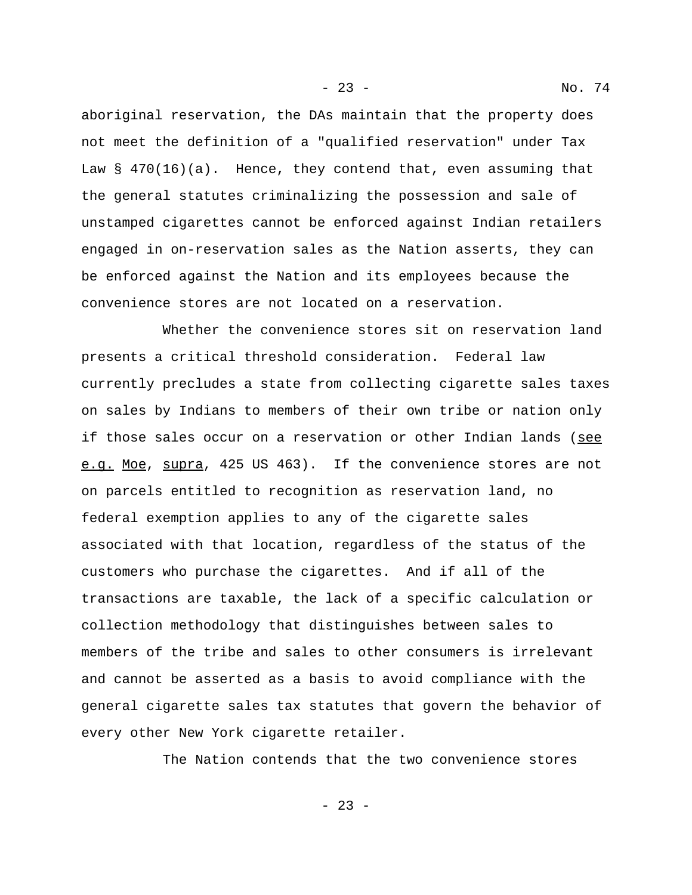aboriginal reservation, the DAs maintain that the property does not meet the definition of a "qualified reservation" under Tax Law § 470(16)(a). Hence, they contend that, even assuming that the general statutes criminalizing the possession and sale of unstamped cigarettes cannot be enforced against Indian retailers engaged in on-reservation sales as the Nation asserts, they can be enforced against the Nation and its employees because the convenience stores are not located on a reservation.

Whether the convenience stores sit on reservation land presents a critical threshold consideration. Federal law currently precludes a state from collecting cigarette sales taxes on sales by Indians to members of their own tribe or nation only if those sales occur on a reservation or other Indian lands (see e.g. Moe, supra, 425 US 463). If the convenience stores are not on parcels entitled to recognition as reservation land, no federal exemption applies to any of the cigarette sales associated with that location, regardless of the status of the customers who purchase the cigarettes. And if all of the transactions are taxable, the lack of a specific calculation or collection methodology that distinguishes between sales to members of the tribe and sales to other consumers is irrelevant and cannot be asserted as a basis to avoid compliance with the general cigarette sales tax statutes that govern the behavior of every other New York cigarette retailer.

The Nation contends that the two convenience stores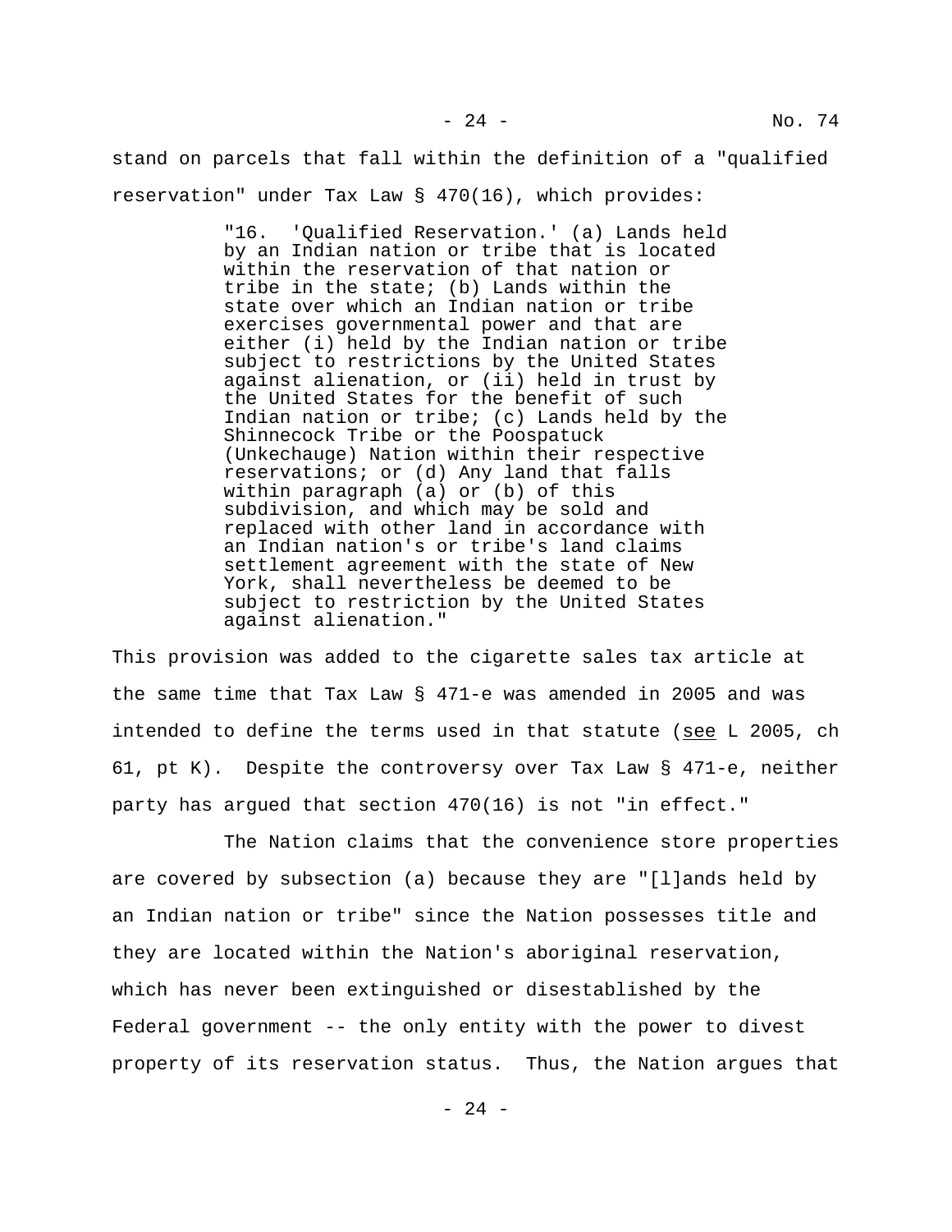stand on parcels that fall within the definition of a "qualified reservation" under Tax Law § 470(16), which provides:

> "16. 'Qualified Reservation.' (a) Lands held by an Indian nation or tribe that is located within the reservation of that nation or tribe in the state; (b) Lands within the state over which an Indian nation or tribe exercises governmental power and that are either (i) held by the Indian nation or tribe subject to restrictions by the United States against alienation, or (ii) held in trust by the United States for the benefit of such Indian nation or tribe; (c) Lands held by the Shinnecock Tribe or the Poospatuck (Unkechauge) Nation within their respective reservations; or (d) Any land that falls within paragraph (a) or (b) of this subdivision, and which may be sold and replaced with other land in accordance with an Indian nation's or tribe's land claims settlement agreement with the state of New York, shall nevertheless be deemed to be subject to restriction by the United States against alienation."

This provision was added to the cigarette sales tax article at the same time that Tax Law § 471-e was amended in 2005 and was intended to define the terms used in that statute (see L 2005, ch 61, pt K). Despite the controversy over Tax Law § 471-e, neither party has argued that section 470(16) is not "in effect."

The Nation claims that the convenience store properties are covered by subsection (a) because they are "[l]ands held by an Indian nation or tribe" since the Nation possesses title and they are located within the Nation's aboriginal reservation, which has never been extinguished or disestablished by the Federal government -- the only entity with the power to divest property of its reservation status. Thus, the Nation argues that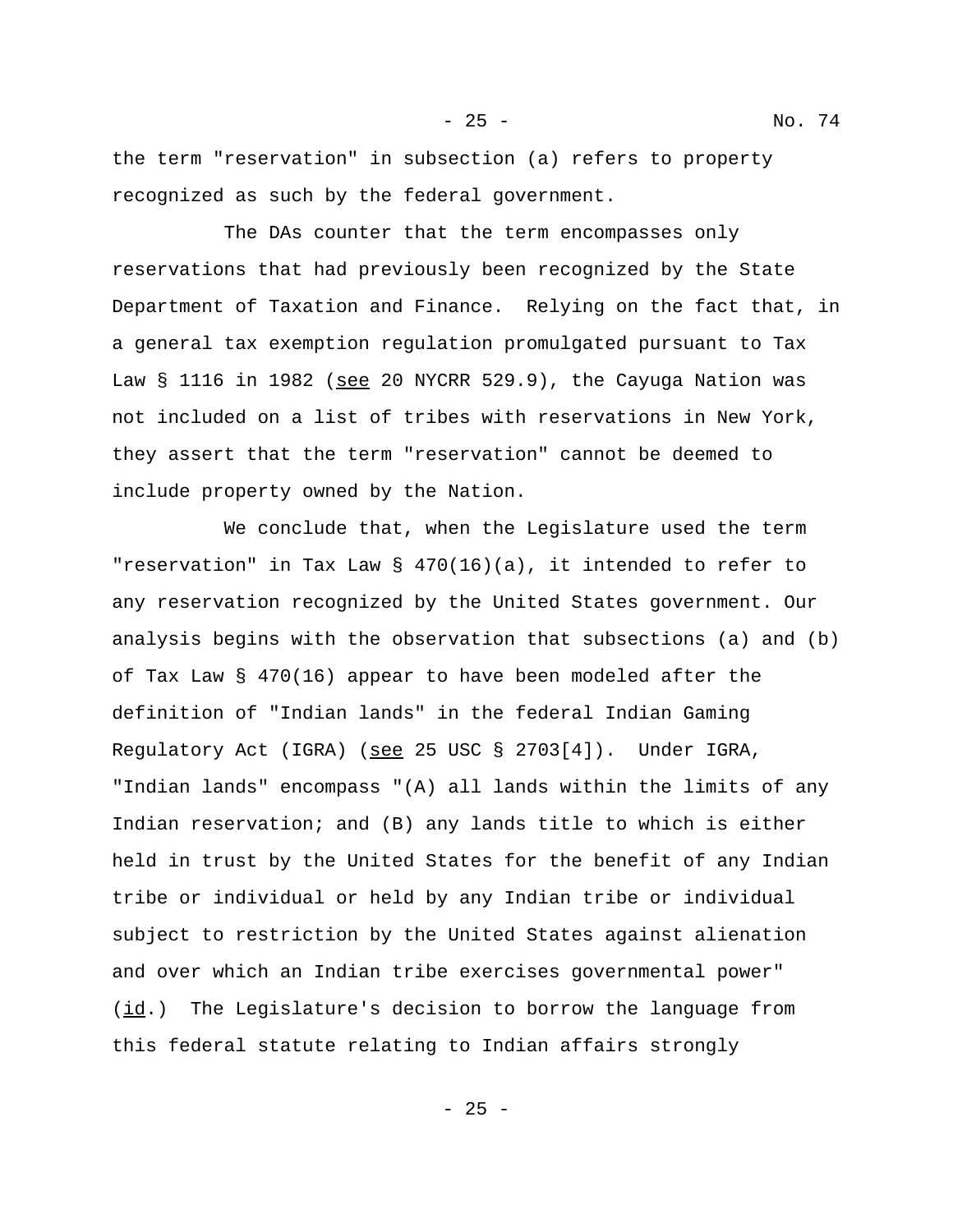the term "reservation" in subsection (a) refers to property recognized as such by the federal government.

The DAs counter that the term encompasses only reservations that had previously been recognized by the State Department of Taxation and Finance. Relying on the fact that, in a general tax exemption regulation promulgated pursuant to Tax Law § 1116 in 1982 (see 20 NYCRR 529.9), the Cayuga Nation was not included on a list of tribes with reservations in New York, they assert that the term "reservation" cannot be deemed to include property owned by the Nation.

We conclude that, when the Legislature used the term "reservation" in Tax Law § 470(16)(a), it intended to refer to any reservation recognized by the United States government. Our analysis begins with the observation that subsections (a) and (b) of Tax Law § 470(16) appear to have been modeled after the definition of "Indian lands" in the federal Indian Gaming Regulatory Act (IGRA) (see 25 USC § 2703[4]). Under IGRA, "Indian lands" encompass "(A) all lands within the limits of any Indian reservation; and (B) any lands title to which is either held in trust by the United States for the benefit of any Indian tribe or individual or held by any Indian tribe or individual subject to restriction by the United States against alienation and over which an Indian tribe exercises governmental power" (id.) The Legislature's decision to borrow the language from this federal statute relating to Indian affairs strongly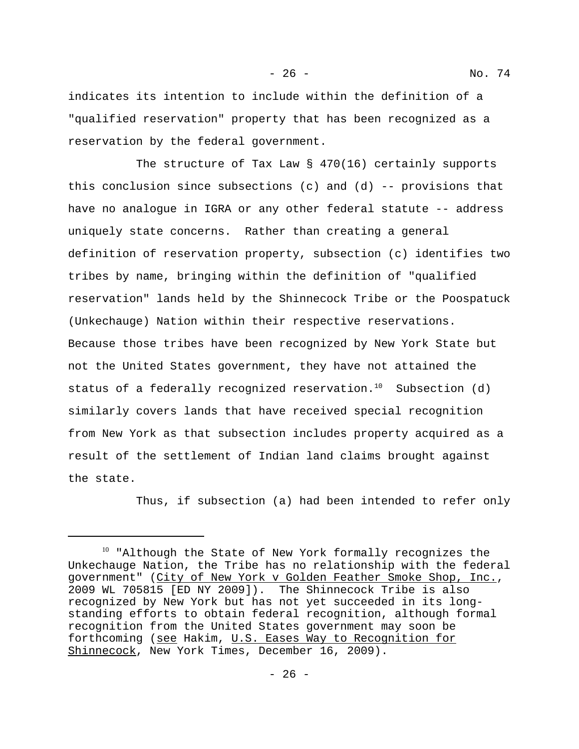indicates its intention to include within the definition of a "qualified reservation" property that has been recognized as a reservation by the federal government.

The structure of Tax Law § 470(16) certainly supports this conclusion since subsections (c) and (d) -- provisions that have no analogue in IGRA or any other federal statute -- address uniquely state concerns. Rather than creating a general definition of reservation property, subsection (c) identifies two tribes by name, bringing within the definition of "qualified reservation" lands held by the Shinnecock Tribe or the Poospatuck (Unkechauge) Nation within their respective reservations. Because those tribes have been recognized by New York State but not the United States government, they have not attained the status of a federally recognized reservation.[10] Subsection (d) similarly covers lands that have received special recognition from New York as that subsection includes property acquired as a result of the settlement of Indian land claims brought against the state.

Thus, if subsection (a) had been intended to refer only

---

[10] "Although the State of New York formally recognizes the Unkechauge Nation, the Tribe has no relationship with the federal government" (City of New York v Golden Feather Smoke Shop, Inc., 2009 WL 705815 [ED NY 2009]). The Shinnecock Tribe is also recognized by New York but has not yet succeeded in its long-standing efforts to obtain federal recognition, although formal recognition from the United States government may soon be forthcoming (see Hakim, U.S. Eases Way to Recognition for Shinnecock, New York Times, December 16, 2009).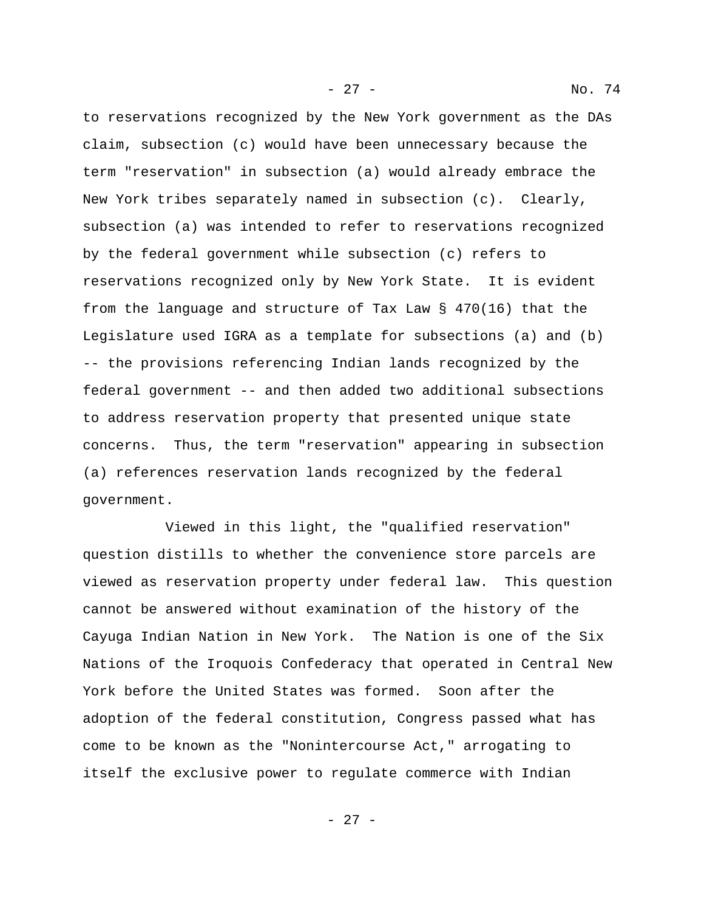to reservations recognized by the New York government as the DAs claim, subsection (c) would have been unnecessary because the term "reservation" in subsection (a) would already embrace the New York tribes separately named in subsection (c). Clearly, subsection (a) was intended to refer to reservations recognized by the federal government while subsection (c) refers to reservations recognized only by New York State. It is evident from the language and structure of Tax Law § 470(16) that the Legislature used IGRA as a template for subsections (a) and (b) -- the provisions referencing Indian lands recognized by the federal government -- and then added two additional subsections to address reservation property that presented unique state concerns. Thus, the term "reservation" appearing in subsection (a) references reservation lands recognized by the federal government.

Viewed in this light, the "qualified reservation" question distills to whether the convenience store parcels are viewed as reservation property under federal law. This question cannot be answered without examination of the history of the Cayuga Indian Nation in New York. The Nation is one of the Six Nations of the Iroquois Confederacy that operated in Central New York before the United States was formed. Soon after the adoption of the federal constitution, Congress passed what has come to be known as the "Nonintercourse Act," arrogating to itself the exclusive power to regulate commerce with Indian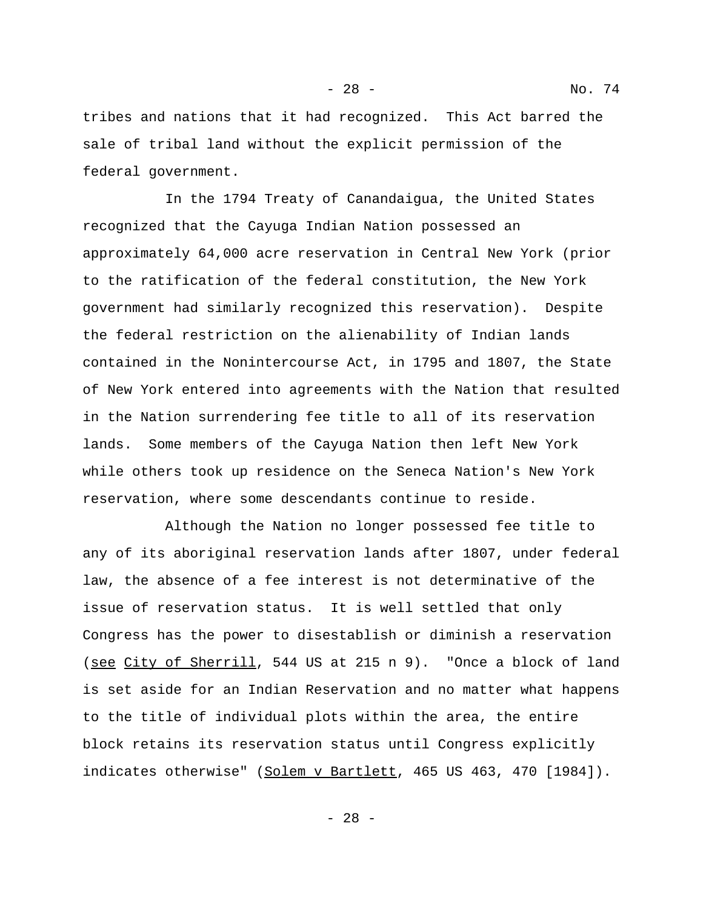tribes and nations that it had recognized. This Act barred the sale of tribal land without the explicit permission of the federal government.

In the 1794 Treaty of Canandaigua, the United States recognized that the Cayuga Indian Nation possessed an approximately 64,000 acre reservation in Central New York (prior to the ratification of the federal constitution, the New York government had similarly recognized this reservation). Despite the federal restriction on the alienability of Indian lands contained in the Nonintercourse Act, in 1795 and 1807, the State of New York entered into agreements with the Nation that resulted in the Nation surrendering fee title to all of its reservation lands. Some members of the Cayuga Nation then left New York while others took up residence on the Seneca Nation's New York reservation, where some descendants continue to reside.

Although the Nation no longer possessed fee title to any of its aboriginal reservation lands after 1807, under federal law, the absence of a fee interest is not determinative of the issue of reservation status. It is well settled that only Congress has the power to disestablish or diminish a reservation (see City of Sherrill, 544 US at 215 n 9). "Once a block of land is set aside for an Indian Reservation and no matter what happens to the title of individual plots within the area, the entire block retains its reservation status until Congress explicitly indicates otherwise" (Solem v Bartlett, 465 US 463, 470 [1984]).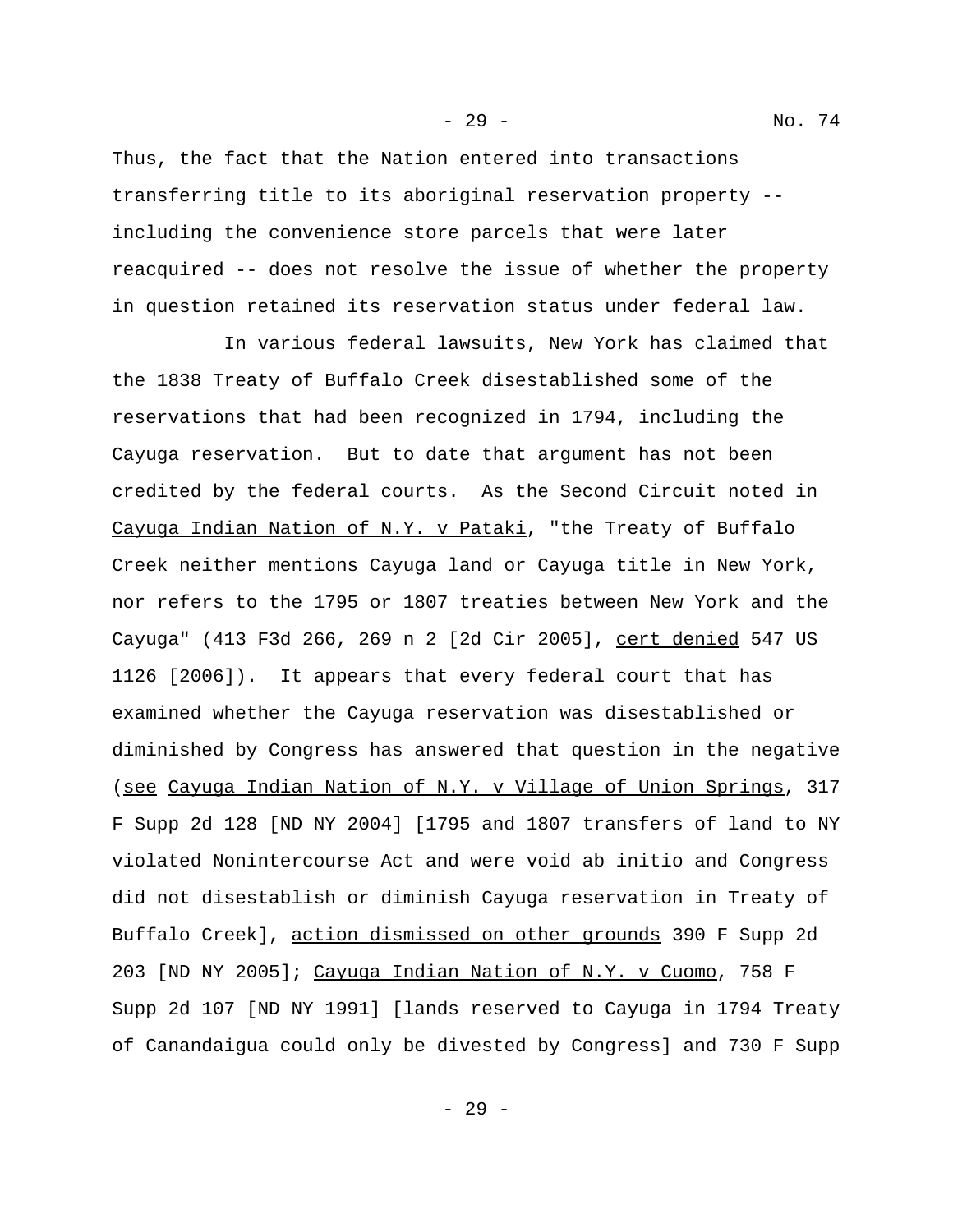Thus, the fact that the Nation entered into transactions transferring title to its aboriginal reservation property -- including the convenience store parcels that were later reacquired -- does not resolve the issue of whether the property in question retained its reservation status under federal law.

In various federal lawsuits, New York has claimed that the 1838 Treaty of Buffalo Creek disestablished some of the reservations that had been recognized in 1794, including the Cayuga reservation. But to date that argument has not been credited by the federal courts. As the Second Circuit noted in Cayuga Indian Nation of N.Y. v Pataki, "the Treaty of Buffalo Creek neither mentions Cayuga land or Cayuga title in New York, nor refers to the 1795 or 1807 treaties between New York and the Cayuga" (413 F3d 266, 269 n 2 [2d Cir 2005], cert denied 547 US 1126 [2006]). It appears that every federal court that has examined whether the Cayuga reservation was disestablished or diminished by Congress has answered that question in the negative (see Cayuga Indian Nation of N.Y. v Village of Union Springs, 317 F Supp 2d 128 [ND NY 2004] [1795 and 1807 transfers of land to NY violated Nonintercourse Act and were void ab initio and Congress did not disestablish or diminish Cayuga reservation in Treaty of Buffalo Creek], action dismissed on other grounds 390 F Supp 2d 203 [ND NY 2005]; Cayuga Indian Nation of N.Y. v Cuomo, 758 F Supp 2d 107 [ND NY 1991] [lands reserved to Cayuga in 1794 Treaty of Canandaigua could only be divested by Congress] and 730 F Supp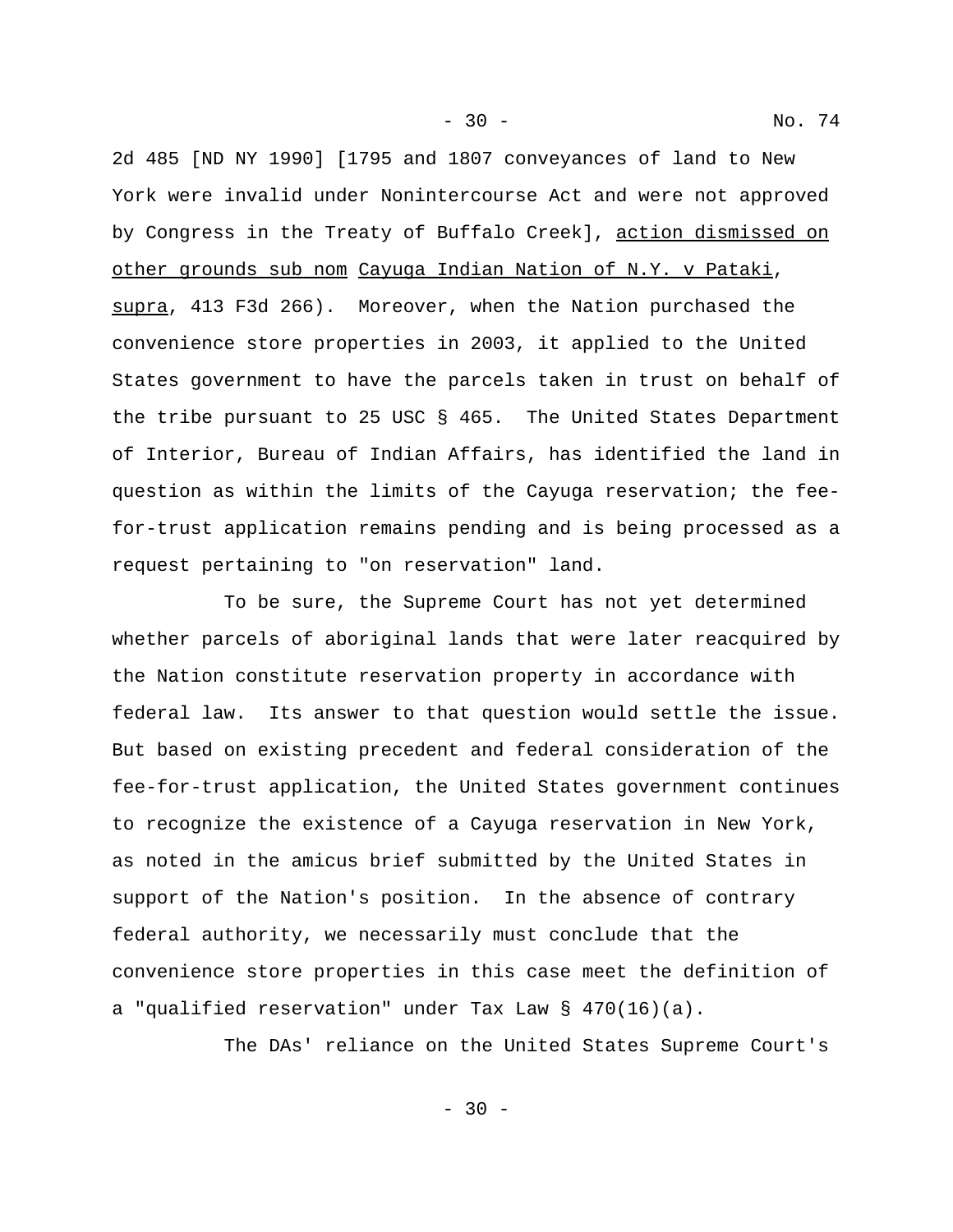2d 485 [ND NY 1990] [1795 and 1807 conveyances of land to New York were invalid under Nonintercourse Act and were not approved by Congress in the Treaty of Buffalo Creek], action dismissed on other grounds sub nom Cayuga Indian Nation of N.Y. v Pataki, supra, 413 F3d 266). Moreover, when the Nation purchased the convenience store properties in 2003, it applied to the United States government to have the parcels taken in trust on behalf of the tribe pursuant to 25 USC § 465. The United States Department of Interior, Bureau of Indian Affairs, has identified the land in question as within the limits of the Cayuga reservation; the fee-for-trust application remains pending and is being processed as a request pertaining to "on reservation" land.

To be sure, the Supreme Court has not yet determined whether parcels of aboriginal lands that were later reacquired by the Nation constitute reservation property in accordance with federal law. Its answer to that question would settle the issue. But based on existing precedent and federal consideration of the fee-for-trust application, the United States government continues to recognize the existence of a Cayuga reservation in New York, as noted in the amicus brief submitted by the United States in support of the Nation's position. In the absence of contrary federal authority, we necessarily must conclude that the convenience store properties in this case meet the definition of a "qualified reservation" under Tax Law § 470(16)(a).

The DAs' reliance on the United States Supreme Court's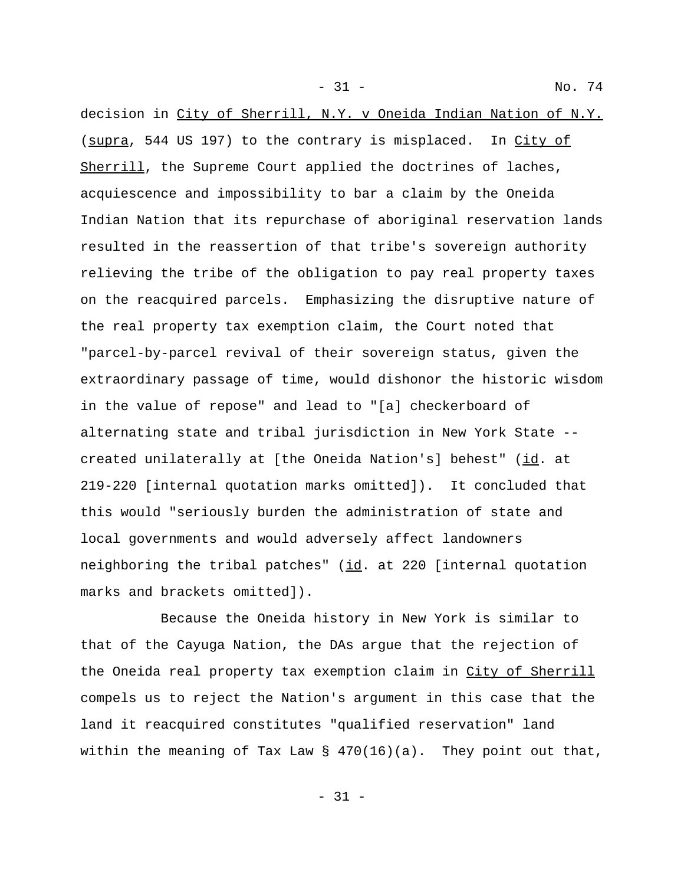decision in City of Sherrill, N.Y. v Oneida Indian Nation of N.Y. (supra, 544 US 197) to the contrary is misplaced. In City of Sherrill, the Supreme Court applied the doctrines of laches, acquiescence and impossibility to bar a claim by the Oneida Indian Nation that its repurchase of aboriginal reservation lands resulted in the reassertion of that tribe's sovereign authority relieving the tribe of the obligation to pay real property taxes on the reacquired parcels. Emphasizing the disruptive nature of the real property tax exemption claim, the Court noted that "parcel-by-parcel revival of their sovereign status, given the extraordinary passage of time, would dishonor the historic wisdom in the value of repose" and lead to "[a] checkerboard of alternating state and tribal jurisdiction in New York State -- created unilaterally at [the Oneida Nation's] behest" (id. at 219-220 [internal quotation marks omitted]). It concluded that this would "seriously burden the administration of state and local governments and would adversely affect landowners neighboring the tribal patches" (id. at 220 [internal quotation marks and brackets omitted]).

Because the Oneida history in New York is similar to that of the Cayuga Nation, the DAs argue that the rejection of the Oneida real property tax exemption claim in City of Sherrill compels us to reject the Nation's argument in this case that the land it reacquired constitutes "qualified reservation" land within the meaning of Tax Law § 470(16)(a). They point out that,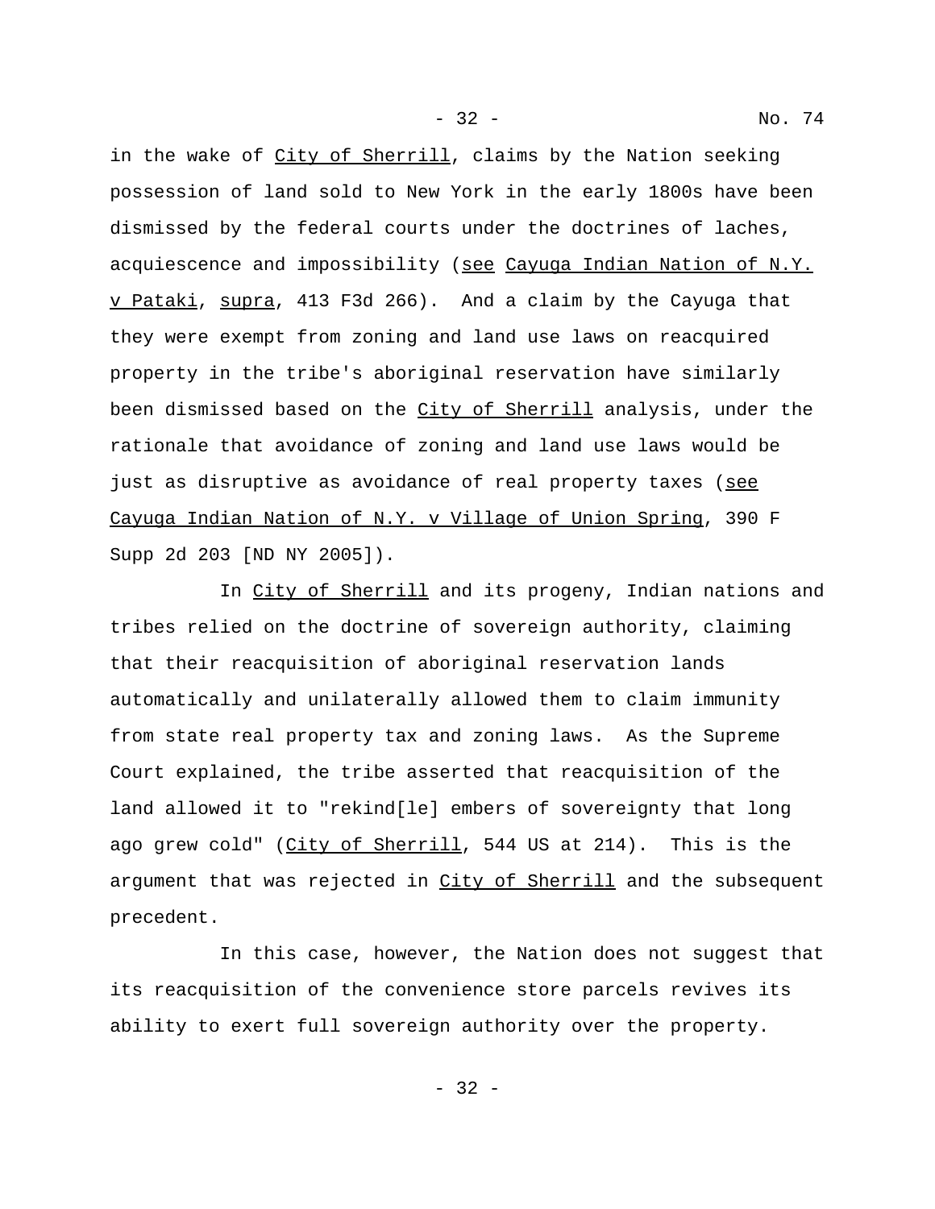in the wake of City of Sherrill, claims by the Nation seeking possession of land sold to New York in the early 1800s have been dismissed by the federal courts under the doctrines of laches, acquiescence and impossibility (see Cayuga Indian Nation of N.Y. v Pataki, supra, 413 F3d 266). And a claim by the Cayuga that they were exempt from zoning and land use laws on reacquired property in the tribe's aboriginal reservation have similarly been dismissed based on the City of Sherrill analysis, under the rationale that avoidance of zoning and land use laws would be just as disruptive as avoidance of real property taxes (see Cayuga Indian Nation of N.Y. v Village of Union Spring, 390 F Supp 2d 203 [ND NY 2005]).

In City of Sherrill and its progeny, Indian nations and tribes relied on the doctrine of sovereign authority, claiming that their reacquisition of aboriginal reservation lands automatically and unilaterally allowed them to claim immunity from state real property tax and zoning laws. As the Supreme Court explained, the tribe asserted that reacquisition of the land allowed it to "rekind[le] embers of sovereignty that long ago grew cold" (City of Sherrill, 544 US at 214). This is the argument that was rejected in City of Sherrill and the subsequent precedent.

In this case, however, the Nation does not suggest that its reacquisition of the convenience store parcels revives its ability to exert full sovereign authority over the property.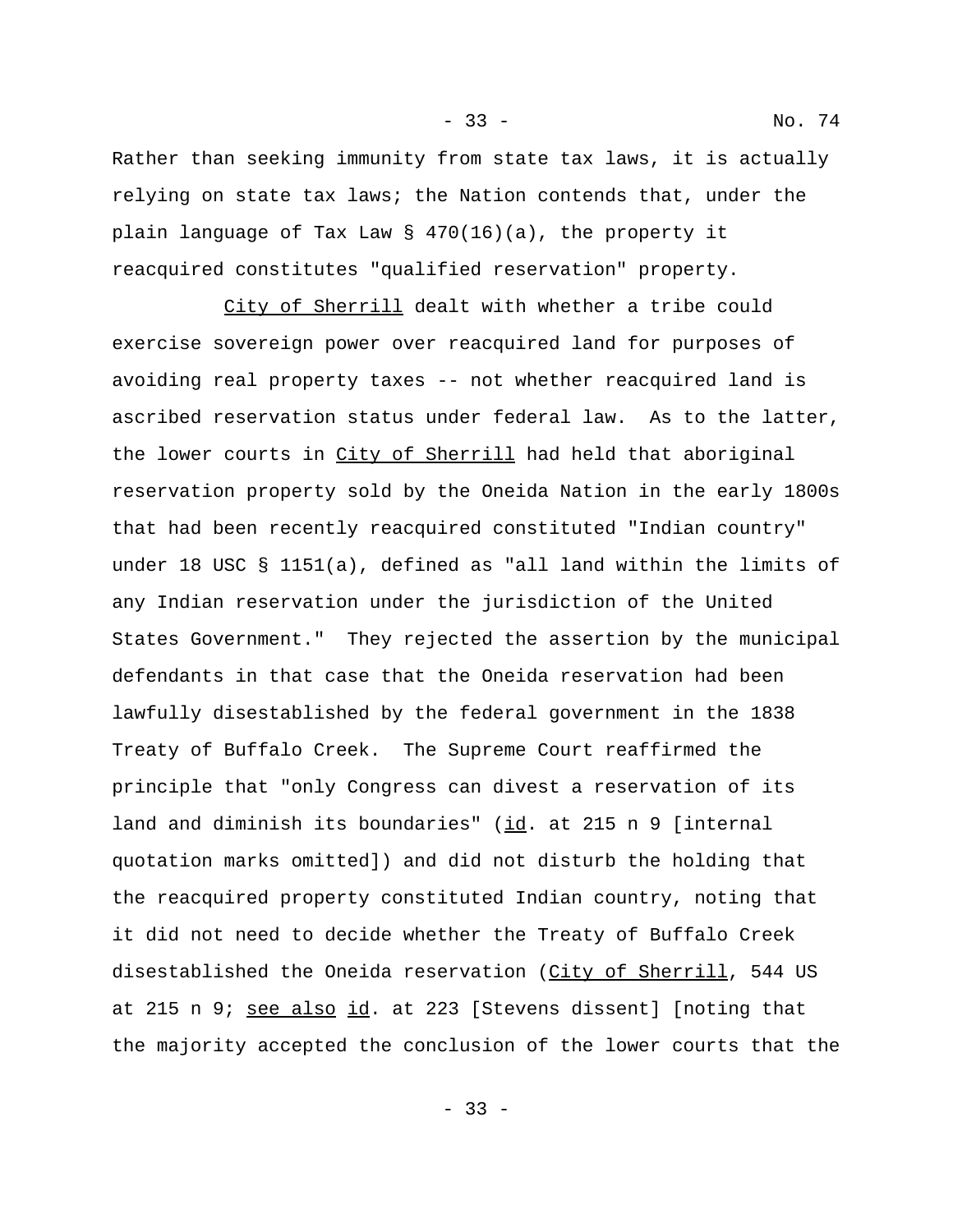Rather than seeking immunity from state tax laws, it is actually relying on state tax laws; the Nation contends that, under the plain language of Tax Law § 470(16)(a), the property it reacquired constitutes "qualified reservation" property.

City of Sherrill dealt with whether a tribe could exercise sovereign power over reacquired land for purposes of avoiding real property taxes -- not whether reacquired land is ascribed reservation status under federal law. As to the latter, the lower courts in City of Sherrill had held that aboriginal reservation property sold by the Oneida Nation in the early 1800s that had been recently reacquired constituted "Indian country" under 18 USC § 1151(a), defined as "all land within the limits of any Indian reservation under the jurisdiction of the United States Government." They rejected the assertion by the municipal defendants in that case that the Oneida reservation had been lawfully disestablished by the federal government in the 1838 Treaty of Buffalo Creek. The Supreme Court reaffirmed the principle that "only Congress can divest a reservation of its land and diminish its boundaries" (id. at 215 n 9 [internal quotation marks omitted]) and did not disturb the holding that the reacquired property constituted Indian country, noting that it did not need to decide whether the Treaty of Buffalo Creek disestablished the Oneida reservation (City of Sherrill, 544 US at 215 n 9; see also id. at 223 [Stevens dissent] [noting that the majority accepted the conclusion of the lower courts that the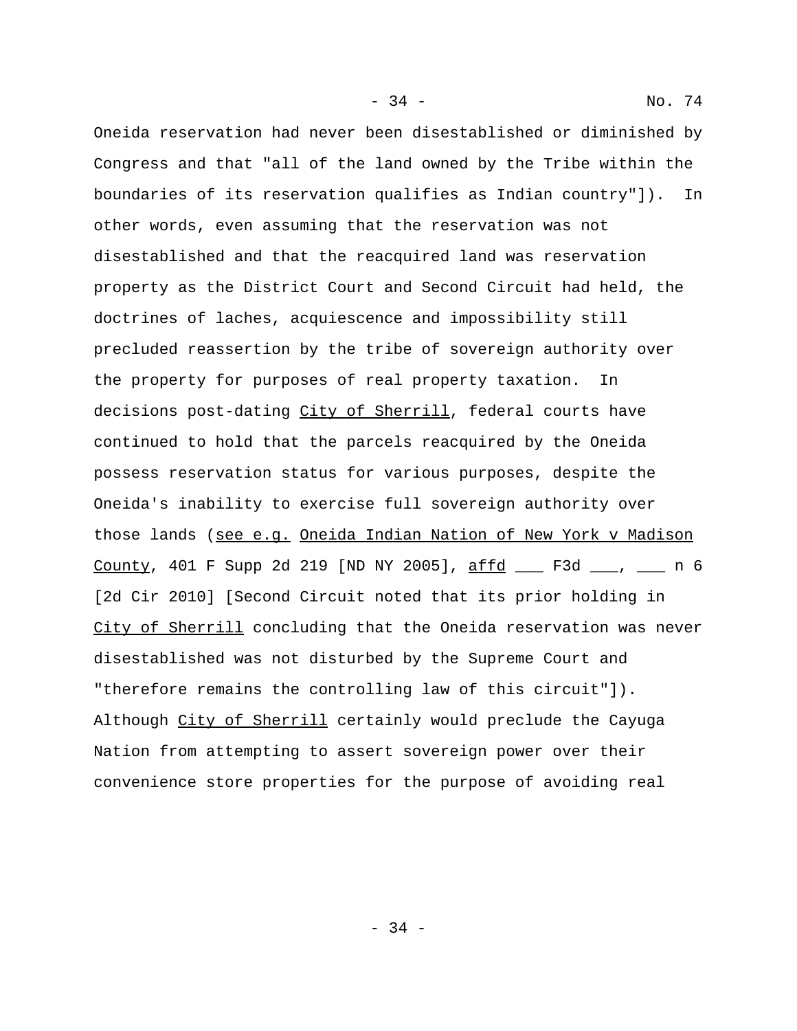Oneida reservation had never been disestablished or diminished by Congress and that "all of the land owned by the Tribe within the boundaries of its reservation qualifies as Indian country"]). In other words, even assuming that the reservation was not disestablished and that the reacquired land was reservation property as the District Court and Second Circuit had held, the doctrines of laches, acquiescence and impossibility still precluded reassertion by the tribe of sovereign authority over the property for purposes of real property taxation. In decisions post-dating City of Sherrill, federal courts have continued to hold that the parcels reacquired by the Oneida possess reservation status for various purposes, despite the Oneida's inability to exercise full sovereign authority over those lands (see e.g. Oneida Indian Nation of New York v Madison County, 401 F Supp 2d 219 [ND NY 2005], affd ___ F3d ___, ___ n 6 [2d Cir 2010] [Second Circuit noted that its prior holding in City of Sherrill concluding that the Oneida reservation was never disestablished was not disturbed by the Supreme Court and "therefore remains the controlling law of this circuit"]). Although City of Sherrill certainly would preclude the Cayuga Nation from attempting to assert sovereign power over their convenience store properties for the purpose of avoiding real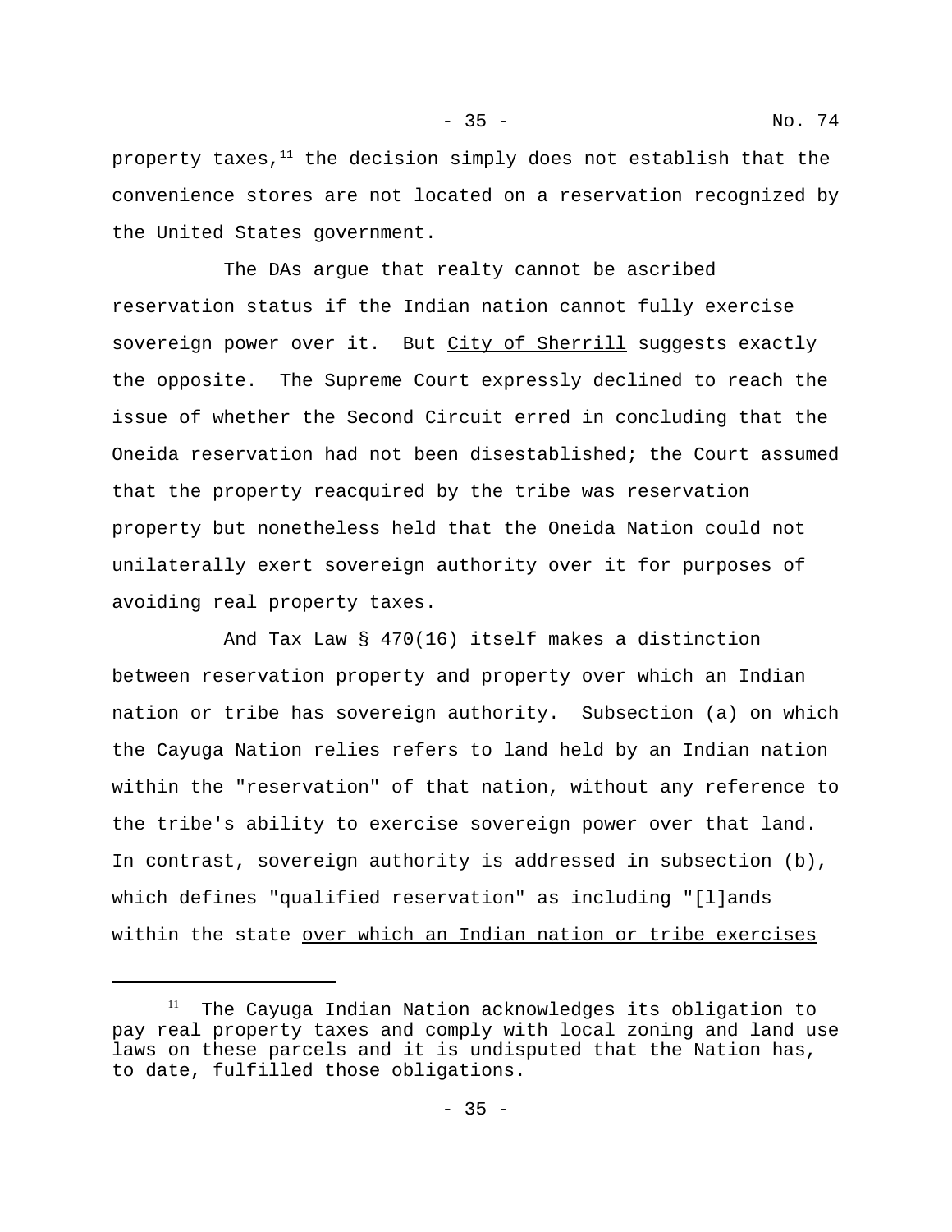property taxes,[11] the decision simply does not establish that the convenience stores are not located on a reservation recognized by the United States government.

The DAs argue that realty cannot be ascribed reservation status if the Indian nation cannot fully exercise sovereign power over it. But City of Sherrill suggests exactly the opposite. The Supreme Court expressly declined to reach the issue of whether the Second Circuit erred in concluding that the Oneida reservation had not been disestablished; the Court assumed that the property reacquired by the tribe was reservation property but nonetheless held that the Oneida Nation could not unilaterally exert sovereign authority over it for purposes of avoiding real property taxes.

And Tax Law § 470(16) itself makes a distinction between reservation property and property over which an Indian nation or tribe has sovereign authority. Subsection (a) on which the Cayuga Nation relies refers to land held by an Indian nation within the "reservation" of that nation, without any reference to the tribe's ability to exercise sovereign power over that land. In contrast, sovereign authority is addressed in subsection (b), which defines "qualified reservation" as including "[l]ands within the state over which an Indian nation or tribe exercises

---

[11] The Cayuga Indian Nation acknowledges its obligation to pay real property taxes and comply with local zoning and land use laws on these parcels and it is undisputed that the Nation has, to date, fulfilled those obligations.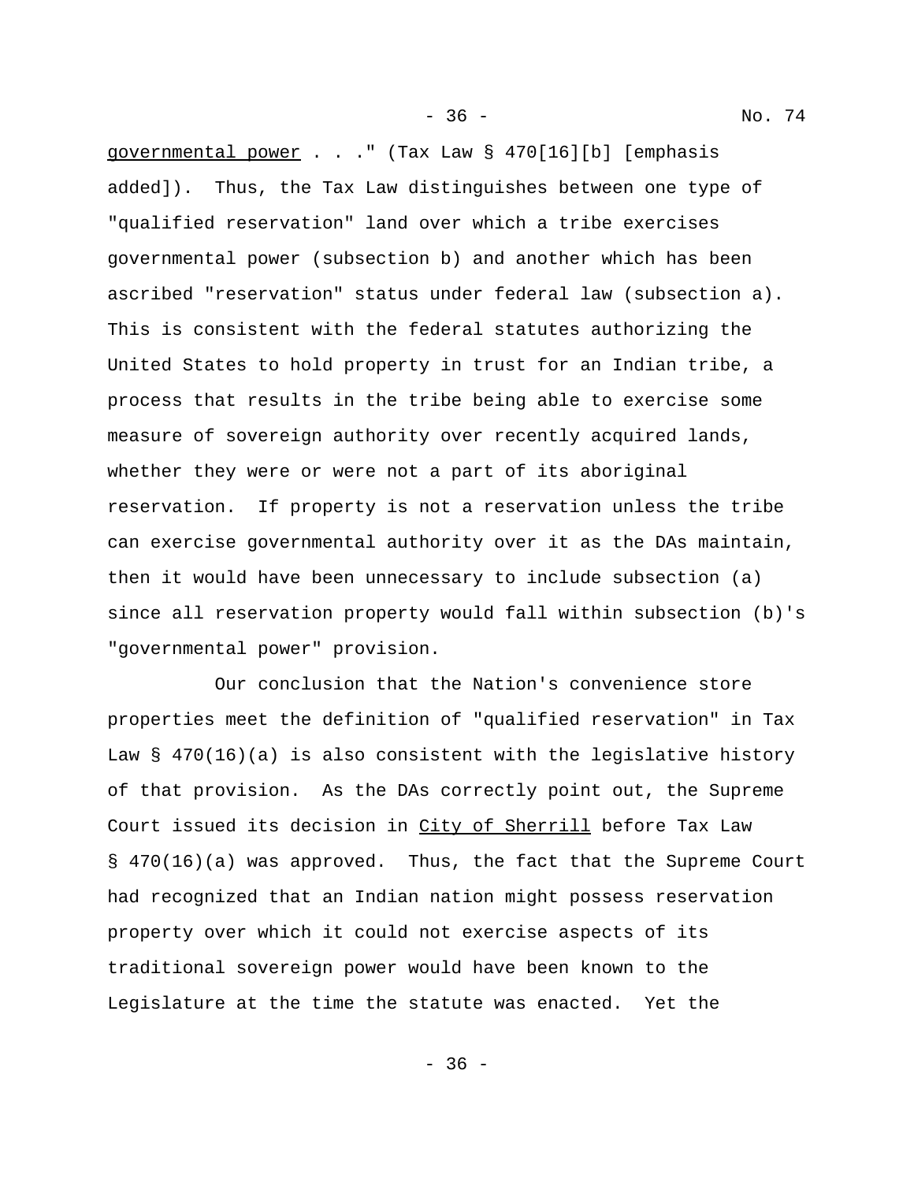governmental power . . ." (Tax Law § 470[16][b] [emphasis added]). Thus, the Tax Law distinguishes between one type of "qualified reservation" land over which a tribe exercises governmental power (subsection b) and another which has been ascribed "reservation" status under federal law (subsection a). This is consistent with the federal statutes authorizing the United States to hold property in trust for an Indian tribe, a process that results in the tribe being able to exercise some measure of sovereign authority over recently acquired lands, whether they were or were not a part of its aboriginal reservation. If property is not a reservation unless the tribe can exercise governmental authority over it as the DAs maintain, then it would have been unnecessary to include subsection (a) since all reservation property would fall within subsection (b)'s "governmental power" provision.

Our conclusion that the Nation's convenience store properties meet the definition of "qualified reservation" in Tax Law § 470(16)(a) is also consistent with the legislative history of that provision. As the DAs correctly point out, the Supreme Court issued its decision in City of Sherrill before Tax Law § 470(16)(a) was approved. Thus, the fact that the Supreme Court had recognized that an Indian nation might possess reservation property over which it could not exercise aspects of its traditional sovereign power would have been known to the Legislature at the time the statute was enacted. Yet the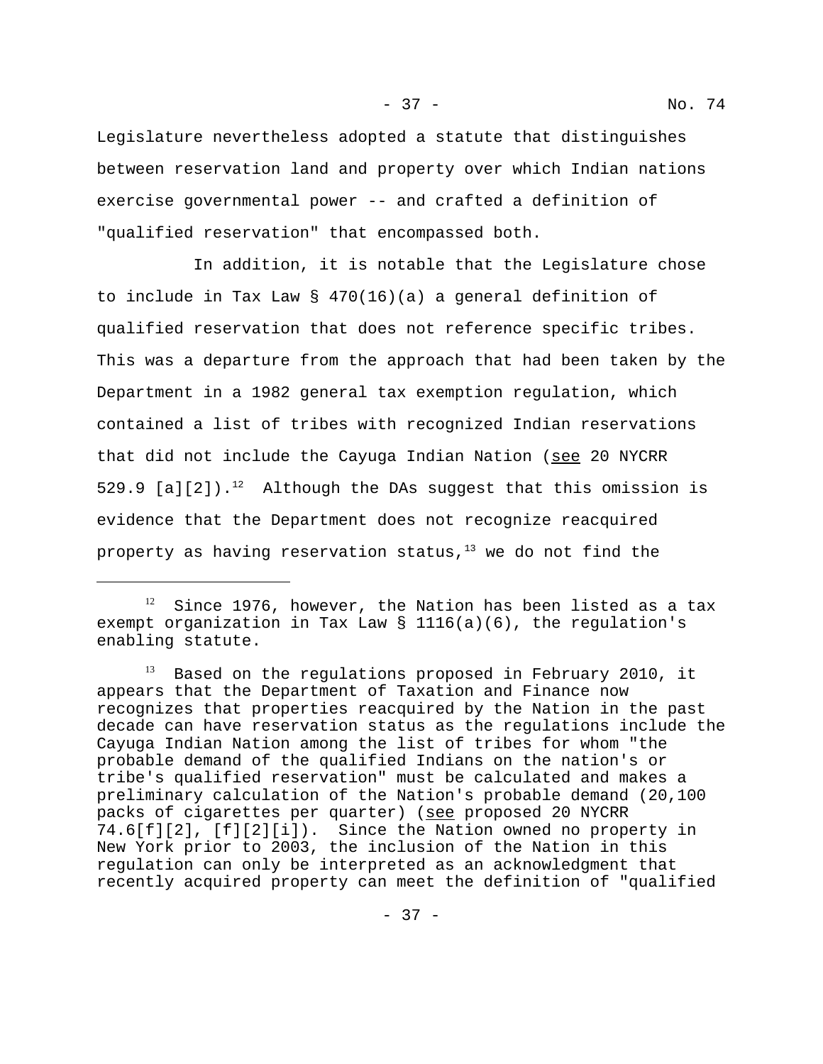Legislature nevertheless adopted a statute that distinguishes between reservation land and property over which Indian nations exercise governmental power -- and crafted a definition of "qualified reservation" that encompassed both.

In addition, it is notable that the Legislature chose to include in Tax Law § 470(16)(a) a general definition of qualified reservation that does not reference specific tribes. This was a departure from the approach that had been taken by the Department in a 1982 general tax exemption regulation, which contained a list of tribes with recognized Indian reservations that did not include the Cayuga Indian Nation (see 20 NYCRR 529.9 [a][2]).[12] Although the DAs suggest that this omission is evidence that the Department does not recognize reacquired property as having reservation status,[13] we do not find the

---

[12] Since 1976, however, the Nation has been listed as a tax exempt organization in Tax Law § 1116(a)(6), the regulation's enabling statute.

[13] Based on the regulations proposed in February 2010, it appears that the Department of Taxation and Finance now recognizes that properties reacquired by the Nation in the past decade can have reservation status as the regulations include the Cayuga Indian Nation among the list of tribes for whom "the probable demand of the qualified Indians on the nation's or tribe's qualified reservation" must be calculated and makes a preliminary calculation of the Nation's probable demand (20,100 packs of cigarettes per quarter) (see proposed 20 NYCRR 74.6[f][2], [f][2][i]). Since the Nation owned no property in New York prior to 2003, the inclusion of the Nation in this regulation can only be interpreted as an acknowledgment that recently acquired property can meet the definition of "qualified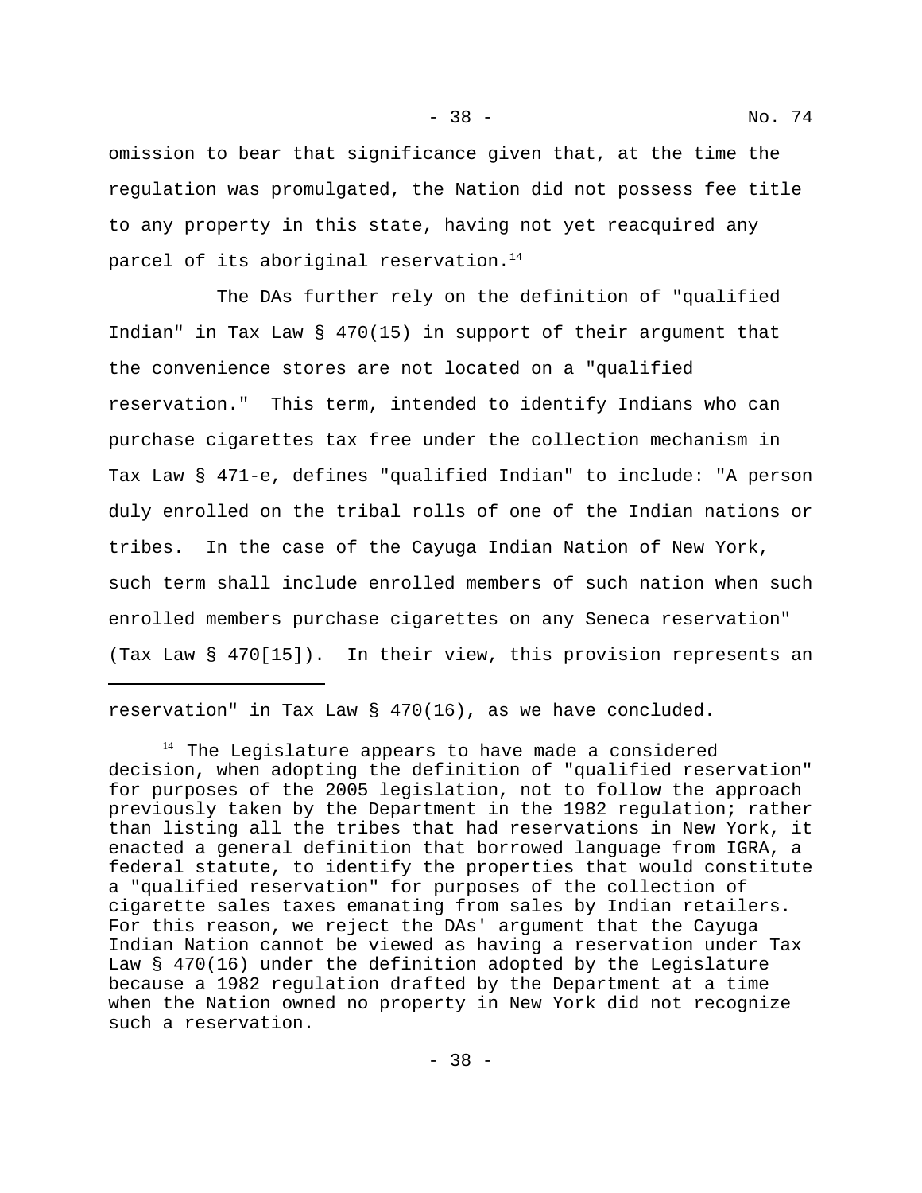omission to bear that significance given that, at the time the regulation was promulgated, the Nation did not possess fee title to any property in this state, having not yet reacquired any parcel of its aboriginal reservation.[14]

The DAs further rely on the definition of "qualified Indian" in Tax Law § 470(15) in support of their argument that the convenience stores are not located on a "qualified reservation." This term, intended to identify Indians who can purchase cigarettes tax free under the collection mechanism in Tax Law § 471-e, defines "qualified Indian" to include: "A person duly enrolled on the tribal rolls of one of the Indian nations or tribes. In the case of the Cayuga Indian Nation of New York, such term shall include enrolled members of such nation when such enrolled members purchase cigarettes on any Seneca reservation" (Tax Law § 470[15]). In their view, this provision represents an

---

reservation" in Tax Law § 470(16), as we have concluded.

[14] The Legislature appears to have made a considered decision, when adopting the definition of "qualified reservation" for purposes of the 2005 legislation, not to follow the approach previously taken by the Department in the 1982 regulation; rather than listing all the tribes that had reservations in New York, it enacted a general definition that borrowed language from IGRA, a federal statute, to identify the properties that would constitute a "qualified reservation" for purposes of the collection of cigarette sales taxes emanating from sales by Indian retailers. For this reason, we reject the DAs' argument that the Cayuga Indian Nation cannot be viewed as having a reservation under Tax Law § 470(16) under the definition adopted by the Legislature because a 1982 regulation drafted by the Department at a time when the Nation owned no property in New York did not recognize such a reservation.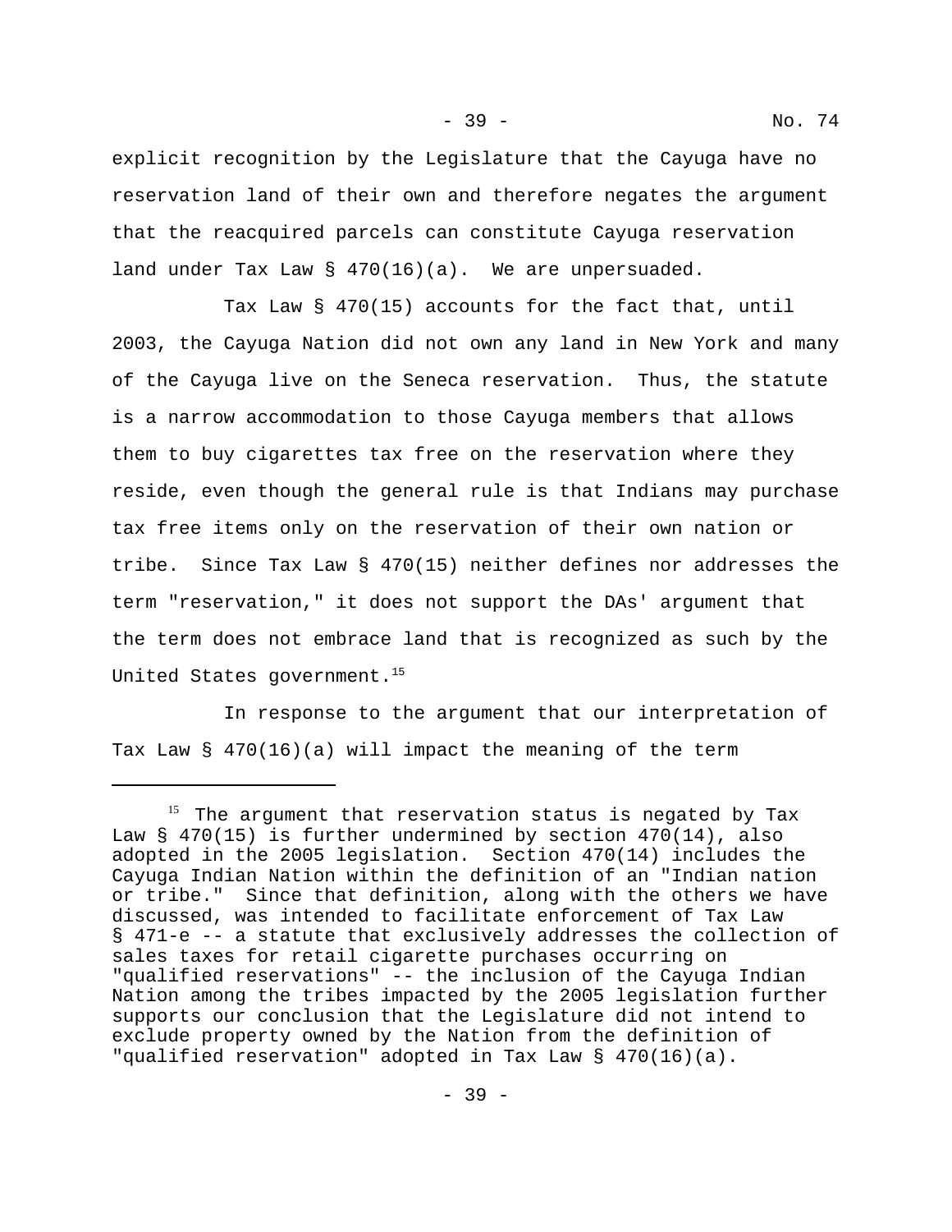explicit recognition by the Legislature that the Cayuga have no reservation land of their own and therefore negates the argument that the reacquired parcels can constitute Cayuga reservation land under Tax Law § 470(16)(a). We are unpersuaded.

Tax Law § 470(15) accounts for the fact that, until 2003, the Cayuga Nation did not own any land in New York and many of the Cayuga live on the Seneca reservation. Thus, the statute is a narrow accommodation to those Cayuga members that allows them to buy cigarettes tax free on the reservation where they reside, even though the general rule is that Indians may purchase tax free items only on the reservation of their own nation or tribe. Since Tax Law § 470(15) neither defines nor addresses the term "reservation," it does not support the DAs' argument that the term does not embrace land that is recognized as such by the United States government.[15]

In response to the argument that our interpretation of Tax Law § 470(16)(a) will impact the meaning of the term

---

[15] The argument that reservation status is negated by Tax Law § 470(15) is further undermined by section 470(14), also adopted in the 2005 legislation. Section 470(14) includes the Cayuga Indian Nation within the definition of an "Indian nation or tribe." Since that definition, along with the others we have discussed, was intended to facilitate enforcement of Tax Law § 471-e -- a statute that exclusively addresses the collection of sales taxes for retail cigarette purchases occurring on "qualified reservations" -- the inclusion of the Cayuga Indian Nation among the tribes impacted by the 2005 legislation further supports our conclusion that the Legislature did not intend to exclude property owned by the Nation from the definition of "qualified reservation" adopted in Tax Law § 470(16)(a).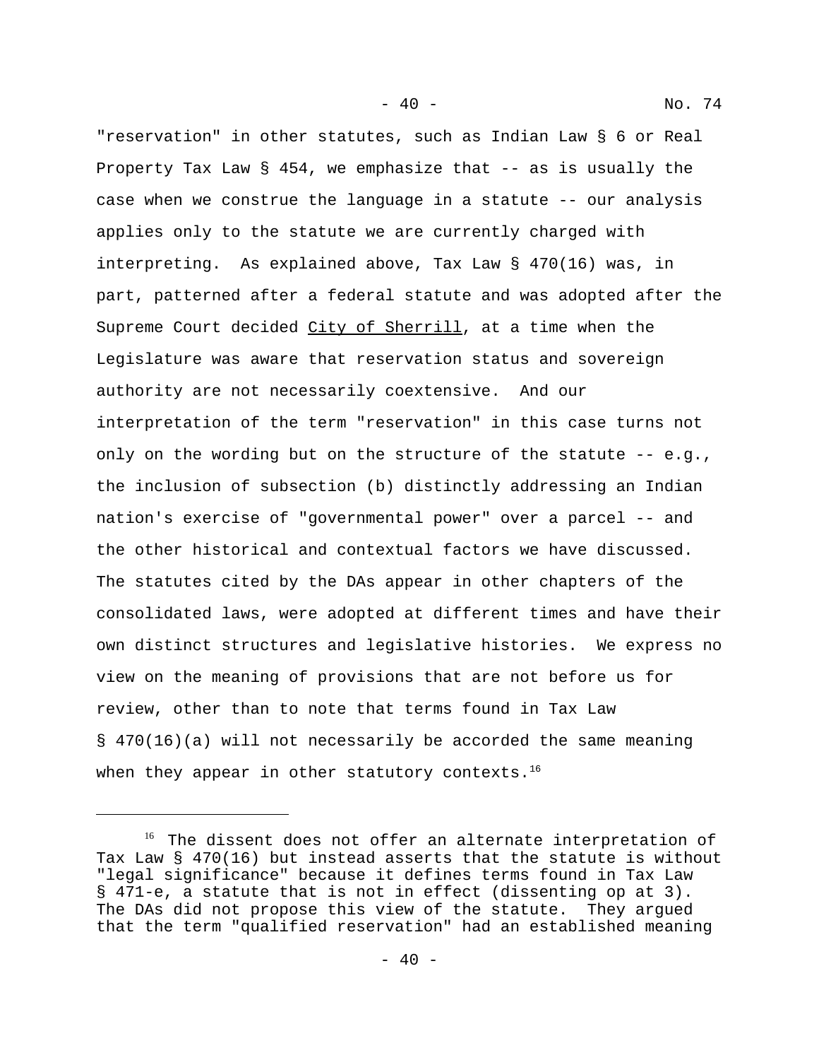"reservation" in other statutes, such as Indian Law § 6 or Real Property Tax Law § 454, we emphasize that -- as is usually the case when we construe the language in a statute -- our analysis applies only to the statute we are currently charged with interpreting. As explained above, Tax Law § 470(16) was, in part, patterned after a federal statute and was adopted after the Supreme Court decided City of Sherrill, at a time when the Legislature was aware that reservation status and sovereign authority are not necessarily coextensive. And our interpretation of the term "reservation" in this case turns not only on the wording but on the structure of the statute -- e.g., the inclusion of subsection (b) distinctly addressing an Indian nation's exercise of "governmental power" over a parcel -- and the other historical and contextual factors we have discussed. The statutes cited by the DAs appear in other chapters of the consolidated laws, were adopted at different times and have their own distinct structures and legislative histories. We express no view on the meaning of provisions that are not before us for review, other than to note that terms found in Tax Law § 470(16)(a) will not necessarily be accorded the same meaning when they appear in other statutory contexts.[16]

---

[16] The dissent does not offer an alternate interpretation of Tax Law § 470(16) but instead asserts that the statute is without "legal significance" because it defines terms found in Tax Law § 471-e, a statute that is not in effect (dissenting op at 3). The DAs did not propose this view of the statute. They argued that the term "qualified reservation" had an established meaning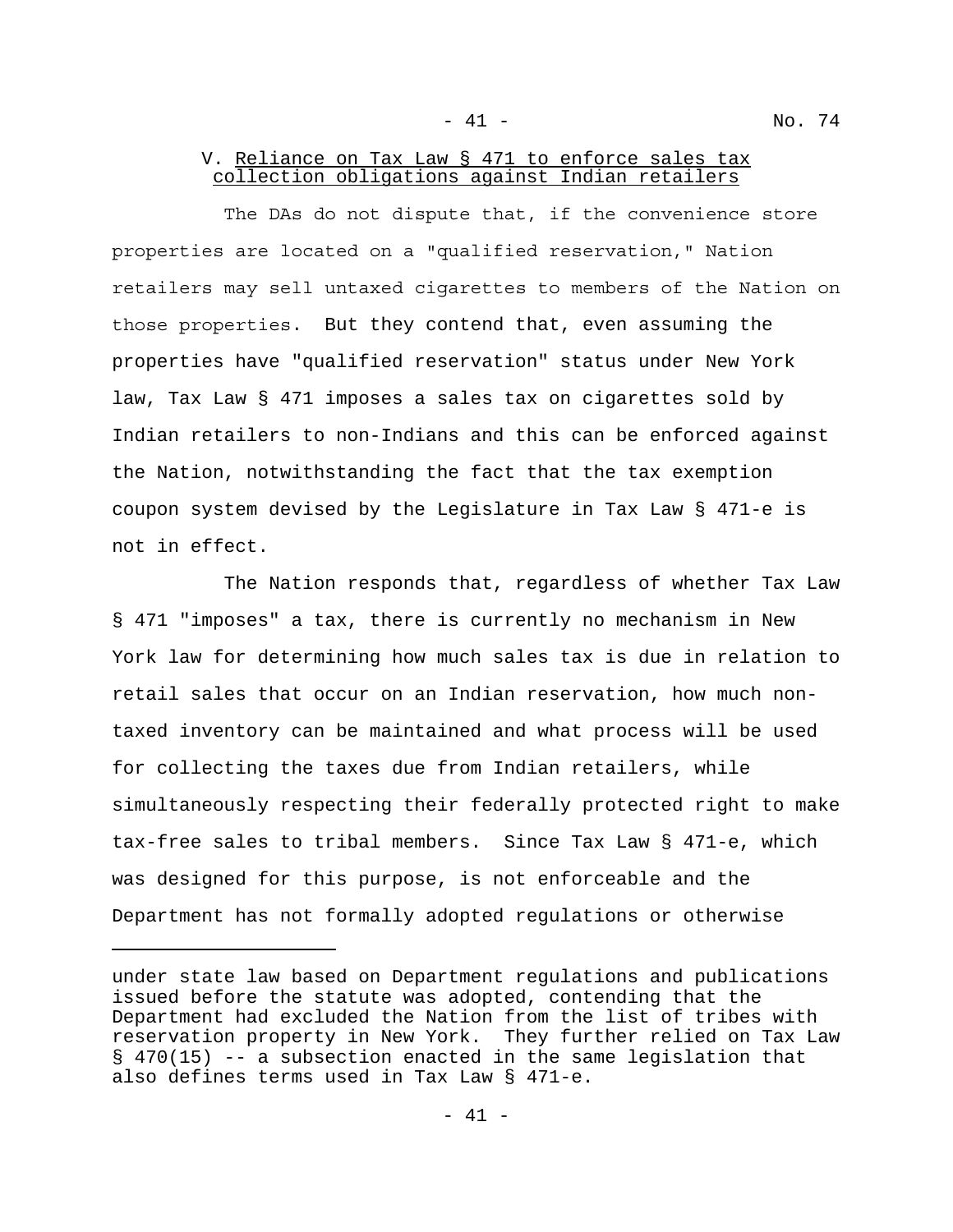## V. Reliance on Tax Law § 471 to enforce sales tax collection obligations against Indian retailers

The DAs do not dispute that, if the convenience store properties are located on a "qualified reservation," Nation retailers may sell untaxed cigarettes to members of the Nation on those properties. But they contend that, even assuming the properties have "qualified reservation" status under New York law, Tax Law § 471 imposes a sales tax on cigarettes sold by Indian retailers to non-Indians and this can be enforced against the Nation, notwithstanding the fact that the tax exemption coupon system devised by the Legislature in Tax Law § 471-e is not in effect.

The Nation responds that, regardless of whether Tax Law § 471 "imposes" a tax, there is currently no mechanism in New York law for determining how much sales tax is due in relation to retail sales that occur on an Indian reservation, how much non-taxed inventory can be maintained and what process will be used for collecting the taxes due from Indian retailers, while simultaneously respecting their federally protected right to make tax-free sales to tribal members. Since Tax Law § 471-e, which was designed for this purpose, is not enforceable and the Department has not formally adopted regulations or otherwise

---

under state law based on Department regulations and publications issued before the statute was adopted, contending that the Department had excluded the Nation from the list of tribes with reservation property in New York. They further relied on Tax Law § 470(15) -- a subsection enacted in the same legislation that also defines terms used in Tax Law § 471-e.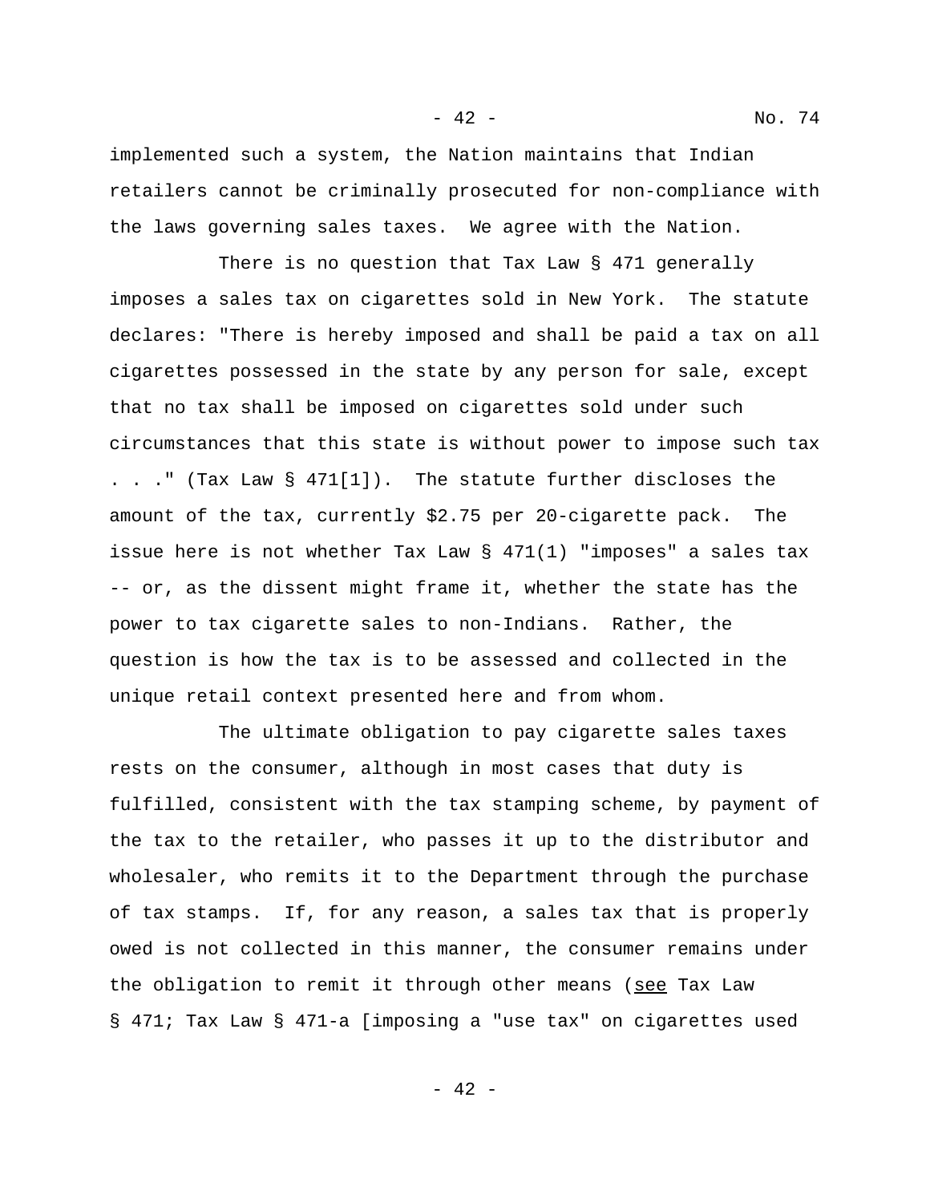implemented such a system, the Nation maintains that Indian retailers cannot be criminally prosecuted for non-compliance with the laws governing sales taxes. We agree with the Nation.

There is no question that Tax Law § 471 generally imposes a sales tax on cigarettes sold in New York. The statute declares: "There is hereby imposed and shall be paid a tax on all cigarettes possessed in the state by any person for sale, except that no tax shall be imposed on cigarettes sold under such circumstances that this state is without power to impose such tax . . ." (Tax Law § 471[1]). The statute further discloses the amount of the tax, currently $2.75 per 20-cigarette pack. The issue here is not whether Tax Law § 471(1) "imposes" a sales tax -- or, as the dissent might frame it, whether the state has the power to tax cigarette sales to non-Indians. Rather, the question is how the tax is to be assessed and collected in the unique retail context presented here and from whom.

The ultimate obligation to pay cigarette sales taxes rests on the consumer, although in most cases that duty is fulfilled, consistent with the tax stamping scheme, by payment of the tax to the retailer, who passes it up to the distributor and wholesaler, who remits it to the Department through the purchase of tax stamps. If, for any reason, a sales tax that is properly owed is not collected in this manner, the consumer remains under the obligation to remit it through other means (*see* Tax Law § 471; Tax Law § 471-a [imposing a "use tax" on cigarettes used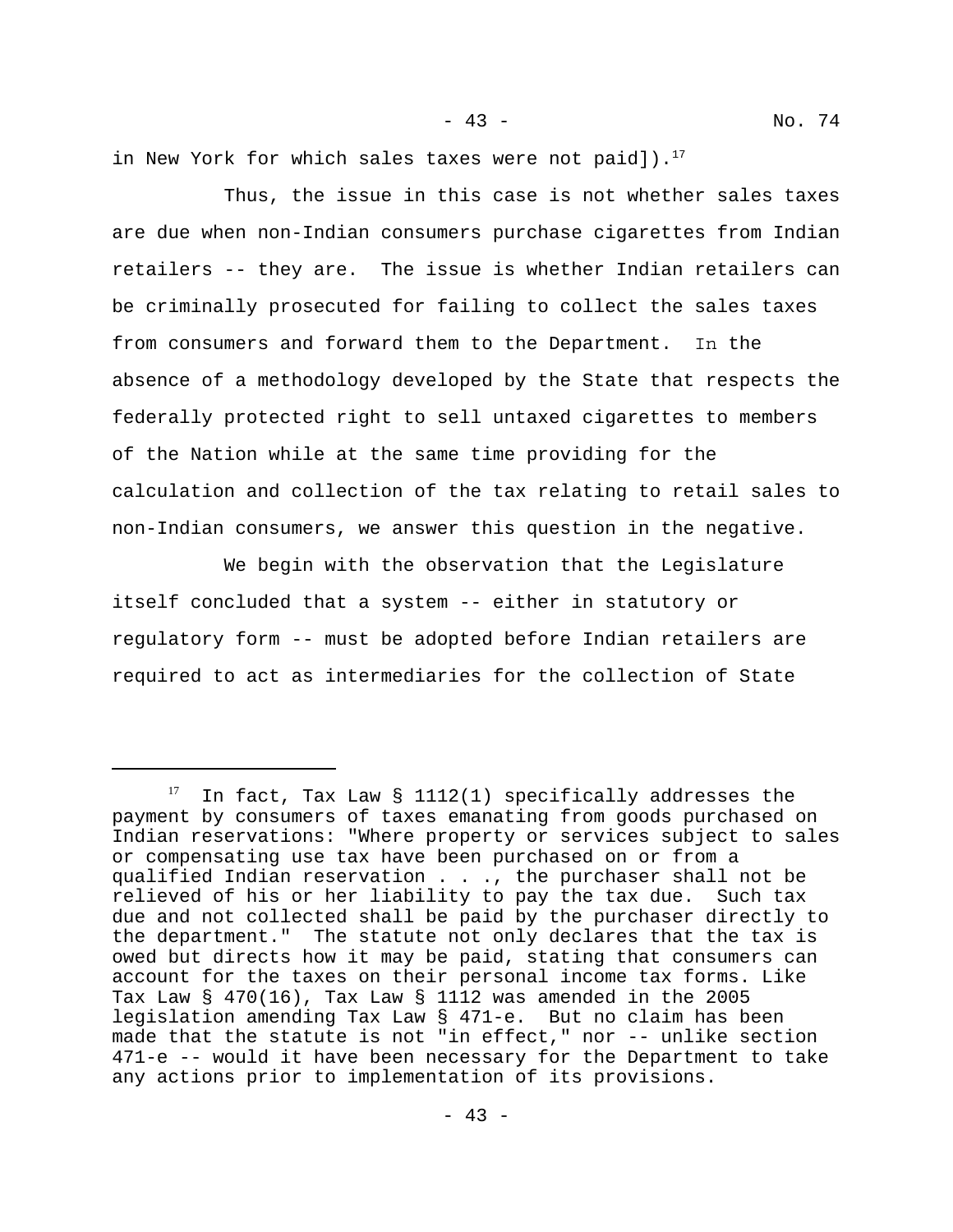in New York for which sales taxes were not paid]).[17]

Thus, the issue in this case is not whether sales taxes are due when non-Indian consumers purchase cigarettes from Indian retailers -- they are. The issue is whether Indian retailers can be criminally prosecuted for failing to collect the sales taxes from consumers and forward them to the Department. In the absence of a methodology developed by the State that respects the federally protected right to sell untaxed cigarettes to members of the Nation while at the same time providing for the calculation and collection of the tax relating to retail sales to non-Indian consumers, we answer this question in the negative.

We begin with the observation that the Legislature itself concluded that a system -- either in statutory or regulatory form -- must be adopted before Indian retailers are required to act as intermediaries for the collection of State

---

[17] In fact, Tax Law § 1112(1) specifically addresses the payment by consumers of taxes emanating from goods purchased on Indian reservations: "Where property or services subject to sales or compensating use tax have been purchased on or from a qualified Indian reservation . . ., the purchaser shall not be relieved of his or her liability to pay the tax due. Such tax due and not collected shall be paid by the purchaser directly to the department." The statute not only declares that the tax is owed but directs how it may be paid, stating that consumers can account for the taxes on their personal income tax forms. Like Tax Law § 470(16), Tax Law § 1112 was amended in the 2005 legislation amending Tax Law § 471-e. But no claim has been made that the statute is not "in effect," nor -- unlike section 471-e -- would it have been necessary for the Department to take any actions prior to implementation of its provisions.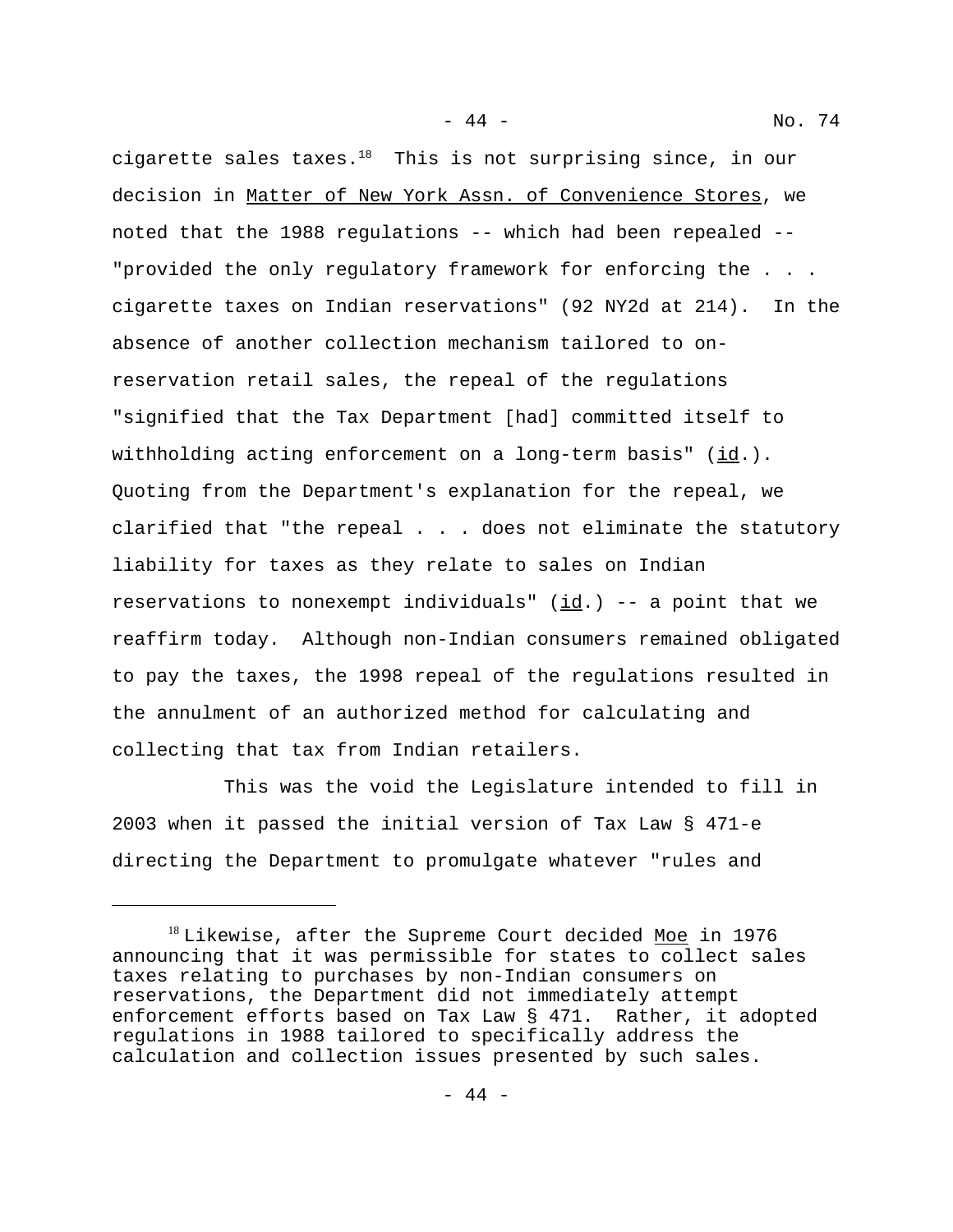cigarette sales taxes.[18] This is not surprising since, in our decision in Matter of New York Assn. of Convenience Stores, we noted that the 1988 regulations -- which had been repealed -- "provided the only regulatory framework for enforcing the . . . cigarette taxes on Indian reservations" (92 NY2d at 214). In the absence of another collection mechanism tailored to on-reservation retail sales, the repeal of the regulations "signified that the Tax Department [had] committed itself to withholding acting enforcement on a long-term basis" (id.). Quoting from the Department's explanation for the repeal, we clarified that "the repeal . . . does not eliminate the statutory liability for taxes as they relate to sales on Indian reservations to nonexempt individuals" (id.) -- a point that we reaffirm today. Although non-Indian consumers remained obligated to pay the taxes, the 1998 repeal of the regulations resulted in the annulment of an authorized method for calculating and collecting that tax from Indian retailers.

This was the void the Legislature intended to fill in 2003 when it passed the initial version of Tax Law § 471-e directing the Department to promulgate whatever "rules and

---

[18] Likewise, after the Supreme Court decided Moe in 1976 announcing that it was permissible for states to collect sales taxes relating to purchases by non-Indian consumers on reservations, the Department did not immediately attempt enforcement efforts based on Tax Law § 471. Rather, it adopted regulations in 1988 tailored to specifically address the calculation and collection issues presented by such sales.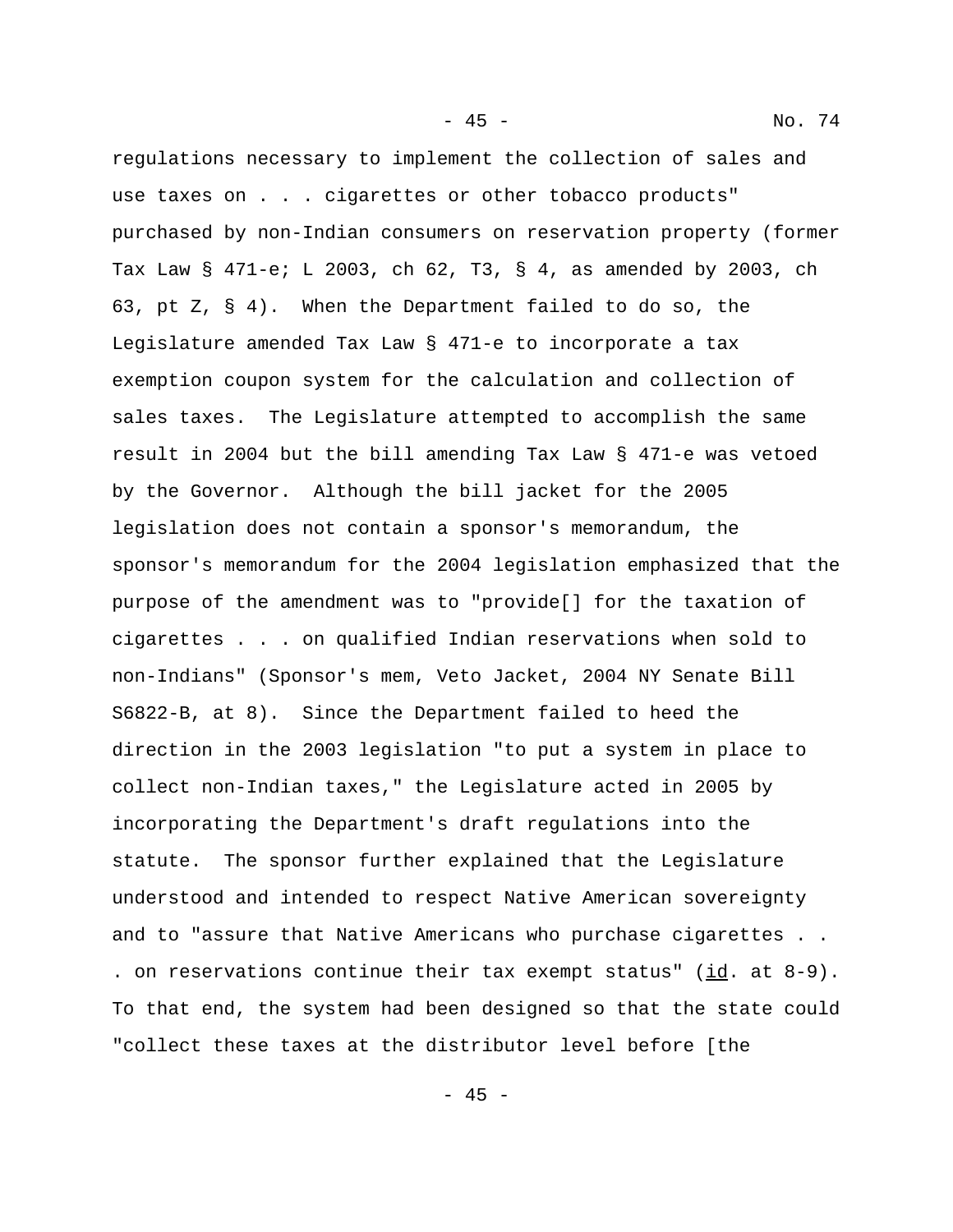regulations necessary to implement the collection of sales and use taxes on . . . cigarettes or other tobacco products" purchased by non-Indian consumers on reservation property (former Tax Law § 471-e; L 2003, ch 62, T3, § 4, as amended by 2003, ch 63, pt Z, § 4). When the Department failed to do so, the Legislature amended Tax Law § 471-e to incorporate a tax exemption coupon system for the calculation and collection of sales taxes. The Legislature attempted to accomplish the same result in 2004 but the bill amending Tax Law § 471-e was vetoed by the Governor. Although the bill jacket for the 2005 legislation does not contain a sponsor's memorandum, the sponsor's memorandum for the 2004 legislation emphasized that the purpose of the amendment was to "provide[] for the taxation of cigarettes . . . on qualified Indian reservations when sold to non-Indians" (Sponsor's mem, Veto Jacket, 2004 NY Senate Bill S6822-B, at 8). Since the Department failed to heed the direction in the 2003 legislation "to put a system in place to collect non-Indian taxes," the Legislature acted in 2005 by incorporating the Department's draft regulations into the statute. The sponsor further explained that the Legislature understood and intended to respect Native American sovereignty and to "assure that Native Americans who purchase cigarettes . . . on reservations continue their tax exempt status" (id. at 8-9). To that end, the system had been designed so that the state could "collect these taxes at the distributor level before [the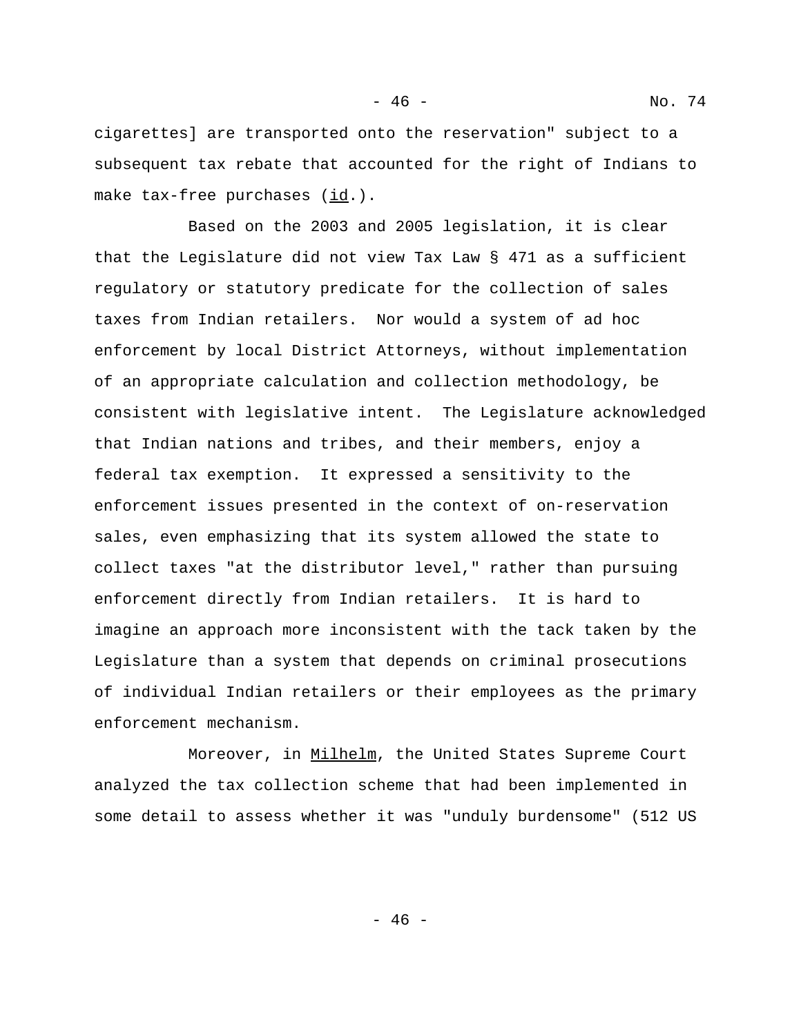cigarettes] are transported onto the reservation" subject to a subsequent tax rebate that accounted for the right of Indians to make tax-free purchases (id.).

Based on the 2003 and 2005 legislation, it is clear that the Legislature did not view Tax Law § 471 as a sufficient regulatory or statutory predicate for the collection of sales taxes from Indian retailers. Nor would a system of ad hoc enforcement by local District Attorneys, without implementation of an appropriate calculation and collection methodology, be consistent with legislative intent. The Legislature acknowledged that Indian nations and tribes, and their members, enjoy a federal tax exemption. It expressed a sensitivity to the enforcement issues presented in the context of on-reservation sales, even emphasizing that its system allowed the state to collect taxes "at the distributor level," rather than pursuing enforcement directly from Indian retailers. It is hard to imagine an approach more inconsistent with the tack taken by the Legislature than a system that depends on criminal prosecutions of individual Indian retailers or their employees as the primary enforcement mechanism.

Moreover, in Milhelm, the United States Supreme Court analyzed the tax collection scheme that had been implemented in some detail to assess whether it was "unduly burdensome" (512 US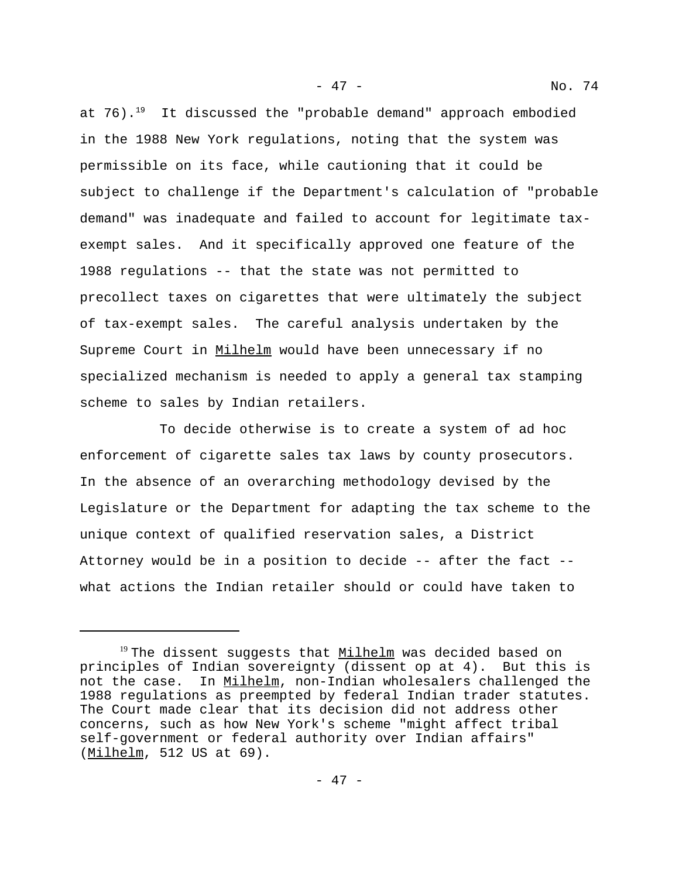at 76).[19] It discussed the "probable demand" approach embodied in the 1988 New York regulations, noting that the system was permissible on its face, while cautioning that it could be subject to challenge if the Department's calculation of "probable demand" was inadequate and failed to account for legitimate tax-exempt sales. And it specifically approved one feature of the 1988 regulations -- that the state was not permitted to precollect taxes on cigarettes that were ultimately the subject of tax-exempt sales. The careful analysis undertaken by the Supreme Court in Milhelm would have been unnecessary if no specialized mechanism is needed to apply a general tax stamping scheme to sales by Indian retailers.

To decide otherwise is to create a system of ad hoc enforcement of cigarette sales tax laws by county prosecutors. In the absence of an overarching methodology devised by the Legislature or the Department for adapting the tax scheme to the unique context of qualified reservation sales, a District Attorney would be in a position to decide -- after the fact -- what actions the Indian retailer should or could have taken to

---

[19] The dissent suggests that Milhelm was decided based on principles of Indian sovereignty (dissent op at 4). But this is not the case. In Milhelm, non-Indian wholesalers challenged the 1988 regulations as preempted by federal Indian trader statutes. The Court made clear that its decision did not address other concerns, such as how New York's scheme "might affect tribal self-government or federal authority over Indian affairs" (Milhelm, 512 US at 69).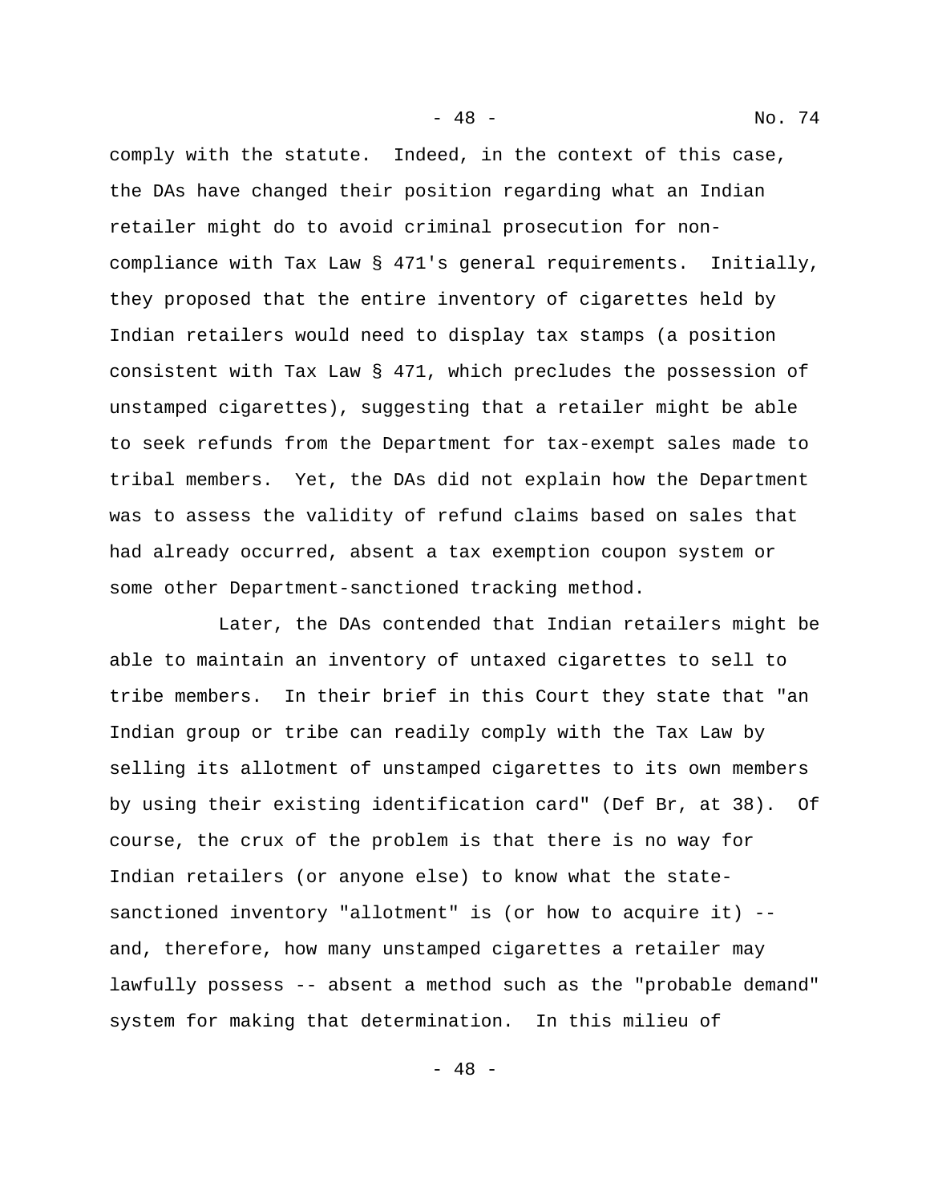comply with the statute. Indeed, in the context of this case, the DAs have changed their position regarding what an Indian retailer might do to avoid criminal prosecution for non-compliance with Tax Law § 471's general requirements. Initially, they proposed that the entire inventory of cigarettes held by Indian retailers would need to display tax stamps (a position consistent with Tax Law § 471, which precludes the possession of unstamped cigarettes), suggesting that a retailer might be able to seek refunds from the Department for tax-exempt sales made to tribal members. Yet, the DAs did not explain how the Department was to assess the validity of refund claims based on sales that had already occurred, absent a tax exemption coupon system or some other Department-sanctioned tracking method.

Later, the DAs contended that Indian retailers might be able to maintain an inventory of untaxed cigarettes to sell to tribe members. In their brief in this Court they state that "an Indian group or tribe can readily comply with the Tax Law by selling its allotment of unstamped cigarettes to its own members by using their existing identification card" (Def Br, at 38). Of course, the crux of the problem is that there is no way for Indian retailers (or anyone else) to know what the state-sanctioned inventory "allotment" is (or how to acquire it) -- and, therefore, how many unstamped cigarettes a retailer may lawfully possess -- absent a method such as the "probable demand" system for making that determination. In this milieu of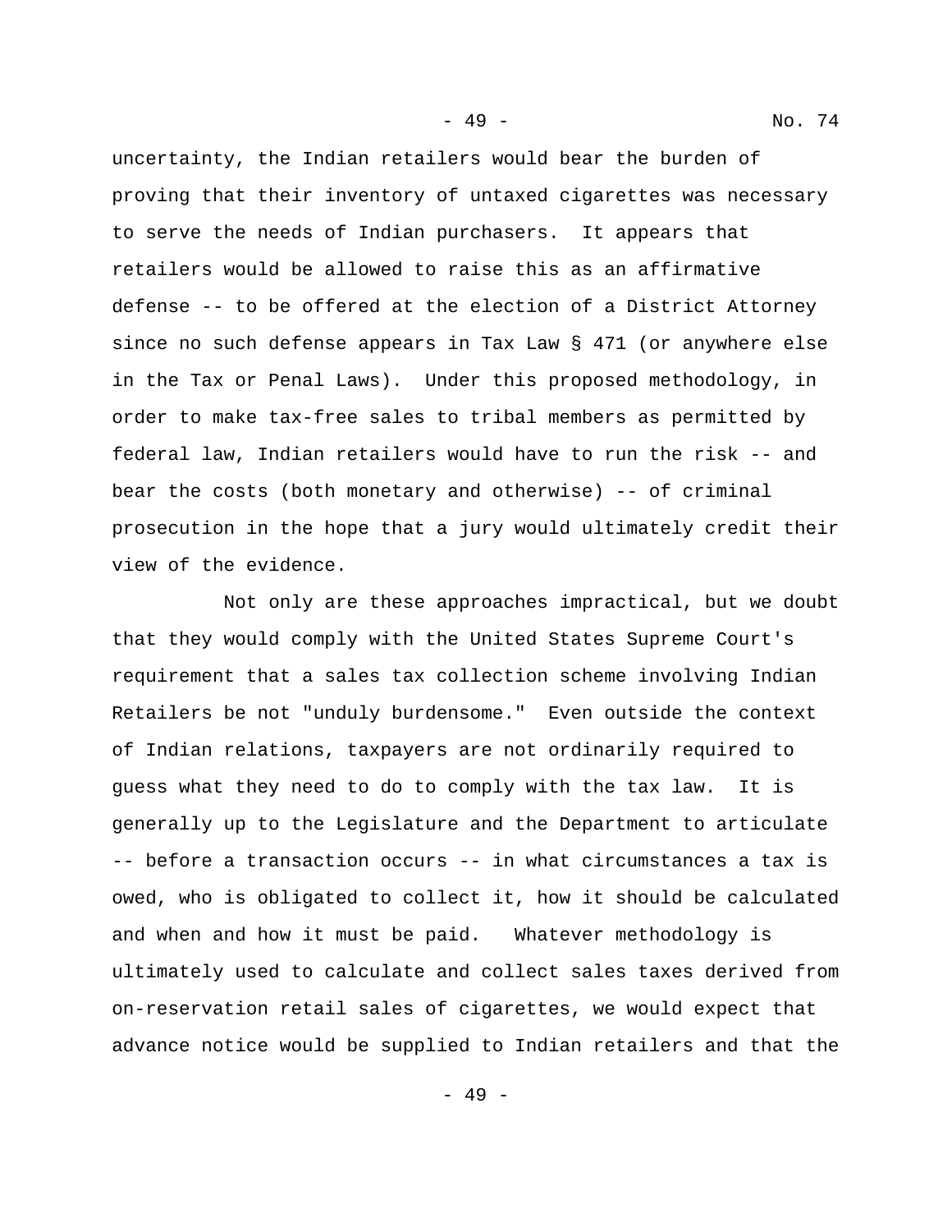uncertainty, the Indian retailers would bear the burden of proving that their inventory of untaxed cigarettes was necessary to serve the needs of Indian purchasers. It appears that retailers would be allowed to raise this as an affirmative defense -- to be offered at the election of a District Attorney since no such defense appears in Tax Law § 471 (or anywhere else in the Tax or Penal Laws). Under this proposed methodology, in order to make tax-free sales to tribal members as permitted by federal law, Indian retailers would have to run the risk -- and bear the costs (both monetary and otherwise) -- of criminal prosecution in the hope that a jury would ultimately credit their view of the evidence.

Not only are these approaches impractical, but we doubt that they would comply with the United States Supreme Court's requirement that a sales tax collection scheme involving Indian Retailers be not "unduly burdensome." Even outside the context of Indian relations, taxpayers are not ordinarily required to guess what they need to do to comply with the tax law. It is generally up to the Legislature and the Department to articulate -- before a transaction occurs -- in what circumstances a tax is owed, who is obligated to collect it, how it should be calculated and when and how it must be paid. Whatever methodology is ultimately used to calculate and collect sales taxes derived from on-reservation retail sales of cigarettes, we would expect that advance notice would be supplied to Indian retailers and that the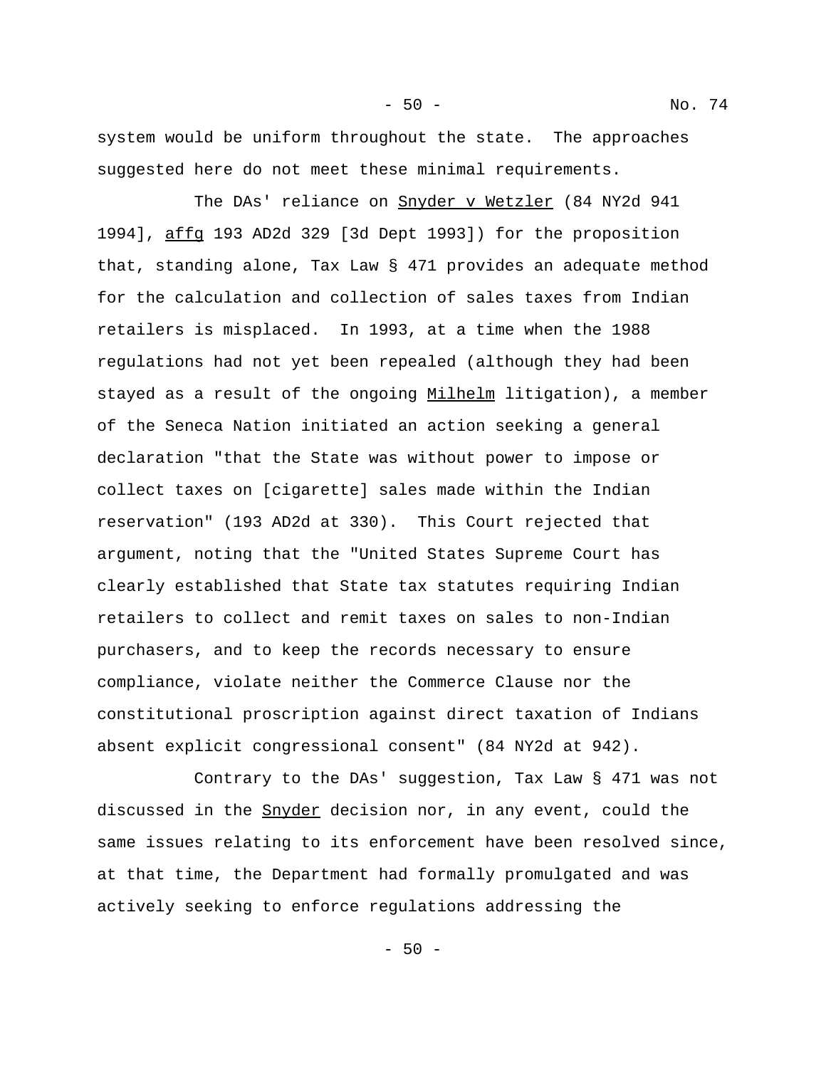system would be uniform throughout the state. The approaches suggested here do not meet these minimal requirements.

The DAs' reliance on Snyder v Wetzler (84 NY2d 941 1994], affg 193 AD2d 329 [3d Dept 1993]) for the proposition that, standing alone, Tax Law § 471 provides an adequate method for the calculation and collection of sales taxes from Indian retailers is misplaced. In 1993, at a time when the 1988 regulations had not yet been repealed (although they had been stayed as a result of the ongoing Milhelm litigation), a member of the Seneca Nation initiated an action seeking a general declaration "that the State was without power to impose or collect taxes on [cigarette] sales made within the Indian reservation" (193 AD2d at 330). This Court rejected that argument, noting that the "United States Supreme Court has clearly established that State tax statutes requiring Indian retailers to collect and remit taxes on sales to non-Indian purchasers, and to keep the records necessary to ensure compliance, violate neither the Commerce Clause nor the constitutional proscription against direct taxation of Indians absent explicit congressional consent" (84 NY2d at 942).

Contrary to the DAs' suggestion, Tax Law § 471 was not discussed in the Snyder decision nor, in any event, could the same issues relating to its enforcement have been resolved since, at that time, the Department had formally promulgated and was actively seeking to enforce regulations addressing the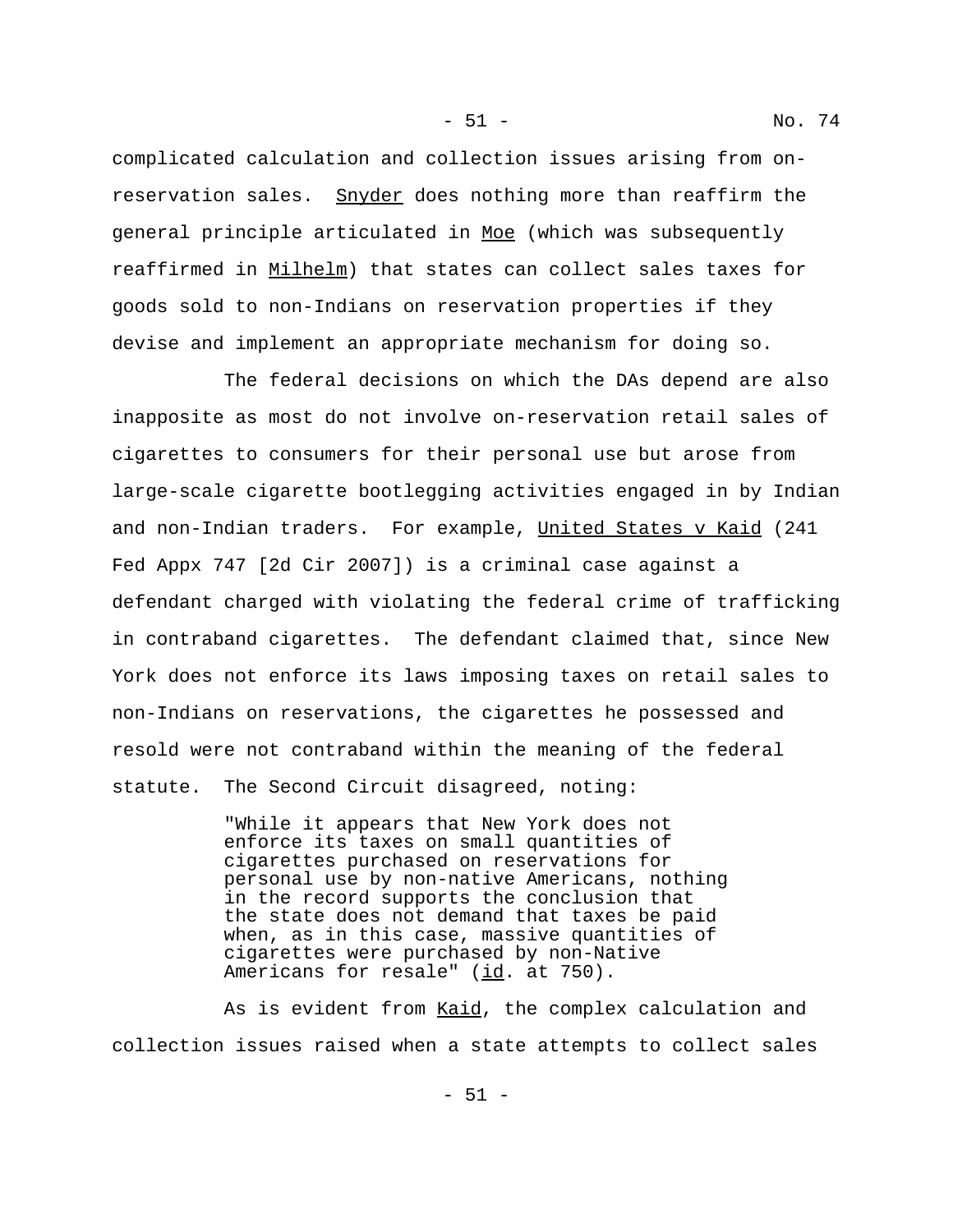complicated calculation and collection issues arising from on-reservation sales. Snyder does nothing more than reaffirm the general principle articulated in Moe (which was subsequently reaffirmed in Milhelm) that states can collect sales taxes for goods sold to non-Indians on reservation properties if they devise and implement an appropriate mechanism for doing so.

The federal decisions on which the DAs depend are also inapposite as most do not involve on-reservation retail sales of cigarettes to consumers for their personal use but arose from large-scale cigarette bootlegging activities engaged in by Indian and non-Indian traders. For example, United States v Kaid (241 Fed Appx 747 [2d Cir 2007]) is a criminal case against a defendant charged with violating the federal crime of trafficking in contraband cigarettes. The defendant claimed that, since New York does not enforce its laws imposing taxes on retail sales to non-Indians on reservations, the cigarettes he possessed and resold were not contraband within the meaning of the federal statute. The Second Circuit disagreed, noting:

> "While it appears that New York does not enforce its taxes on small quantities of cigarettes purchased on reservations for personal use by non-native Americans, nothing in the record supports the conclusion that the state does not demand that taxes be paid when, as in this case, massive quantities of cigarettes were purchased by non-Native Americans for resale" (id. at 750).

As is evident from Kaid, the complex calculation and collection issues raised when a state attempts to collect sales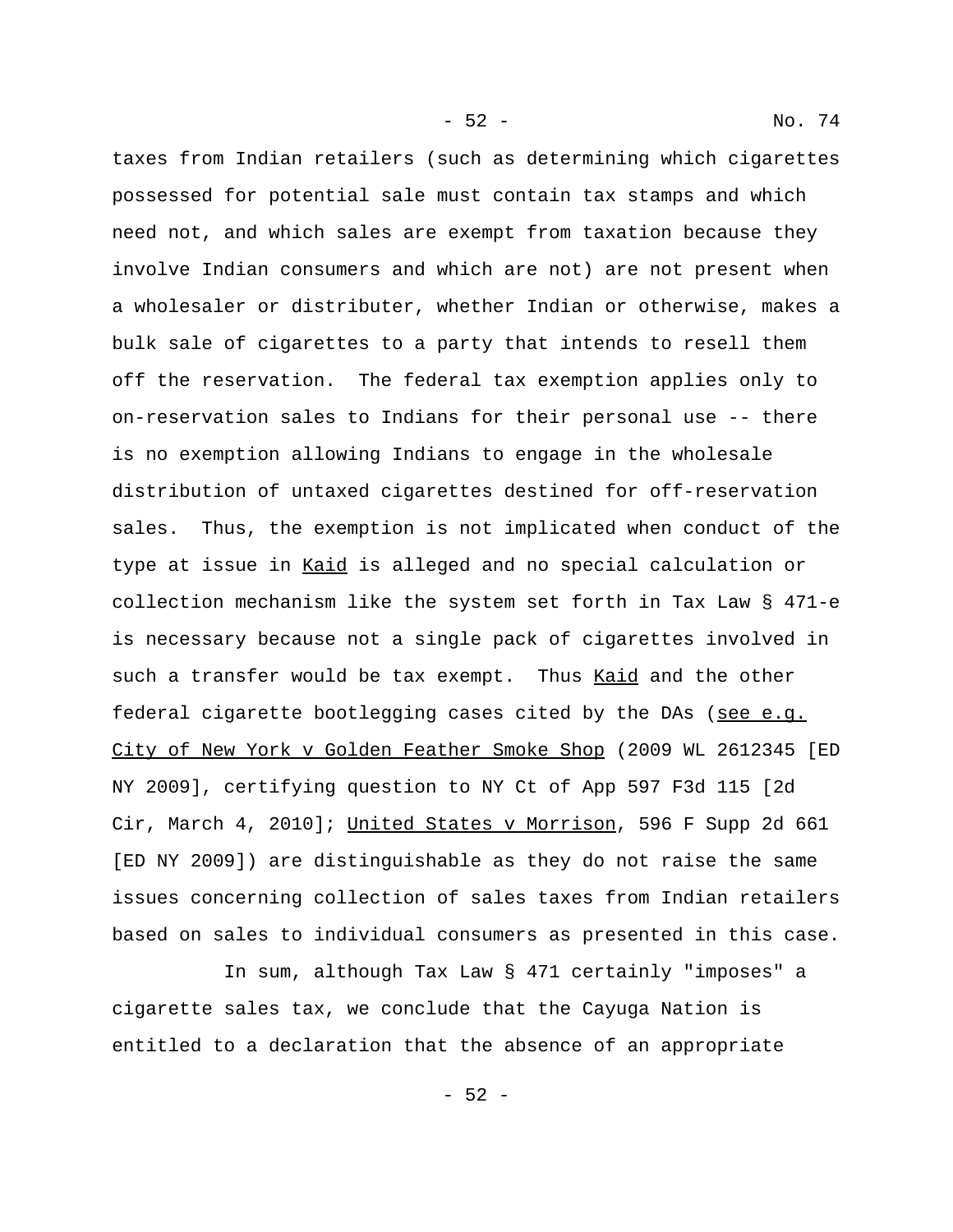taxes from Indian retailers (such as determining which cigarettes possessed for potential sale must contain tax stamps and which need not, and which sales are exempt from taxation because they involve Indian consumers and which are not) are not present when a wholesaler or distributer, whether Indian or otherwise, makes a bulk sale of cigarettes to a party that intends to resell them off the reservation. The federal tax exemption applies only to on-reservation sales to Indians for their personal use -- there is no exemption allowing Indians to engage in the wholesale distribution of untaxed cigarettes destined for off-reservation sales. Thus, the exemption is not implicated when conduct of the type at issue in Kaid is alleged and no special calculation or collection mechanism like the system set forth in Tax Law § 471-e is necessary because not a single pack of cigarettes involved in such a transfer would be tax exempt. Thus Kaid and the other federal cigarette bootlegging cases cited by the DAs (see e.g. City of New York v Golden Feather Smoke Shop (2009 WL 2612345 [ED NY 2009], certifying question to NY Ct of App 597 F3d 115 [2d Cir, March 4, 2010]; United States v Morrison, 596 F Supp 2d 661 [ED NY 2009]) are distinguishable as they do not raise the same issues concerning collection of sales taxes from Indian retailers based on sales to individual consumers as presented in this case.

In sum, although Tax Law § 471 certainly "imposes" a cigarette sales tax, we conclude that the Cayuga Nation is entitled to a declaration that the absence of an appropriate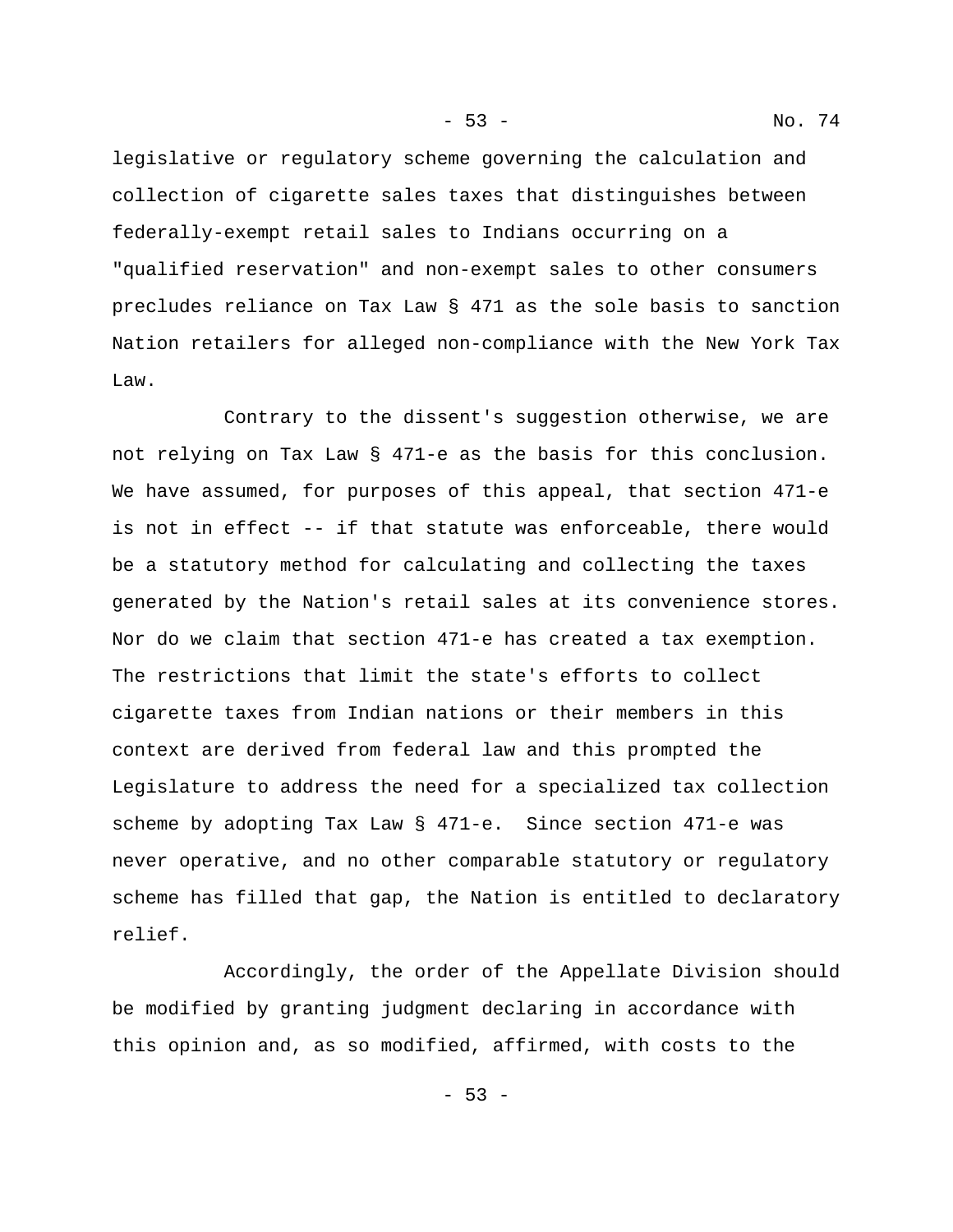legislative or regulatory scheme governing the calculation and collection of cigarette sales taxes that distinguishes between federally-exempt retail sales to Indians occurring on a "qualified reservation" and non-exempt sales to other consumers precludes reliance on Tax Law § 471 as the sole basis to sanction Nation retailers for alleged non-compliance with the New York Tax Law.

Contrary to the dissent's suggestion otherwise, we are not relying on Tax Law § 471-e as the basis for this conclusion. We have assumed, for purposes of this appeal, that section 471-e is not in effect -- if that statute was enforceable, there would be a statutory method for calculating and collecting the taxes generated by the Nation's retail sales at its convenience stores. Nor do we claim that section 471-e has created a tax exemption. The restrictions that limit the state's efforts to collect cigarette taxes from Indian nations or their members in this context are derived from federal law and this prompted the Legislature to address the need for a specialized tax collection scheme by adopting Tax Law § 471-e. Since section 471-e was never operative, and no other comparable statutory or regulatory scheme has filled that gap, the Nation is entitled to declaratory relief.

Accordingly, the order of the Appellate Division should be modified by granting judgment declaring in accordance with this opinion and, as so modified, affirmed, with costs to the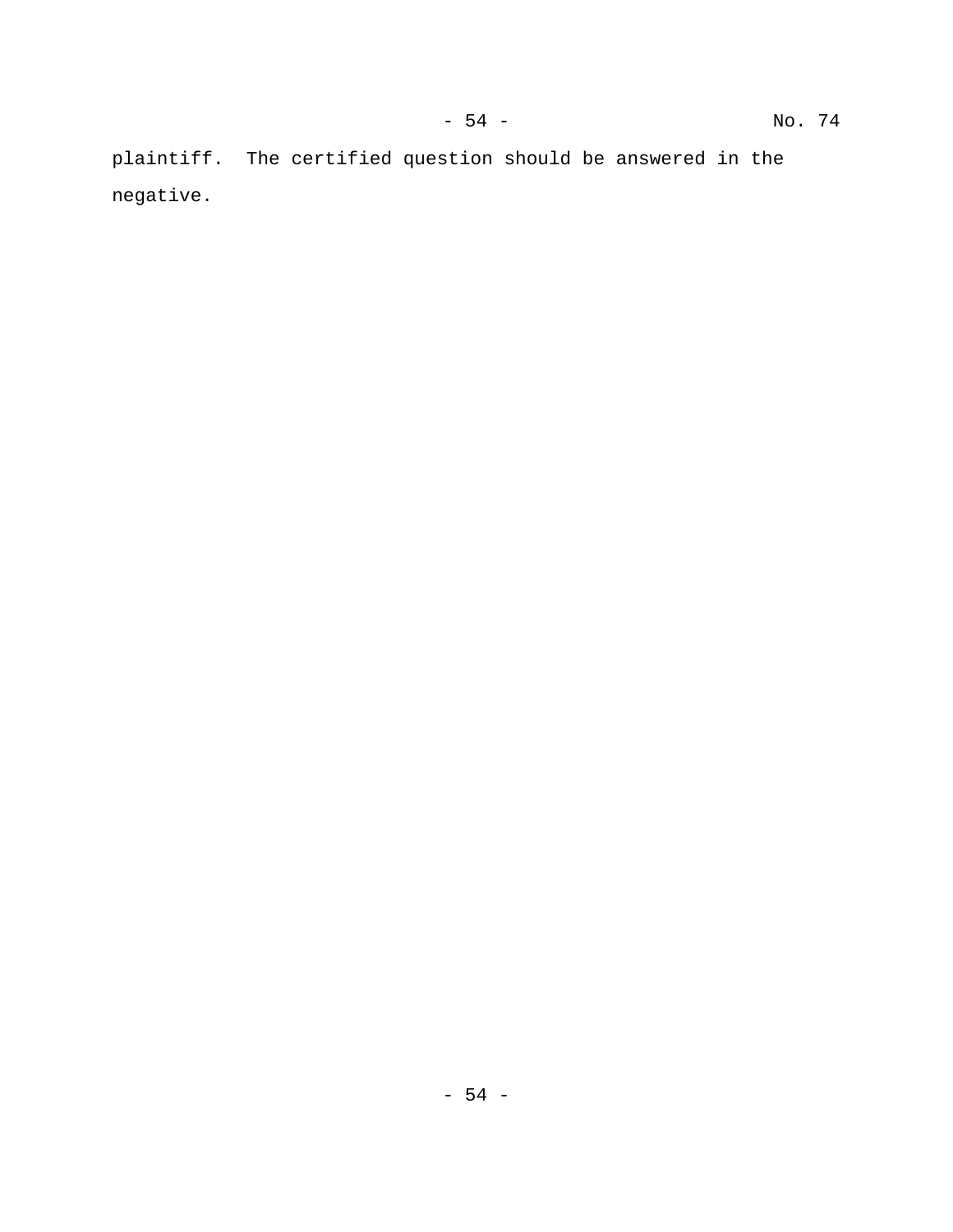plaintiff. The certified question should be answered in the negative.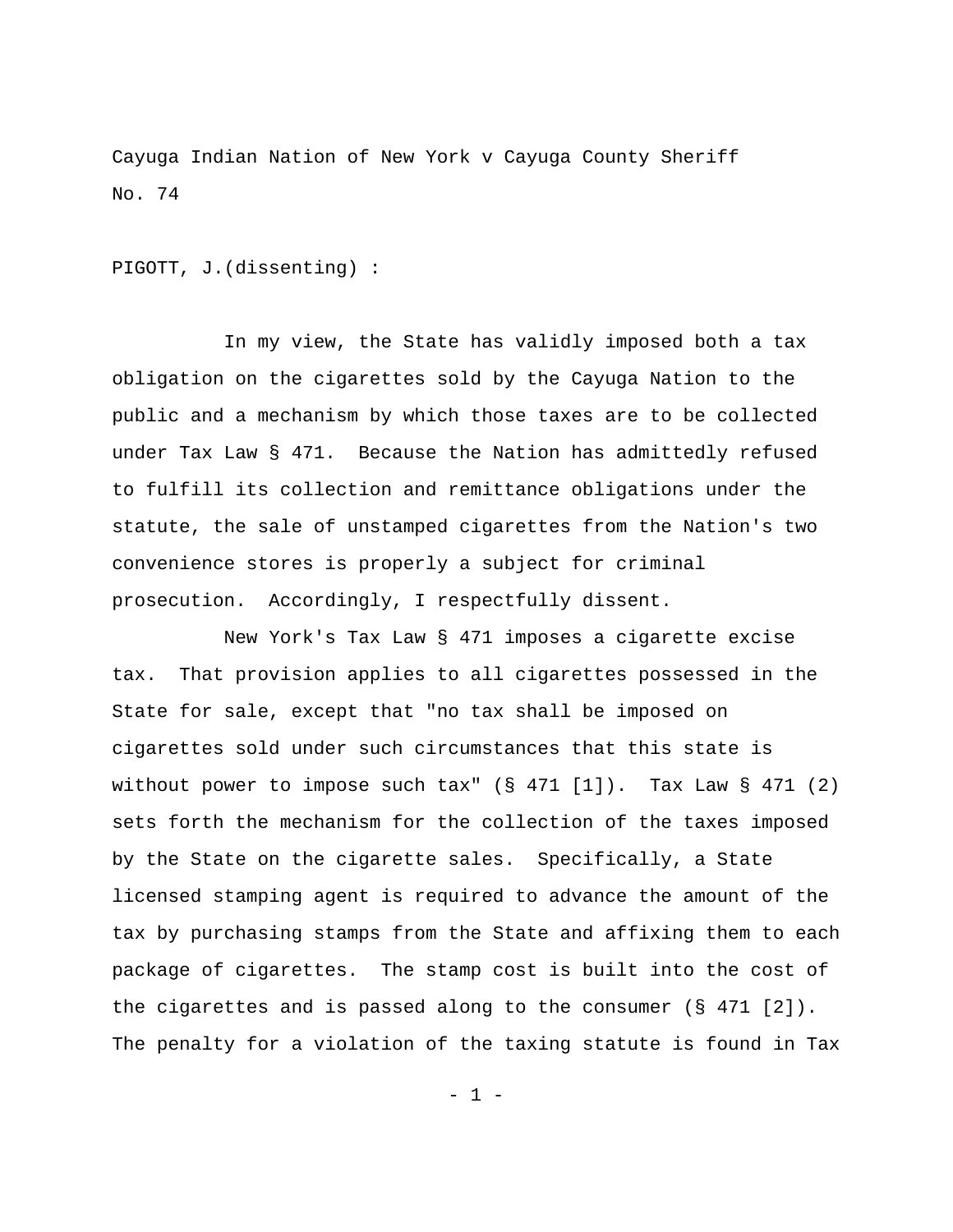Cayuga Indian Nation of New York v Cayuga County Sheriff
No. 74

PIGOTT, J.(dissenting) :

In my view, the State has validly imposed both a tax obligation on the cigarettes sold by the Cayuga Nation to the public and a mechanism by which those taxes are to be collected under Tax Law § 471. Because the Nation has admittedly refused to fulfill its collection and remittance obligations under the statute, the sale of unstamped cigarettes from the Nation's two convenience stores is properly a subject for criminal prosecution. Accordingly, I respectfully dissent.

New York's Tax Law § 471 imposes a cigarette excise tax. That provision applies to all cigarettes possessed in the State for sale, except that "no tax shall be imposed on cigarettes sold under such circumstances that this state is without power to impose such tax" (§ 471 [1]). Tax Law § 471 (2) sets forth the mechanism for the collection of the taxes imposed by the State on the cigarette sales. Specifically, a State licensed stamping agent is required to advance the amount of the tax by purchasing stamps from the State and affixing them to each package of cigarettes. The stamp cost is built into the cost of the cigarettes and is passed along to the consumer (§ 471 [2]). The penalty for a violation of the taxing statute is found in Tax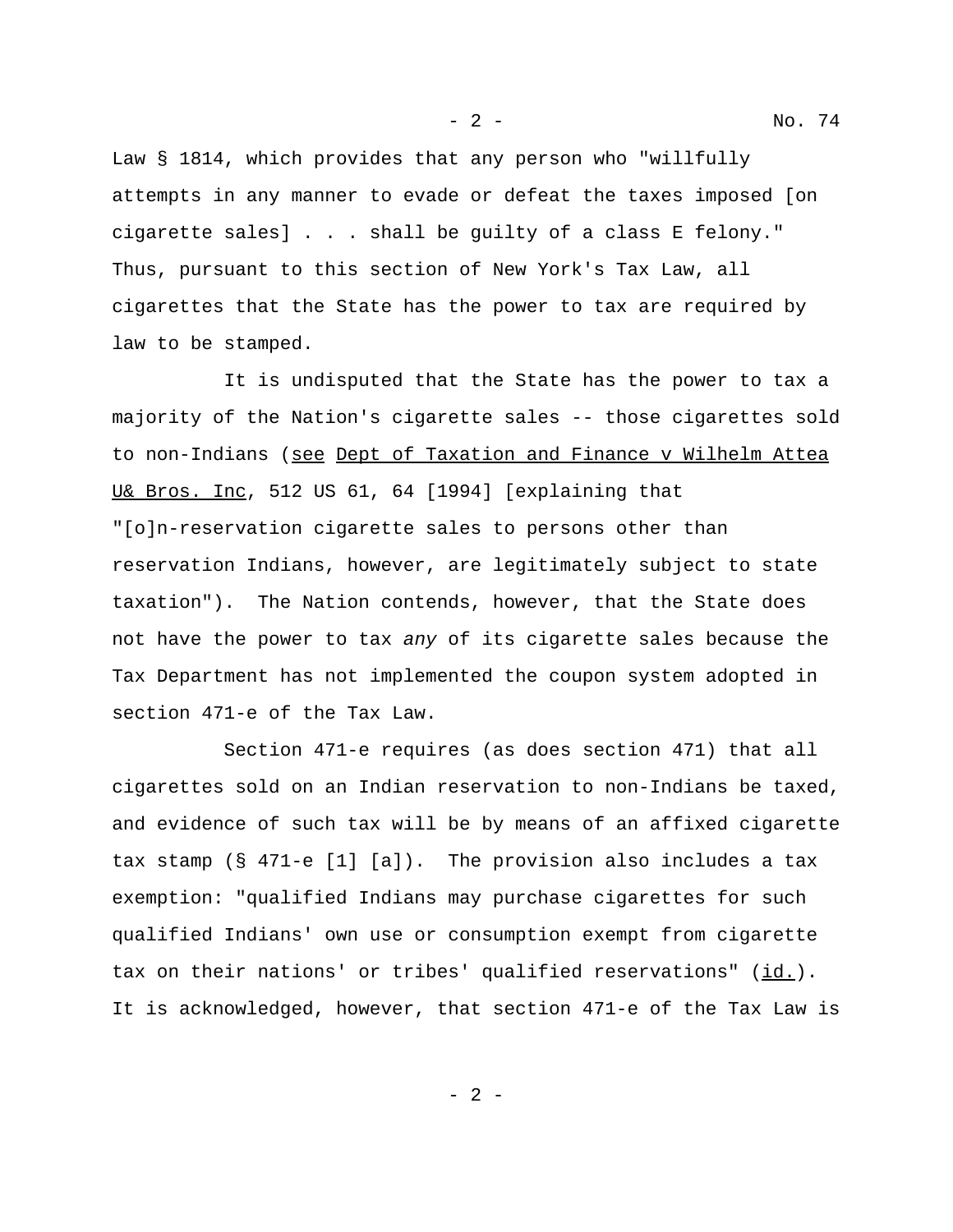Law § 1814, which provides that any person who "willfully attempts in any manner to evade or defeat the taxes imposed [on cigarette sales] . . . shall be guilty of a class E felony." Thus, pursuant to this section of New York's Tax Law, all cigarettes that the State has the power to tax are required by law to be stamped.

It is undisputed that the State has the power to tax a majority of the Nation's cigarette sales -- those cigarettes sold to non-Indians (see Dept of Taxation and Finance v Wilhelm Attea U& Bros. Inc, 512 US 61, 64 [1994] [explaining that "[o]n-reservation cigarette sales to persons other than reservation Indians, however, are legitimately subject to state taxation"). The Nation contends, however, that the State does not have the power to tax *any* of its cigarette sales because the Tax Department has not implemented the coupon system adopted in section 471-e of the Tax Law.

Section 471-e requires (as does section 471) that all cigarettes sold on an Indian reservation to non-Indians be taxed, and evidence of such tax will be by means of an affixed cigarette tax stamp (§ 471-e [1] [a]). The provision also includes a tax exemption: "qualified Indians may purchase cigarettes for such qualified Indians' own use or consumption exempt from cigarette tax on their nations' or tribes' qualified reservations" (id.). It is acknowledged, however, that section 471-e of the Tax Law is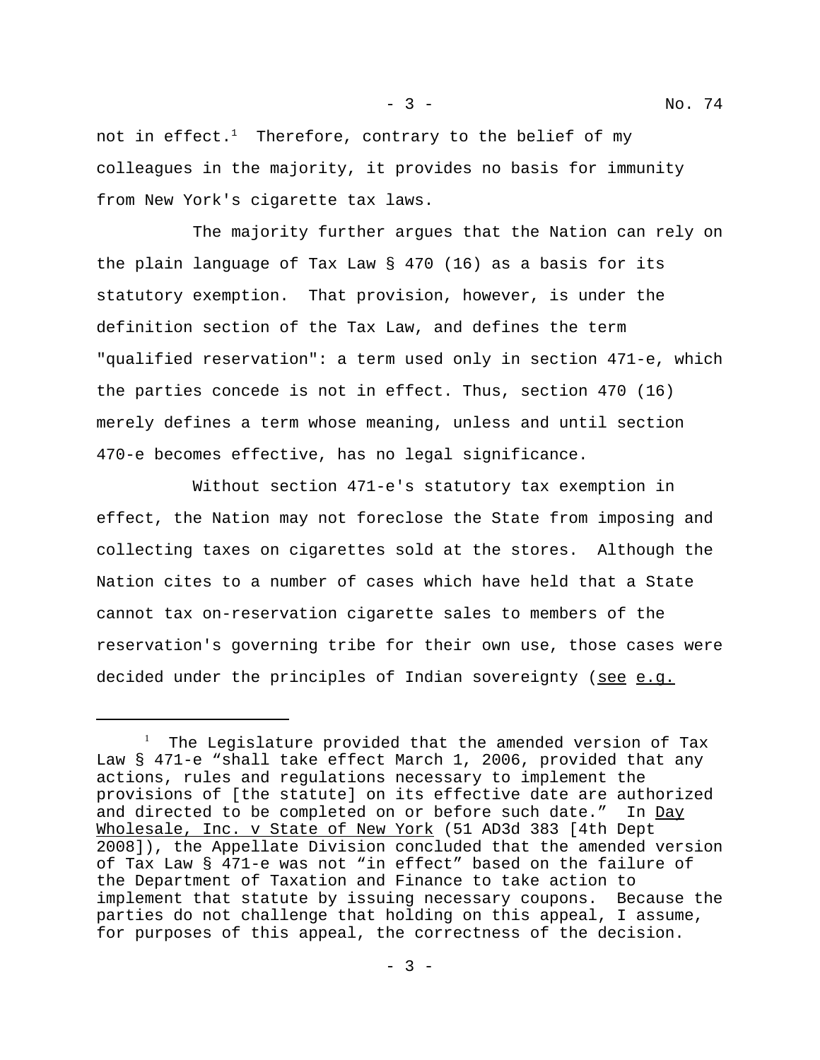not in effect.[1] Therefore, contrary to the belief of my colleagues in the majority, it provides no basis for immunity from New York's cigarette tax laws.

The majority further argues that the Nation can rely on the plain language of Tax Law § 470 (16) as a basis for its statutory exemption. That provision, however, is under the definition section of the Tax Law, and defines the term "qualified reservation": a term used only in section 471-e, which the parties concede is not in effect. Thus, section 470 (16) merely defines a term whose meaning, unless and until section 470-e becomes effective, has no legal significance.

Without section 471-e's statutory tax exemption in effect, the Nation may not foreclose the State from imposing and collecting taxes on cigarettes sold at the stores. Although the Nation cites to a number of cases which have held that a State cannot tax on-reservation cigarette sales to members of the reservation's governing tribe for their own use, those cases were decided under the principles of Indian sovereignty (<u>see</u> <u>e.g.</u>

---

[1] The Legislature provided that the amended version of Tax Law § 471-e "shall take effect March 1, 2006, provided that any actions, rules and regulations necessary to implement the provisions of [the statute] on its effective date are authorized and directed to be completed on or before such date." In <u>Day Wholesale, Inc. v State of New York</u> (51 AD3d 383 [4th Dept 2008]), the Appellate Division concluded that the amended version of Tax Law § 471-e was not "in effect" based on the failure of the Department of Taxation and Finance to take action to implement that statute by issuing necessary coupons. Because the parties do not challenge that holding on this appeal, I assume, for purposes of this appeal, the correctness of the decision.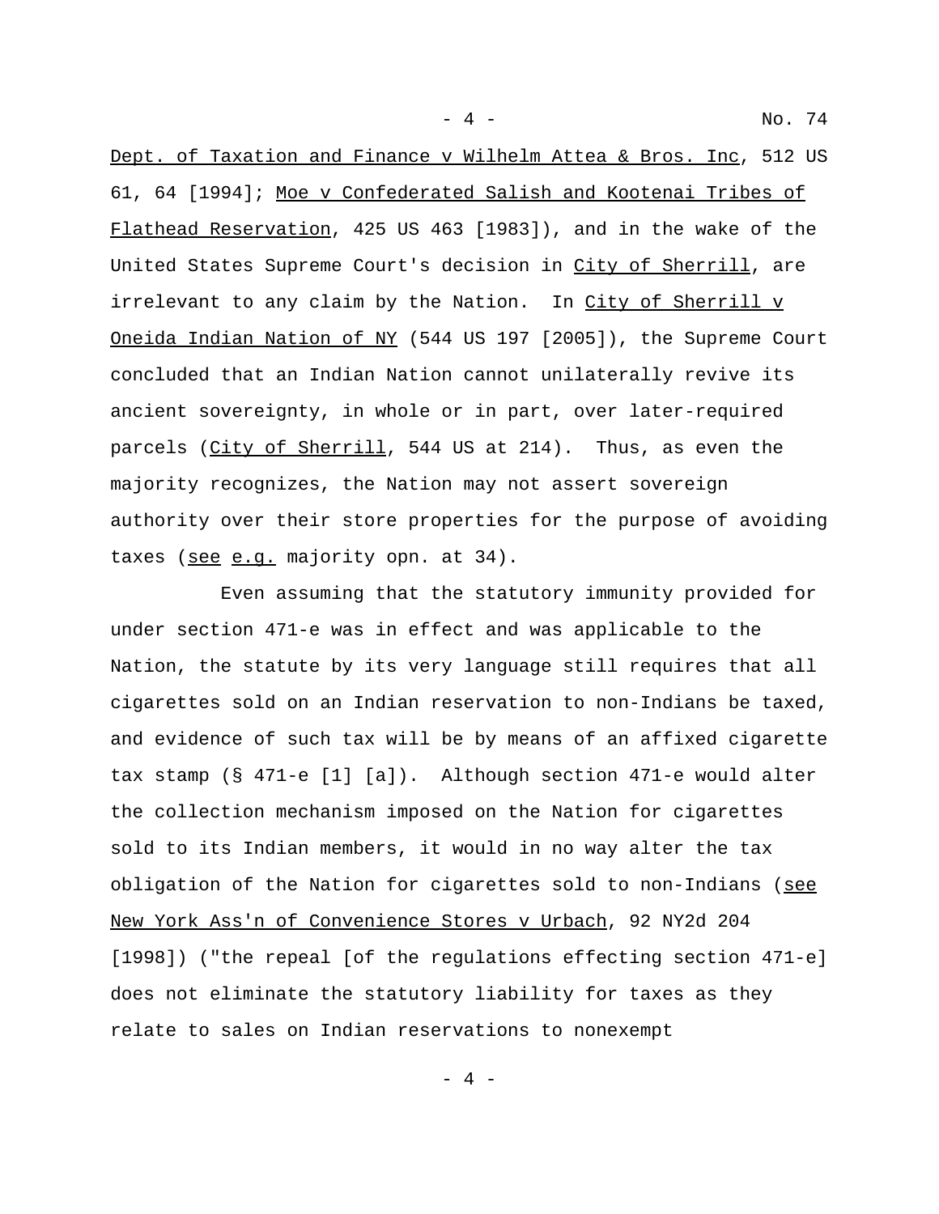Dept. of Taxation and Finance v Wilhelm Attea & Bros. Inc, 512 US 61, 64 [1994]; Moe v Confederated Salish and Kootenai Tribes of Flathead Reservation, 425 US 463 [1983]), and in the wake of the United States Supreme Court's decision in City of Sherrill, are irrelevant to any claim by the Nation. In City of Sherrill v Oneida Indian Nation of NY (544 US 197 [2005]), the Supreme Court concluded that an Indian Nation cannot unilaterally revive its ancient sovereignty, in whole or in part, over later-required parcels (City of Sherrill, 544 US at 214). Thus, as even the majority recognizes, the Nation may not assert sovereign authority over their store properties for the purpose of avoiding taxes (see e.g. majority opn. at 34).

Even assuming that the statutory immunity provided for under section 471-e was in effect and was applicable to the Nation, the statute by its very language still requires that all cigarettes sold on an Indian reservation to non-Indians be taxed, and evidence of such tax will be by means of an affixed cigarette tax stamp (§ 471-e [1] [a]). Although section 471-e would alter the collection mechanism imposed on the Nation for cigarettes sold to its Indian members, it would in no way alter the tax obligation of the Nation for cigarettes sold to non-Indians (see New York Ass'n of Convenience Stores v Urbach, 92 NY2d 204 [1998]) ("the repeal [of the regulations effecting section 471-e] does not eliminate the statutory liability for taxes as they relate to sales on Indian reservations to nonexempt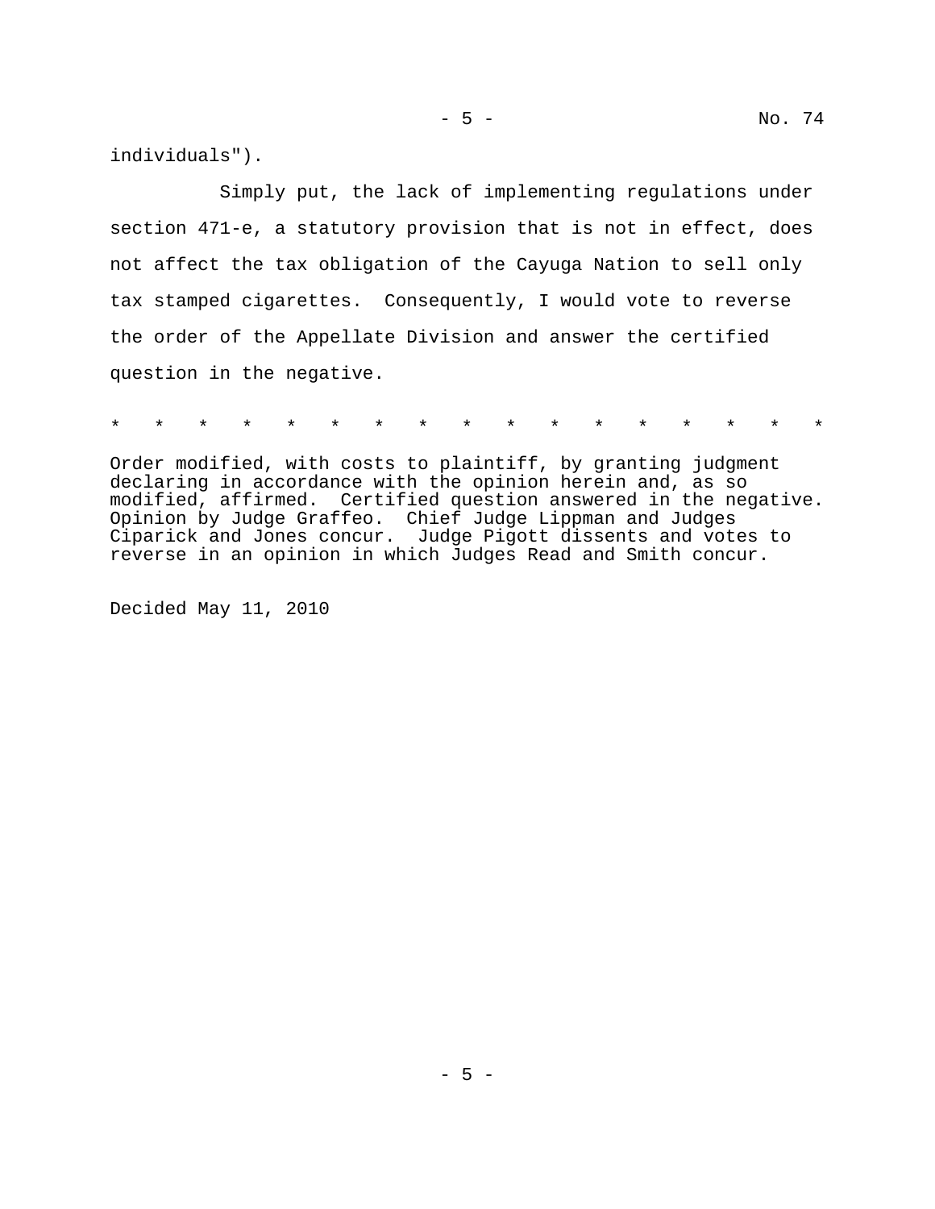individuals").

Simply put, the lack of implementing regulations under section 471-e, a statutory provision that is not in effect, does not affect the tax obligation of the Cayuga Nation to sell only tax stamped cigarettes. Consequently, I would vote to reverse the order of the Appellate Division and answer the certified question in the negative.

\* \* \* \* \* \* \* \* \* \* \* \* \* \* \* \* \*

Order modified, with costs to plaintiff, by granting judgment declaring in accordance with the opinion herein and, as so modified, affirmed. Certified question answered in the negative. Opinion by Judge Graffeo. Chief Judge Lippman and Judges Ciparick and Jones concur. Judge Pigott dissents and votes to reverse in an opinion in which Judges Read and Smith concur.

Decided May 11, 2010